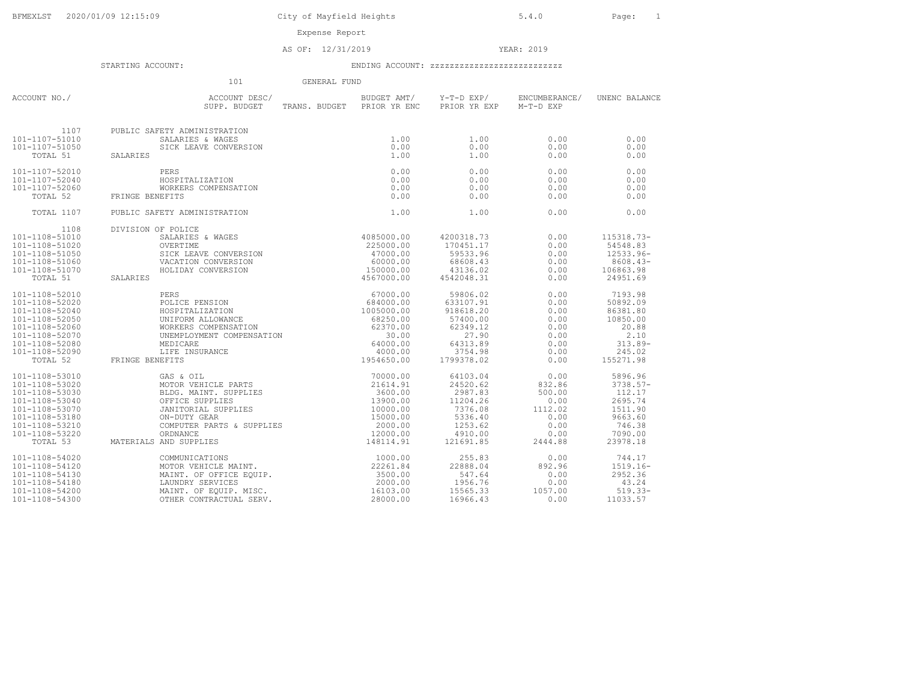City of Mayfield Heights

Expense Report

AS OF: 12/31/2019 YEAR: 2019

STARTING ACCOUNT: ENDING ACCOUNT: zzzzzzzzzzzzzzzzzzzzzzzzzz

101 GENERAL FUND

| ACCOUNT NO./ | ACCOUNT DESC/ SUPP. BUDGET | TRANS. BUDGET | BUDGET AMT/ PRIOR YR ENC | Y-T-D EXP/ PRIOR YR EXP | ENCUMBERANCE/ M-T-D EXP | UNENC BALANCE |
|---|---|---|---|---|---|---|
| 1107 | PUBLIC SAFETY ADMINISTRATION | | | | | |
| 101-1107-51010 | SALARIES & WAGES | | 1.00 | 1.00 | 0.00 | 0.00 |
| 101-1107-51050 | SICK LEAVE CONVERSION | | 0.00 | 0.00 | 0.00 | 0.00 |
| TOTAL 51 | SALARIES | | 1.00 | 1.00 | 0.00 | 0.00 |
| 101-1107-52010 | PERS | | 0.00 | 0.00 | 0.00 | 0.00 |
| 101-1107-52040 | HOSPITALIZATION | | 0.00 | 0.00 | 0.00 | 0.00 |
| 101-1107-52060 | WORKERS COMPENSATION | | 0.00 | 0.00 | 0.00 | 0.00 |
| TOTAL 52 | FRINGE BENEFITS | | 0.00 | 0.00 | 0.00 | 0.00 |
| TOTAL 1107 | PUBLIC SAFETY ADMINISTRATION | | 1.00 | 1.00 | 0.00 | 0.00 |
| 1108 | DIVISION OF POLICE | | | | | |
| 101-1108-51010 | SALARIES & WAGES | | 4085000.00 | 4200318.73 | 0.00 | 115318.73- |
| 101-1108-51020 | OVERTIME | | 225000.00 | 170451.17 | 0.00 | 54548.83 |
| 101-1108-51050 | SICK LEAVE CONVERSION | | 47000.00 | 59533.96 | 0.00 | 12533.96- |
| 101-1108-51060 | VACATION CONVERSION | | 60000.00 | 68608.43 | 0.00 | 8608.43- |
| 101-1108-51070 | HOLIDAY CONVERSION | | 150000.00 | 43136.02 | 0.00 | 106863.98 |
| TOTAL 51 | SALARIES | | 4567000.00 | 4542048.31 | 0.00 | 24951.69 |
| 101-1108-52010 | PERS | | 67000.00 | 59806.02 | 0.00 | 7193.98 |
| 101-1108-52020 | POLICE PENSION | | 684000.00 | 633107.91 | 0.00 | 50892.09 |
| 101-1108-52040 | HOSPITALIZATION | | 1005000.00 | 918618.20 | 0.00 | 86381.80 |
| 101-1108-52050 | UNIFORM ALLOWANCE | | 68250.00 | 57400.00 | 0.00 | 10850.00 |
| 101-1108-52060 | WORKERS COMPENSATION | | 62370.00 | 62349.12 | 0.00 | 20.88 |
| 101-1108-52070 | UNEMPLOYMENT COMPENSATION | | 30.00 | 27.90 | 0.00 | 2.10 |
| 101-1108-52080 | MEDICARE | | 64000.00 | 64313.89 | 0.00 | 313.89- |
| 101-1108-52090 | LIFE INSURANCE | | 4000.00 | 3754.98 | 0.00 | 245.02 |
| TOTAL 52 | FRINGE BENEFITS | | 1954650.00 | 1799378.02 | 0.00 | 155271.98 |
| 101-1108-53010 | GAS & OIL | | 70000.00 | 64103.04 | 0.00 | 5896.96 |
| 101-1108-53020 | MOTOR VEHICLE PARTS | | 21614.91 | 24520.62 | 832.86 | 3738.57- |
| 101-1108-53030 | BLDG. MAINT. SUPPLIES | | 3600.00 | 2987.83 | 500.00 | 112.17 |
| 101-1108-53040 | OFFICE SUPPLIES | | 13900.00 | 11204.26 | 0.00 | 2695.74 |
| 101-1108-53070 | JANITORIAL SUPPLIES | | 10000.00 | 7376.08 | 1112.02 | 1511.90 |
| 101-1108-53180 | ON-DUTY GEAR | | 15000.00 | 5336.40 | 0.00 | 9663.60 |
| 101-1108-53210 | COMPUTER PARTS & SUPPLIES | | 2000.00 | 1253.62 | 0.00 | 746.38 |
| 101-1108-53220 | ORDNANCE | | 12000.00 | 4910.00 | 0.00 | 7090.00 |
| TOTAL 53 | MATERIALS AND SUPPLIES | | 148114.91 | 121691.85 | 2444.88 | 23978.18 |
| 101-1108-54020 | COMMUNICATIONS | | 1000.00 | 255.83 | 0.00 | 744.17 |
| 101-1108-54120 | MOTOR VEHICLE MAINT. | | 22261.84 | 22888.04 | 892.96 | 1519.16- |
| 101-1108-54130 | MAINT. OF OFFICE EQUIP. | | 3500.00 | 547.64 | 0.00 | 2952.36 |
| 101-1108-54180 | LAUNDRY SERVICES | | 2000.00 | 1956.76 | 0.00 | 43.24 |
| 101-1108-54200 | MAINT. OF EQUIP. MISC. | | 16103.00 | 15565.33 | 1057.00 | 519.33- |
| 101-1108-54300 | OTHER CONTRACTUAL SERV. | | 28000.00 | 16966.43 | 0.00 | 11033.57 |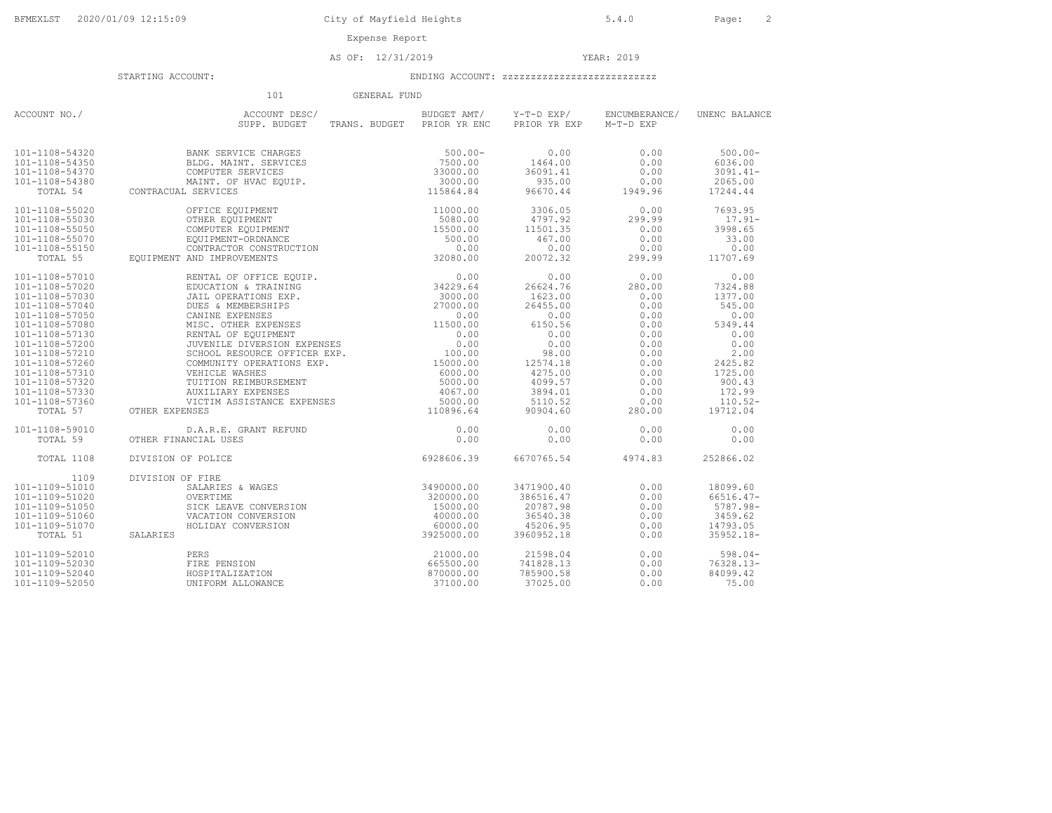Expense Report

AS OF: 12/31/2019 YEAR: 2019

STARTING ACCOUNT: ENDING ACCOUNT: zzzzzzzzzzzzzzzzzzzzzzzzzz

101 GENERAL FUND

| ACCOUNT NO./ | ACCOUNT DESC/ SUPP. BUDGET | TRANS. BUDGET | BUDGET AMT/ PRIOR YR ENC | Y-T-D EXP/ PRIOR YR EXP | ENCUMBERANCE/ M-T-D EXP | UNENC BALANCE |
|---|---|---|---|---|---|---|
| 101-1108-54320 | BANK SERVICE CHARGES | | 500.00- | 0.00 | 0.00 | 500.00- |
| 101-1108-54350 | BLDG. MAINT. SERVICES | | 7500.00 | 1464.00 | 0.00 | 6036.00 |
| 101-1108-54370 | COMPUTER SERVICES | | 33000.00 | 36091.41 | 0.00 | 3091.41- |
| 101-1108-54380 | MAINT. OF HVAC EQUIP. | | 3000.00 | 935.00 | 0.00 | 2065.00 |
| TOTAL 54 | CONTRACUAL SERVICES | | 115864.84 | 96670.44 | 1949.96 | 17244.44 |
| 101-1108-55020 | OFFICE EQUIPMENT | | 11000.00 | 3306.05 | 0.00 | 7693.95 |
| 101-1108-55030 | OTHER EQUIPMENT | | 5080.00 | 4797.92 | 299.99 | 17.91- |
| 101-1108-55050 | COMPUTER EQUIPMENT | | 15500.00 | 11501.35 | 0.00 | 3998.65 |
| 101-1108-55070 | EQUIPMENT-ORDNANCE | | 500.00 | 467.00 | 0.00 | 33.00 |
| 101-1108-55150 | CONTRACTOR CONSTRUCTION | | 0.00 | 0.00 | 0.00 | 0.00 |
| TOTAL 55 | EQUIPMENT AND IMPROVEMENTS | | 32080.00 | 20072.32 | 299.99 | 11707.69 |
| 101-1108-57010 | RENTAL OF OFFICE EQUIP. | | 0.00 | 0.00 | 0.00 | 0.00 |
| 101-1108-57020 | EDUCATION & TRAINING | | 34229.64 | 26624.76 | 280.00 | 7324.88 |
| 101-1108-57030 | JAIL OPERATIONS EXP. | | 3000.00 | 1623.00 | 0.00 | 1377.00 |
| 101-1108-57040 | DUES & MEMBERSHIPS | | 27000.00 | 26455.00 | 0.00 | 545.00 |
| 101-1108-57050 | CANINE EXPENSES | | 0.00 | 0.00 | 0.00 | 0.00 |
| 101-1108-57080 | MISC. OTHER EXPENSES | | 11500.00 | 6150.56 | 0.00 | 5349.44 |
| 101-1108-57130 | RENTAL OF EQUIPMENT | | 0.00 | 0.00 | 0.00 | 0.00 |
| 101-1108-57200 | JUVENILE DIVERSION EXPENSES | | 0.00 | 0.00 | 0.00 | 0.00 |
| 101-1108-57210 | SCHOOL RESOURCE OFFICER EXP. | | 100.00 | 98.00 | 0.00 | 2.00 |
| 101-1108-57260 | COMMUNITY OPERATIONS EXP. | | 15000.00 | 12574.18 | 0.00 | 2425.82 |
| 101-1108-57310 | VEHICLE WASHES | | 6000.00 | 4275.00 | 0.00 | 1725.00 |
| 101-1108-57320 | TUITION REIMBURSEMENT | | 5000.00 | 4099.57 | 0.00 | 900.43 |
| 101-1108-57330 | AUXILIARY EXPENSES | | 4067.00 | 3894.01 | 0.00 | 172.99 |
| 101-1108-57360 | VICTIM ASSISTANCE EXPENSES | | 5000.00 | 5110.52 | 0.00 | 110.52- |
| TOTAL 57 | OTHER EXPENSES | | 110896.64 | 90904.60 | 280.00 | 19712.04 |
| 101-1108-59010 | D.A.R.E. GRANT REFUND | | 0.00 | 0.00 | 0.00 | 0.00 |
| TOTAL 59 | OTHER FINANCIAL USES | | 0.00 | 0.00 | 0.00 | 0.00 |
| TOTAL 1108 | DIVISION OF POLICE | | 6928606.39 | 6670765.54 | 4974.83 | 252866.02 |
| 1109 | DIVISION OF FIRE | | | | | |
| 101-1109-51010 | SALARIES & WAGES | | 3490000.00 | 3471900.40 | 0.00 | 18099.60 |
| 101-1109-51020 | OVERTIME | | 320000.00 | 386516.47 | 0.00 | 66516.47- |
| 101-1109-51050 | SICK LEAVE CONVERSION | | 15000.00 | 20787.98 | 0.00 | 5787.98- |
| 101-1109-51060 | VACATION CONVERSION | | 40000.00 | 36540.38 | 0.00 | 3459.62 |
| 101-1109-51070 | HOLIDAY CONVERSION | | 60000.00 | 45206.95 | 0.00 | 14793.05 |
| TOTAL 51 | SALARIES | | 3925000.00 | 3960952.18 | 0.00 | 35952.18- |
| 101-1109-52010 | PERS | | 21000.00 | 21598.04 | 0.00 | 598.04- |
| 101-1109-52030 | FIRE PENSION | | 665500.00 | 741828.13 | 0.00 | 76328.13- |
| 101-1109-52040 | HOSPITALIZATION | | 870000.00 | 785900.58 | 0.00 | 84099.42 |
| 101-1109-52050 | UNIFORM ALLOWANCE | | 37100.00 | 37025.00 | 0.00 | 75.00 |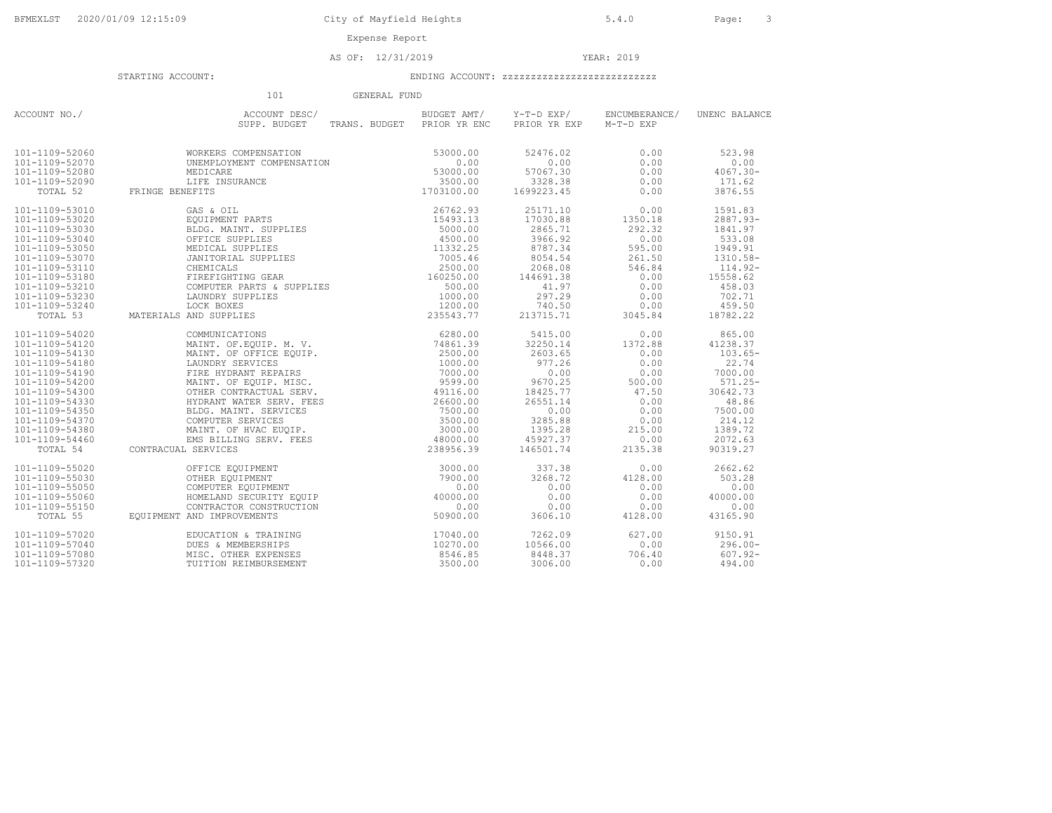Expense Report

AS OF: 12/31/2019 YEAR: 2019

STARTING ACCOUNT: ENDING ACCOUNT: zzzzzzzzzzzzzzzzzzzzzzzzz

101 GENERAL FUND

| ACCOUNT NO./ | ACCOUNT DESC/ SUPP. BUDGET | TRANS. BUDGET | BUDGET AMT/ PRIOR YR ENC | Y-T-D EXP/ PRIOR YR EXP | ENCUMBERANCE/ M-T-D EXP | UNENC BALANCE |
|---|---|---|---|---|---|---|
| 101-1109-52060 | WORKERS COMPENSATION | | 53000.00 | 52476.02 | 0.00 | 523.98 |
| 101-1109-52070 | UNEMPLOYMENT COMPENSATION | | 0.00 | 0.00 | 0.00 | 0.00 |
| 101-1109-52080 | MEDICARE | | 53000.00 | 57067.30 | 0.00 | 4067.30- |
| 101-1109-52090 | LIFE INSURANCE | | 3500.00 | 3328.38 | 0.00 | 171.62 |
| TOTAL 52 | FRINGE BENEFITS | | 1703100.00 | 1699223.45 | 0.00 | 3876.55 |
| 101-1109-53010 | GAS & OIL | | 26762.93 | 25171.10 | 0.00 | 1591.83 |
| 101-1109-53020 | EQUIPMENT PARTS | | 15493.13 | 17030.88 | 1350.18 | 2887.93- |
| 101-1109-53030 | BLDG. MAINT. SUPPLIES | | 5000.00 | 2865.71 | 292.32 | 1841.97 |
| 101-1109-53040 | OFFICE SUPPLIES | | 4500.00 | 3966.92 | 0.00 | 533.08 |
| 101-1109-53050 | MEDICAL SUPPLIES | | 11332.25 | 8787.34 | 595.00 | 1949.91 |
| 101-1109-53070 | JANITORIAL SUPPLIES | | 7005.46 | 8054.54 | 261.50 | 1310.58- |
| 101-1109-53110 | CHEMICALS | | 2500.00 | 2068.08 | 546.84 | 114.92- |
| 101-1109-53180 | FIREFIGHTING GEAR | | 160250.00 | 144691.38 | 0.00 | 15558.62 |
| 101-1109-53210 | COMPUTER PARTS & SUPPLIES | | 500.00 | 41.97 | 0.00 | 458.03 |
| 101-1109-53230 | LAUNDRY SUPPLIES | | 1000.00 | 297.29 | 0.00 | 702.71 |
| 101-1109-53240 | LOCK BOXES | | 1200.00 | 740.50 | 0.00 | 459.50 |
| TOTAL 53 | MATERIALS AND SUPPLIES | | 235543.77 | 213715.71 | 3045.84 | 18782.22 |
| 101-1109-54020 | COMMUNICATIONS | | 6280.00 | 5415.00 | 0.00 | 865.00 |
| 101-1109-54120 | MAINT. OF.EQUIP. M. V. | | 74861.39 | 32250.14 | 1372.88 | 41238.37 |
| 101-1109-54130 | MAINT. OF OFFICE EQUIP. | | 2500.00 | 2603.65 | 0.00 | 103.65- |
| 101-1109-54180 | LAUNDRY SERVICES | | 1000.00 | 977.26 | 0.00 | 22.74 |
| 101-1109-54190 | FIRE HYDRANT REPAIRS | | 7000.00 | 0.00 | 0.00 | 7000.00 |
| 101-1109-54200 | MAINT. OF EQUIP. MISC. | | 9599.00 | 9670.25 | 500.00 | 571.25- |
| 101-1109-54300 | OTHER CONTRACTUAL SERV. | | 49116.00 | 18425.77 | 47.50 | 30642.73 |
| 101-1109-54330 | HYDRANT WATER SERV. FEES | | 26600.00 | 26551.14 | 0.00 | 48.86 |
| 101-1109-54350 | BLDG. MAINT. SERVICES | | 7500.00 | 0.00 | 0.00 | 7500.00 |
| 101-1109-54370 | COMPUTER SERVICES | | 3500.00 | 3285.88 | 0.00 | 214.12 |
| 101-1109-54380 | MAINT. OF HVAC EUQIP. | | 3000.00 | 1395.28 | 215.00 | 1389.72 |
| 101-1109-54460 | EMS BILLING SERV. FEES | | 48000.00 | 45927.37 | 0.00 | 2072.63 |
| TOTAL 54 | CONTRACUAL SERVICES | | 238956.39 | 146501.74 | 2135.38 | 90319.27 |
| 101-1109-55020 | OFFICE EQUIPMENT | | 3000.00 | 337.38 | 0.00 | 2662.62 |
| 101-1109-55030 | OTHER EQUIPMENT | | 7900.00 | 3268.72 | 4128.00 | 503.28 |
| 101-1109-55050 | COMPUTER EQUIPMENT | | 0.00 | 0.00 | 0.00 | 0.00 |
| 101-1109-55060 | HOMELAND SECURITY EQUIP | | 40000.00 | 0.00 | 0.00 | 40000.00 |
| 101-1109-55150 | CONTRACTOR CONSTRUCTION | | 0.00 | 0.00 | 0.00 | 0.00 |
| TOTAL 55 | EQUIPMENT AND IMPROVEMENTS | | 50900.00 | 3606.10 | 4128.00 | 43165.90 |
| 101-1109-57020 | EDUCATION & TRAINING | | 17040.00 | 7262.09 | 627.00 | 9150.91 |
| 101-1109-57040 | DUES & MEMBERSHIPS | | 10270.00 | 10566.00 | 0.00 | 296.00- |
| 101-1109-57080 | MISC. OTHER EXPENSES | | 8546.85 | 8448.37 | 706.40 | 607.92- |
| 101-1109-57320 | TUITION REIMBURSEMENT | | 3500.00 | 3006.00 | 0.00 | 494.00 |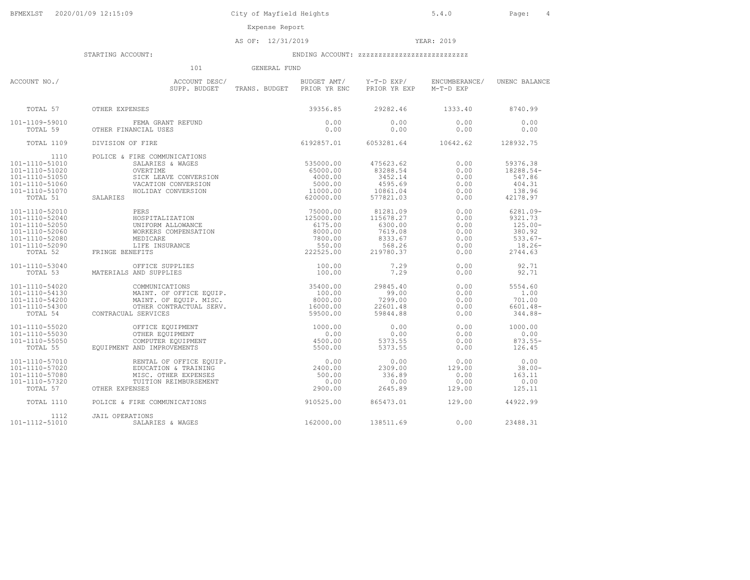City of Mayfield Heights

Expense Report

AS OF: 12/31/2019 YEAR: 2019

STARTING ACCOUNT: ENDING ACCOUNT: zzzzzzzzzzzzzzzzzzzzzzzzz

101 GENERAL FUND

| ACCOUNT NO./ | ACCOUNT DESC/ SUPP. BUDGET | TRANS. BUDGET | BUDGET AMT/ PRIOR YR ENC | Y-T-D EXP/ PRIOR YR EXP | ENCUMBERANCE/ M-T-D EXP | UNENC BALANCE |
|---|---|---|---|---|---|---|
| TOTAL 57 | OTHER EXPENSES | | 39356.85 | 29282.46 | 1333.40 | 8740.99 |
| 101-1109-59010 | FEMA GRANT REFUND | | 0.00 | 0.00 | 0.00 | 0.00 |
| TOTAL 59 | OTHER FINANCIAL USES | | 0.00 | 0.00 | 0.00 | 0.00 |
| TOTAL 1109 | DIVISION OF FIRE | | 6192857.01 | 6053281.64 | 10642.62 | 128932.75 |
| 1110 | POLICE & FIRE COMMUNICATIONS | | | | | |
| 101-1110-51010 | SALARIES & WAGES | | 535000.00 | 475623.62 | 0.00 | 59376.38 |
| 101-1110-51020 | OVERTIME | | 65000.00 | 83288.54 | 0.00 | 18288.54- |
| 101-1110-51050 | SICK LEAVE CONVERSION | | 4000.00 | 3452.14 | 0.00 | 547.86 |
| 101-1110-51060 | VACATION CONVERSION | | 5000.00 | 4595.69 | 0.00 | 404.31 |
| 101-1110-51070 | HOLIDAY CONVERSION | | 11000.00 | 10861.04 | 0.00 | 138.96 |
| TOTAL 51 | SALARIES | | 620000.00 | 577821.03 | 0.00 | 42178.97 |
| 101-1110-52010 | PERS | | 75000.00 | 81281.09 | 0.00 | 6281.09- |
| 101-1110-52040 | HOSPITALIZATION | | 125000.00 | 115678.27 | 0.00 | 9321.73 |
| 101-1110-52050 | UNIFORM ALLOWANCE | | 6175.00 | 6300.00 | 0.00 | 125.00- |
| 101-1110-52060 | WORKERS COMPENSATION | | 8000.00 | 7619.08 | 0.00 | 380.92 |
| 101-1110-52080 | MEDICARE | | 7800.00 | 8333.67 | 0.00 | 533.67- |
| 101-1110-52090 | LIFE INSURANCE | | 550.00 | 568.26 | 0.00 | 18.26- |
| TOTAL 52 | FRINGE BENEFITS | | 222525.00 | 219780.37 | 0.00 | 2744.63 |
| 101-1110-53040 | OFFICE SUPPLIES | | 100.00 | 7.29 | 0.00 | 92.71 |
| TOTAL 53 | MATERIALS AND SUPPLIES | | 100.00 | 7.29 | 0.00 | 92.71 |
| 101-1110-54020 | COMMUNICATIONS | | 35400.00 | 29845.40 | 0.00 | 5554.60 |
| 101-1110-54130 | MAINT. OF OFFICE EQUIP. | | 100.00 | 99.00 | 0.00 | 1.00 |
| 101-1110-54200 | MAINT. OF EQUIP. MISC. | | 8000.00 | 7299.00 | 0.00 | 701.00 |
| 101-1110-54300 | OTHER CONTRACTUAL SERV. | | 16000.00 | 22601.48 | 0.00 | 6601.48- |
| TOTAL 54 | CONTRACUAL SERVICES | | 59500.00 | 59844.88 | 0.00 | 344.88- |
| 101-1110-55020 | OFFICE EQUIPMENT | | 1000.00 | 0.00 | 0.00 | 1000.00 |
| 101-1110-55030 | OTHER EQUIPMENT | | 0.00 | 0.00 | 0.00 | 0.00 |
| 101-1110-55050 | COMPUTER EQUIPMENT | | 4500.00 | 5373.55 | 0.00 | 873.55- |
| TOTAL 55 | EQUIPMENT AND IMPROVEMENTS | | 5500.00 | 5373.55 | 0.00 | 126.45 |
| 101-1110-57010 | RENTAL OF OFFICE EQUIP. | | 0.00 | 0.00 | 0.00 | 0.00 |
| 101-1110-57020 | EDUCATION & TRAINING | | 2400.00 | 2309.00 | 129.00 | 38.00- |
| 101-1110-57080 | MISC. OTHER EXPENSES | | 500.00 | 336.89 | 0.00 | 163.11 |
| 101-1110-57320 | TUITION REIMBURSEMENT | | 0.00 | 0.00 | 0.00 | 0.00 |
| TOTAL 57 | OTHER EXPENSES | | 2900.00 | 2645.89 | 129.00 | 125.11 |
| TOTAL 1110 | POLICE & FIRE COMMUNICATIONS | | 910525.00 | 865473.01 | 129.00 | 44922.99 |
| 1112 | JAIL OPERATIONS | | | | | |
| 101-1112-51010 | SALARIES & WAGES | | 162000.00 | 138511.69 | 0.00 | 23488.31 |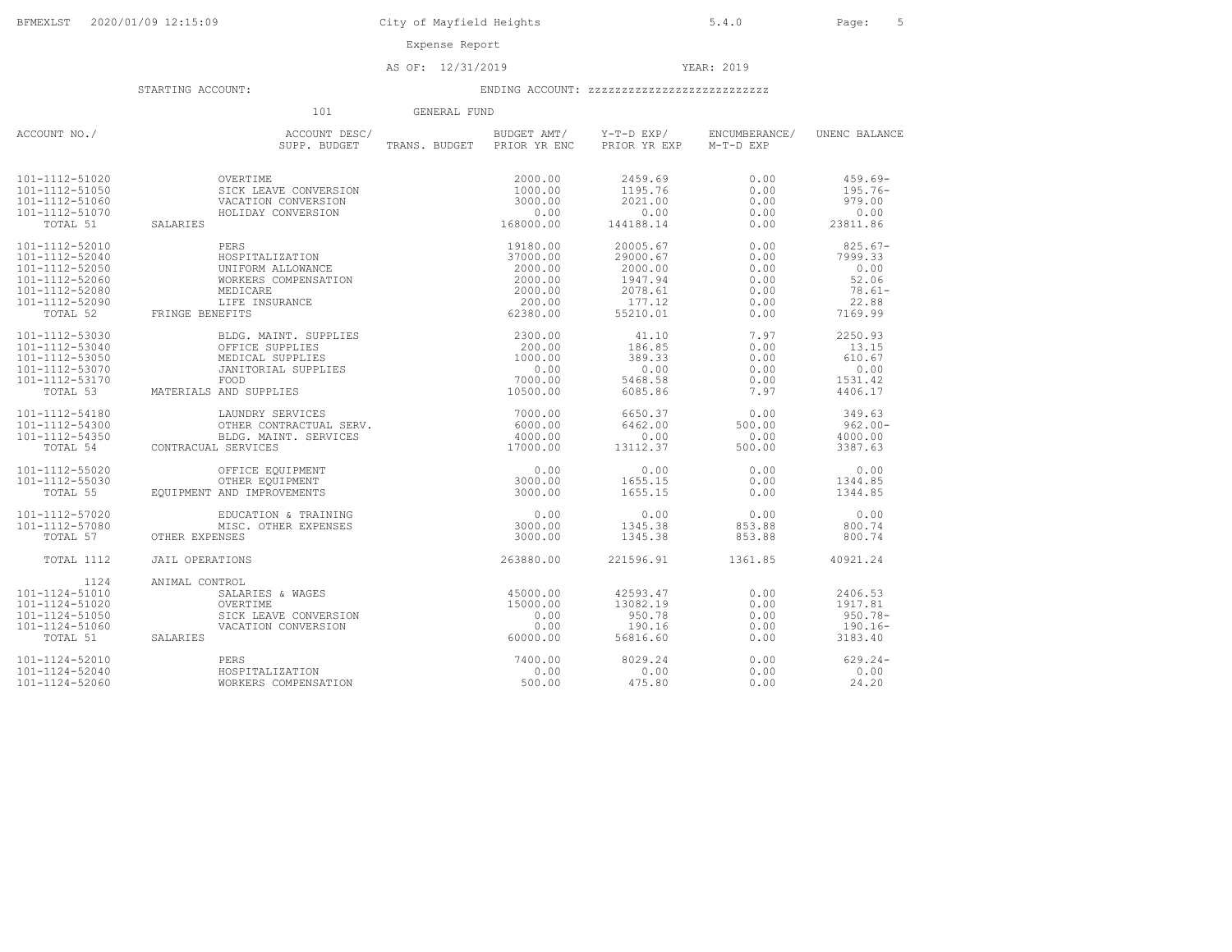City of Mayfield Heights

Expense Report

AS OF: 12/31/2019 YEAR: 2019

STARTING ACCOUNT: ENDING ACCOUNT: zzzzzzzzzzzzzzzzzzzzzzzzz

101 GENERAL FUND

| ACCOUNT NO./ | ACCOUNT DESC/ SUPP. BUDGET | TRANS. BUDGET | BUDGET AMT/ PRIOR YR ENC | Y-T-D EXP/ PRIOR YR EXP | ENCUMBERANCE/ M-T-D EXP | UNENC BALANCE |
|---|---|---|---|---|---|---|
| 101-1112-51020 | OVERTIME | | 2000.00 | 2459.69 | 0.00 | 459.69- |
| 101-1112-51050 | SICK LEAVE CONVERSION | | 1000.00 | 1195.76 | 0.00 | 195.76- |
| 101-1112-51060 | VACATION CONVERSION | | 3000.00 | 2021.00 | 0.00 | 979.00 |
| 101-1112-51070 | HOLIDAY CONVERSION | | 0.00 | 0.00 | 0.00 | 0.00 |
| TOTAL 51 | SALARIES | | 168000.00 | 144188.14 | 0.00 | 23811.86 |
| 101-1112-52010 | PERS | | 19180.00 | 20005.67 | 0.00 | 825.67- |
| 101-1112-52040 | HOSPITALIZATION | | 37000.00 | 29000.67 | 0.00 | 7999.33 |
| 101-1112-52050 | UNIFORM ALLOWANCE | | 2000.00 | 2000.00 | 0.00 | 0.00 |
| 101-1112-52060 | WORKERS COMPENSATION | | 2000.00 | 1947.94 | 0.00 | 52.06 |
| 101-1112-52080 | MEDICARE | | 2000.00 | 2078.61 | 0.00 | 78.61- |
| 101-1112-52090 | LIFE INSURANCE | | 200.00 | 177.12 | 0.00 | 22.88 |
| TOTAL 52 | FRINGE BENEFITS | | 62380.00 | 55210.01 | 0.00 | 7169.99 |
| 101-1112-53030 | BLDG. MAINT. SUPPLIES | | 2300.00 | 41.10 | 7.97 | 2250.93 |
| 101-1112-53040 | OFFICE SUPPLIES | | 200.00 | 186.85 | 0.00 | 13.15 |
| 101-1112-53050 | MEDICAL SUPPLIES | | 1000.00 | 389.33 | 0.00 | 610.67 |
| 101-1112-53070 | JANITORIAL SUPPLIES | | 0.00 | 0.00 | 0.00 | 0.00 |
| 101-1112-53170 | FOOD | | 7000.00 | 5468.58 | 0.00 | 1531.42 |
| TOTAL 53 | MATERIALS AND SUPPLIES | | 10500.00 | 6085.86 | 7.97 | 4406.17 |
| 101-1112-54180 | LAUNDRY SERVICES | | 7000.00 | 6650.37 | 0.00 | 349.63 |
| 101-1112-54300 | OTHER CONTRACTUAL SERV. | | 6000.00 | 6462.00 | 500.00 | 962.00- |
| 101-1112-54350 | BLDG. MAINT. SERVICES | | 4000.00 | 0.00 | 0.00 | 4000.00 |
| TOTAL 54 | CONTRACUAL SERVICES | | 17000.00 | 13112.37 | 500.00 | 3387.63 |
| 101-1112-55020 | OFFICE EQUIPMENT | | 0.00 | 0.00 | 0.00 | 0.00 |
| 101-1112-55030 | OTHER EQUIPMENT | | 3000.00 | 1655.15 | 0.00 | 1344.85 |
| TOTAL 55 | EQUIPMENT AND IMPROVEMENTS | | 3000.00 | 1655.15 | 0.00 | 1344.85 |
| 101-1112-57020 | EDUCATION & TRAINING | | 0.00 | 0.00 | 0.00 | 0.00 |
| 101-1112-57080 | MISC. OTHER EXPENSES | | 3000.00 | 1345.38 | 853.88 | 800.74 |
| TOTAL 57 | OTHER EXPENSES | | 3000.00 | 1345.38 | 853.88 | 800.74 |
| TOTAL 1112 | JAIL OPERATIONS | | 263880.00 | 221596.91 | 1361.85 | 40921.24 |
| 1124 | ANIMAL CONTROL | | | | | |
| 101-1124-51010 | SALARIES & WAGES | | 45000.00 | 42593.47 | 0.00 | 2406.53 |
| 101-1124-51020 | OVERTIME | | 15000.00 | 13082.19 | 0.00 | 1917.81 |
| 101-1124-51050 | SICK LEAVE CONVERSION | | 0.00 | 950.78 | 0.00 | 950.78- |
| 101-1124-51060 | VACATION CONVERSION | | 0.00 | 190.16 | 0.00 | 190.16- |
| TOTAL 51 | SALARIES | | 60000.00 | 56816.60 | 0.00 | 3183.40 |
| 101-1124-52010 | PERS | | 7400.00 | 8029.24 | 0.00 | 629.24- |
| 101-1124-52040 | HOSPITALIZATION | | 0.00 | 0.00 | 0.00 | 0.00 |
| 101-1124-52060 | WORKERS COMPENSATION | | 500.00 | 475.80 | 0.00 | 24.20 |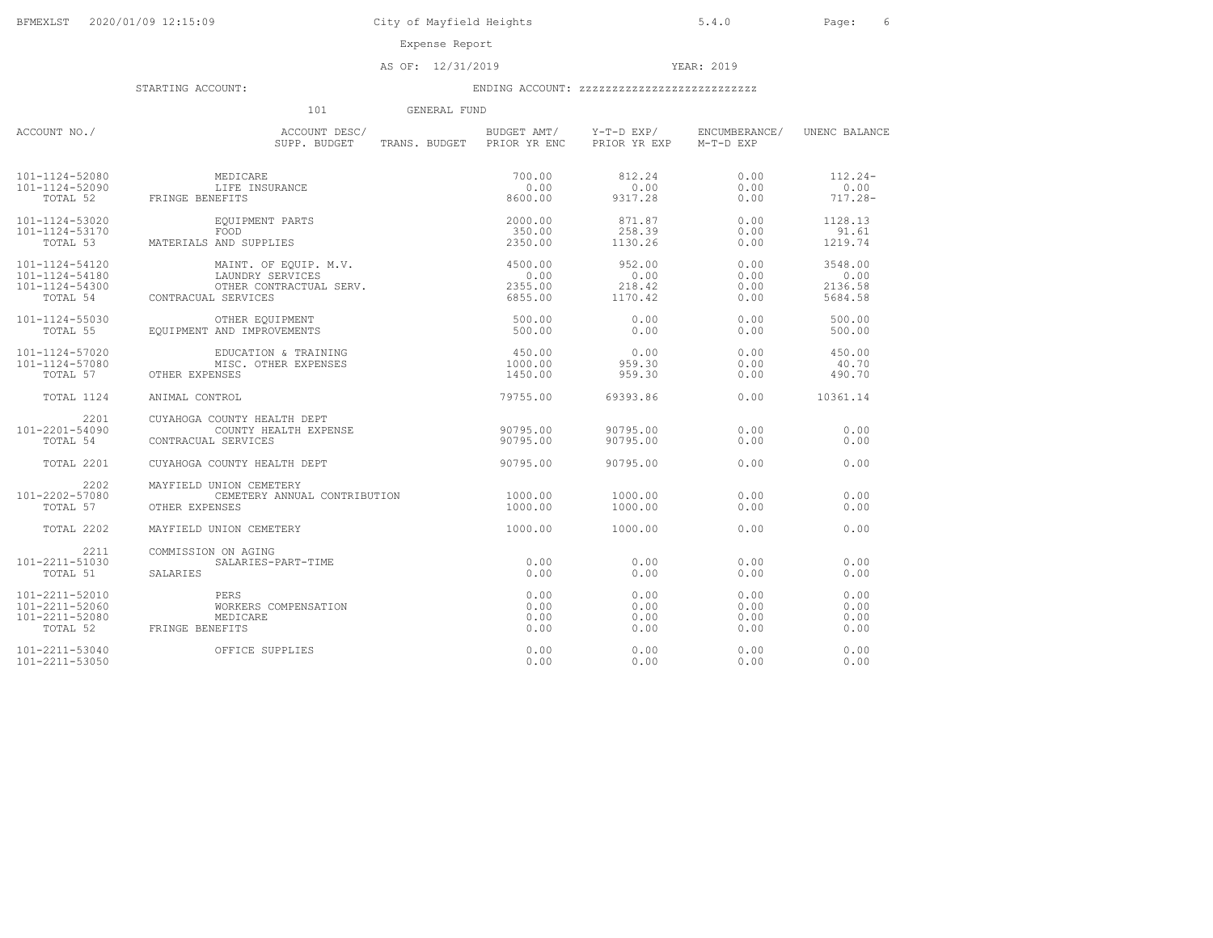Expense Report

AS OF: 12/31/2019 YEAR: 2019

STARTING ACCOUNT: ENDING ACCOUNT: zzzzzzzzzzzzzzzzzzzzzzzzz

101 GENERAL FUND

| ACCOUNT NO./ | ACCOUNT DESC/ SUPP. BUDGET | TRANS. BUDGET | BUDGET AMT/ PRIOR YR ENC | Y-T-D EXP/ PRIOR YR EXP | ENCUMBERANCE/ M-T-D EXP | UNENC BALANCE |
|---|---|---|---|---|---|---|
| 101-1124-52080 | MEDICARE | | 700.00 | 812.24 | 0.00 | 112.24- |
| 101-1124-52090 | LIFE INSURANCE | | 0.00 | 0.00 | 0.00 | 0.00 |
| TOTAL 52 | FRINGE BENEFITS | | 8600.00 | 9317.28 | 0.00 | 717.28- |
| 101-1124-53020 | EQUIPMENT PARTS | | 2000.00 | 871.87 | 0.00 | 1128.13 |
| 101-1124-53170 | FOOD | | 350.00 | 258.39 | 0.00 | 91.61 |
| TOTAL 53 | MATERIALS AND SUPPLIES | | 2350.00 | 1130.26 | 0.00 | 1219.74 |
| 101-1124-54120 | MAINT. OF EQUIP. M.V. | | 4500.00 | 952.00 | 0.00 | 3548.00 |
| 101-1124-54180 | LAUNDRY SERVICES | | 0.00 | 0.00 | 0.00 | 0.00 |
| 101-1124-54300 | OTHER CONTRACTUAL SERV. | | 2355.00 | 218.42 | 0.00 | 2136.58 |
| TOTAL 54 | CONTRACUAL SERVICES | | 6855.00 | 1170.42 | 0.00 | 5684.58 |
| 101-1124-55030 | OTHER EQUIPMENT | | 500.00 | 0.00 | 0.00 | 500.00 |
| TOTAL 55 | EQUIPMENT AND IMPROVEMENTS | | 500.00 | 0.00 | 0.00 | 500.00 |
| 101-1124-57020 | EDUCATION & TRAINING | | 450.00 | 0.00 | 0.00 | 450.00 |
| 101-1124-57080 | MISC. OTHER EXPENSES | | 1000.00 | 959.30 | 0.00 | 40.70 |
| TOTAL 57 | OTHER EXPENSES | | 1450.00 | 959.30 | 0.00 | 490.70 |
| TOTAL 1124 | ANIMAL CONTROL | | 79755.00 | 69393.86 | 0.00 | 10361.14 |
| 2201 | CUYAHOGA COUNTY HEALTH DEPT | | | | | |
| 101-2201-54090 | COUNTY HEALTH EXPENSE | | 90795.00 | 90795.00 | 0.00 | 0.00 |
| TOTAL 54 | CONTRACUAL SERVICES | | 90795.00 | 90795.00 | 0.00 | 0.00 |
| TOTAL 2201 | CUYAHOGA COUNTY HEALTH DEPT | | 90795.00 | 90795.00 | 0.00 | 0.00 |
| 2202 | MAYFIELD UNION CEMETERY | | | | | |
| 101-2202-57080 | CEMETERY ANNUAL CONTRIBUTION | | 1000.00 | 1000.00 | 0.00 | 0.00 |
| TOTAL 57 | OTHER EXPENSES | | 1000.00 | 1000.00 | 0.00 | 0.00 |
| TOTAL 2202 | MAYFIELD UNION CEMETERY | | 1000.00 | 1000.00 | 0.00 | 0.00 |
| 2211 | COMMISSION ON AGING | | | | | |
| 101-2211-51030 | SALARIES-PART-TIME | | 0.00 | 0.00 | 0.00 | 0.00 |
| TOTAL 51 | SALARIES | | 0.00 | 0.00 | 0.00 | 0.00 |
| 101-2211-52010 | PERS | | 0.00 | 0.00 | 0.00 | 0.00 |
| 101-2211-52060 | WORKERS COMPENSATION | | 0.00 | 0.00 | 0.00 | 0.00 |
| 101-2211-52080 | MEDICARE | | 0.00 | 0.00 | 0.00 | 0.00 |
| TOTAL 52 | FRINGE BENEFITS | | 0.00 | 0.00 | 0.00 | 0.00 |
| 101-2211-53040 | OFFICE SUPPLIES | | 0.00 | 0.00 | 0.00 | 0.00 |
| 101-2211-53050 | | | 0.00 | 0.00 | 0.00 | 0.00 |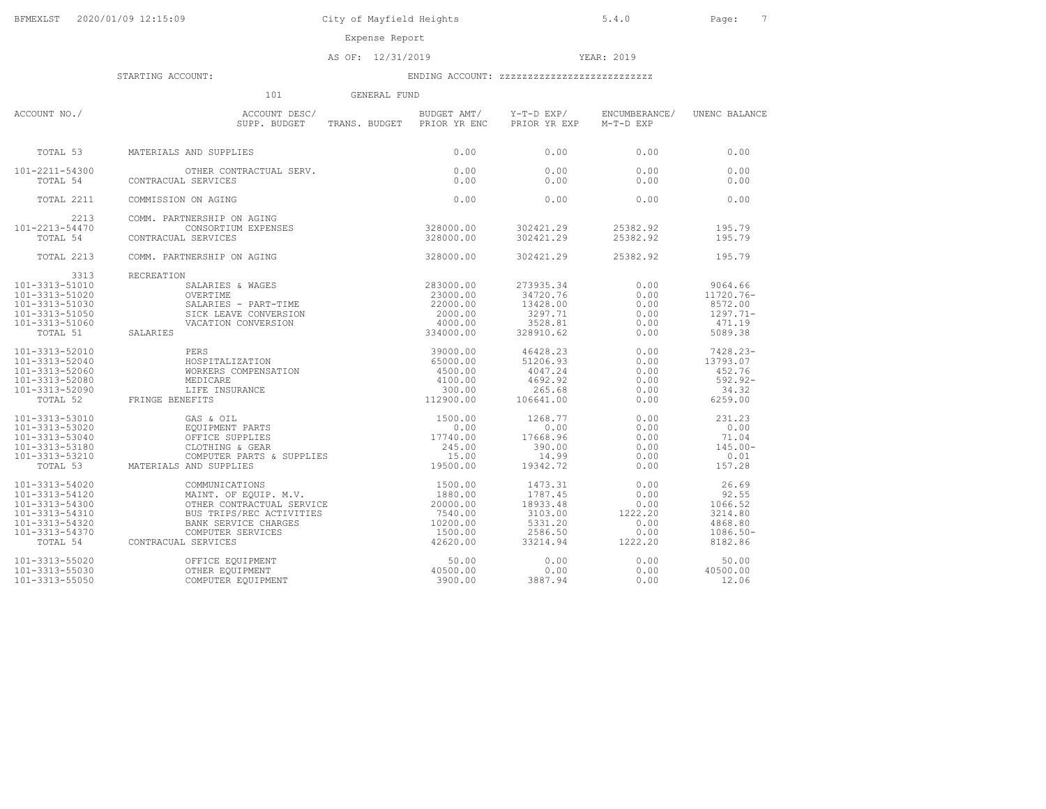Expense Report

AS OF: 12/31/2019 YEAR: 2019

STARTING ACCOUNT: ENDING ACCOUNT: zzzzzzzzzzzzzzzzzzzzzzzzz

101 GENERAL FUND

| ACCOUNT NO./ | ACCOUNT DESC/ SUPP. BUDGET | TRANS. BUDGET | BUDGET AMT/ PRIOR YR ENC | Y-T-D EXP/ PRIOR YR EXP | ENCUMBERANCE/ M-T-D EXP | UNENC BALANCE |
|---|---|---|---|---|---|---|
| TOTAL 53 | MATERIALS AND SUPPLIES | | 0.00 | 0.00 | 0.00 | 0.00 |
| 101-2211-54300 | OTHER CONTRACTUAL SERV. | | 0.00 | 0.00 | 0.00 | 0.00 |
| TOTAL 54 | CONTRACUAL SERVICES | | 0.00 | 0.00 | 0.00 | 0.00 |
| TOTAL 2211 | COMMISSION ON AGING | | 0.00 | 0.00 | 0.00 | 0.00 |
| 2213 | COMM. PARTNERSHIP ON AGING | | | | | |
| 101-2213-54470 | CONSORTIUM EXPENSES | | 328000.00 | 302421.29 | 25382.92 | 195.79 |
| TOTAL 54 | CONTRACUAL SERVICES | | 328000.00 | 302421.29 | 25382.92 | 195.79 |
| TOTAL 2213 | COMM. PARTNERSHIP ON AGING | | 328000.00 | 302421.29 | 25382.92 | 195.79 |
| 3313 | RECREATION | | | | | |
| 101-3313-51010 | SALARIES & WAGES | | 283000.00 | 273935.34 | 0.00 | 9064.66 |
| 101-3313-51020 | OVERTIME | | 23000.00 | 34720.76 | 0.00 | 11720.76- |
| 101-3313-51030 | SALARIES - PART-TIME | | 22000.00 | 13428.00 | 0.00 | 8572.00 |
| 101-3313-51050 | SICK LEAVE CONVERSION | | 2000.00 | 3297.71 | 0.00 | 1297.71- |
| 101-3313-51060 | VACATION CONVERSION | | 4000.00 | 3528.81 | 0.00 | 471.19 |
| TOTAL 51 | SALARIES | | 334000.00 | 328910.62 | 0.00 | 5089.38 |
| 101-3313-52010 | PERS | | 39000.00 | 46428.23 | 0.00 | 7428.23- |
| 101-3313-52040 | HOSPITALIZATION | | 65000.00 | 51206.93 | 0.00 | 13793.07 |
| 101-3313-52060 | WORKERS COMPENSATION | | 4500.00 | 4047.24 | 0.00 | 452.76 |
| 101-3313-52080 | MEDICARE | | 4100.00 | 4692.92 | 0.00 | 592.92- |
| 101-3313-52090 | LIFE INSURANCE | | 300.00 | 265.68 | 0.00 | 34.32 |
| TOTAL 52 | FRINGE BENEFITS | | 112900.00 | 106641.00 | 0.00 | 6259.00 |
| 101-3313-53010 | GAS & OIL | | 1500.00 | 1268.77 | 0.00 | 231.23 |
| 101-3313-53020 | EQUIPMENT PARTS | | 0.00 | 0.00 | 0.00 | 0.00 |
| 101-3313-53040 | OFFICE SUPPLIES | | 17740.00 | 17668.96 | 0.00 | 71.04 |
| 101-3313-53180 | CLOTHING & GEAR | | 245.00 | 390.00 | 0.00 | 145.00- |
| 101-3313-53210 | COMPUTER PARTS & SUPPLIES | | 15.00 | 14.99 | 0.00 | 0.01 |
| TOTAL 53 | MATERIALS AND SUPPLIES | | 19500.00 | 19342.72 | 0.00 | 157.28 |
| 101-3313-54020 | COMMUNICATIONS | | 1500.00 | 1473.31 | 0.00 | 26.69 |
| 101-3313-54120 | MAINT. OF EQUIP. M.V. | | 1880.00 | 1787.45 | 0.00 | 92.55 |
| 101-3313-54300 | OTHER CONTRACTUAL SERVICE | | 20000.00 | 18933.48 | 0.00 | 1066.52 |
| 101-3313-54310 | BUS TRIPS/REC ACTIVITIES | | 7540.00 | 3103.00 | 1222.20 | 3214.80 |
| 101-3313-54320 | BANK SERVICE CHARGES | | 10200.00 | 5331.20 | 0.00 | 4868.80 |
| 101-3313-54370 | COMPUTER SERVICES | | 1500.00 | 2586.50 | 0.00 | 1086.50- |
| TOTAL 54 | CONTRACUAL SERVICES | | 42620.00 | 33214.94 | 1222.20 | 8182.86 |
| 101-3313-55020 | OFFICE EQUIPMENT | | 50.00 | 0.00 | 0.00 | 50.00 |
| 101-3313-55030 | OTHER EQUIPMENT | | 40500.00 | 0.00 | 0.00 | 40500.00 |
| 101-3313-55050 | COMPUTER EQUIPMENT | | 3900.00 | 3887.94 | 0.00 | 12.06 |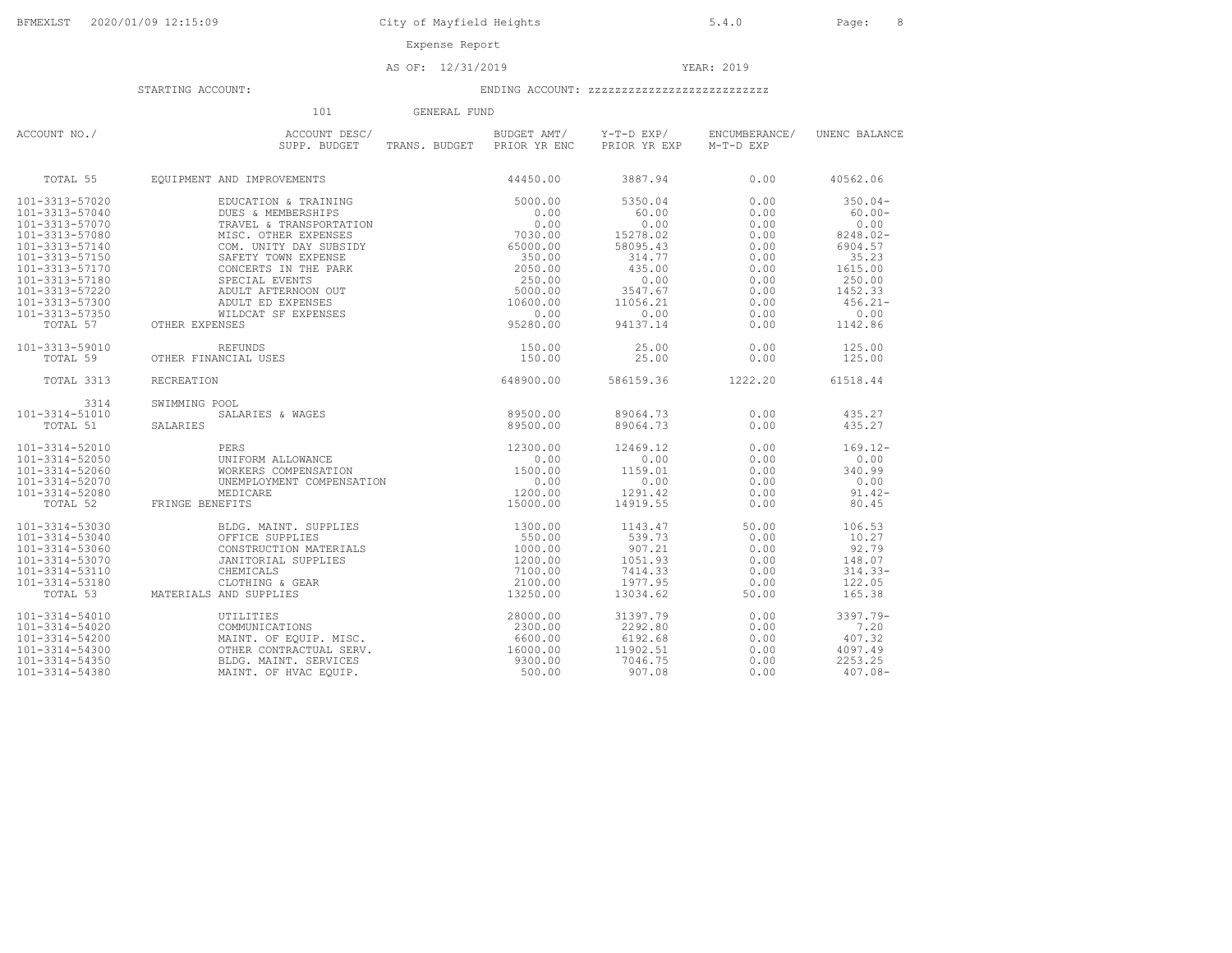BFMEXLST 2020/01/09 12:15:09 City of Mayfield Heights 5.4.0

Expense Report

AS OF: 12/31/2019 YEAR: 2019

STARTING ACCOUNT: ENDING ACCOUNT: zzzzzzzzzzzzzzzzzzzzzzzzzz

101 GENERAL FUND

| ACCOUNT NO./ | ACCOUNT DESC/ SUPP. BUDGET | TRANS. BUDGET | BUDGET AMT/ PRIOR YR ENC | Y-T-D EXP/ PRIOR YR EXP | ENCUMBERANCE/ M-T-D EXP | UNENC BALANCE |
|---|---|---|---|---|---|---|
| TOTAL 55 | EQUIPMENT AND IMPROVEMENTS | | 44450.00 | 3887.94 | 0.00 | 40562.06 |
| 101-3313-57020 | EDUCATION & TRAINING | | 5000.00 | 5350.04 | 0.00 | 350.04- |
| 101-3313-57040 | DUES & MEMBERSHIPS | | 0.00 | 60.00 | 0.00 | 60.00- |
| 101-3313-57070 | TRAVEL & TRANSPORTATION | | 0.00 | 0.00 | 0.00 | 0.00 |
| 101-3313-57080 | MISC. OTHER EXPENSES | | 7030.00 | 15278.02 | 0.00 | 8248.02- |
| 101-3313-57140 | COM. UNITY DAY SUBSIDY | | 65000.00 | 58095.43 | 0.00 | 6904.57 |
| 101-3313-57150 | SAFETY TOWN EXPENSE | | 350.00 | 314.77 | 0.00 | 35.23 |
| 101-3313-57170 | CONCERTS IN THE PARK | | 2050.00 | 435.00 | 0.00 | 1615.00 |
| 101-3313-57180 | SPECIAL EVENTS | | 250.00 | 0.00 | 0.00 | 250.00 |
| 101-3313-57220 | ADULT AFTERNOON OUT | | 5000.00 | 3547.67 | 0.00 | 1452.33 |
| 101-3313-57300 | ADULT ED EXPENSES | | 10600.00 | 11056.21 | 0.00 | 456.21- |
| 101-3313-57350 | WILDCAT SF EXPENSES | | 0.00 | 0.00 | 0.00 | 0.00 |
| TOTAL 57 | OTHER EXPENSES | | 95280.00 | 94137.14 | 0.00 | 1142.86 |
| 101-3313-59010 | REFUNDS | | 150.00 | 25.00 | 0.00 | 125.00 |
| TOTAL 59 | OTHER FINANCIAL USES | | 150.00 | 25.00 | 0.00 | 125.00 |
| TOTAL 3313 | RECREATION | | 648900.00 | 586159.36 | 1222.20 | 61518.44 |
| 3314 | SWIMMING POOL | | | | | |
| 101-3314-51010 | SALARIES & WAGES | | 89500.00 | 89064.73 | 0.00 | 435.27 |
| TOTAL 51 | SALARIES | | 89500.00 | 89064.73 | 0.00 | 435.27 |
| 101-3314-52010 | PERS | | 12300.00 | 12469.12 | 0.00 | 169.12- |
| 101-3314-52050 | UNIFORM ALLOWANCE | | 0.00 | 0.00 | 0.00 | 0.00 |
| 101-3314-52060 | WORKERS COMPENSATION | | 1500.00 | 1159.01 | 0.00 | 340.99 |
| 101-3314-52070 | UNEMPLOYMENT COMPENSATION | | 0.00 | 0.00 | 0.00 | 0.00 |
| 101-3314-52080 | MEDICARE | | 1200.00 | 1291.42 | 0.00 | 91.42- |
| TOTAL 52 | FRINGE BENEFITS | | 15000.00 | 14919.55 | 0.00 | 80.45 |
| 101-3314-53030 | BLDG. MAINT. SUPPLIES | | 1300.00 | 1143.47 | 50.00 | 106.53 |
| 101-3314-53040 | OFFICE SUPPLIES | | 550.00 | 539.73 | 0.00 | 10.27 |
| 101-3314-53060 | CONSTRUCTION MATERIALS | | 1000.00 | 907.21 | 0.00 | 92.79 |
| 101-3314-53070 | JANITORIAL SUPPLIES | | 1200.00 | 1051.93 | 0.00 | 148.07 |
| 101-3314-53110 | CHEMICALS | | 7100.00 | 7414.33 | 0.00 | 314.33- |
| 101-3314-53180 | CLOTHING & GEAR | | 2100.00 | 1977.95 | 0.00 | 122.05 |
| TOTAL 53 | MATERIALS AND SUPPLIES | | 13250.00 | 13034.62 | 50.00 | 165.38 |
| 101-3314-54010 | UTILITIES | | 28000.00 | 31397.79 | 0.00 | 3397.79- |
| 101-3314-54020 | COMMUNICATIONS | | 2300.00 | 2292.80 | 0.00 | 7.20 |
| 101-3314-54200 | MAINT. OF EQUIP. MISC. | | 6600.00 | 6192.68 | 0.00 | 407.32 |
| 101-3314-54300 | OTHER CONTRACTUAL SERV. | | 16000.00 | 11902.51 | 0.00 | 4097.49 |
| 101-3314-54350 | BLDG. MAINT. SERVICES | | 9300.00 | 7046.75 | 0.00 | 2253.25 |
| 101-3314-54380 | MAINT. OF HVAC EQUIP. | | 500.00 | 907.08 | 0.00 | 407.08- |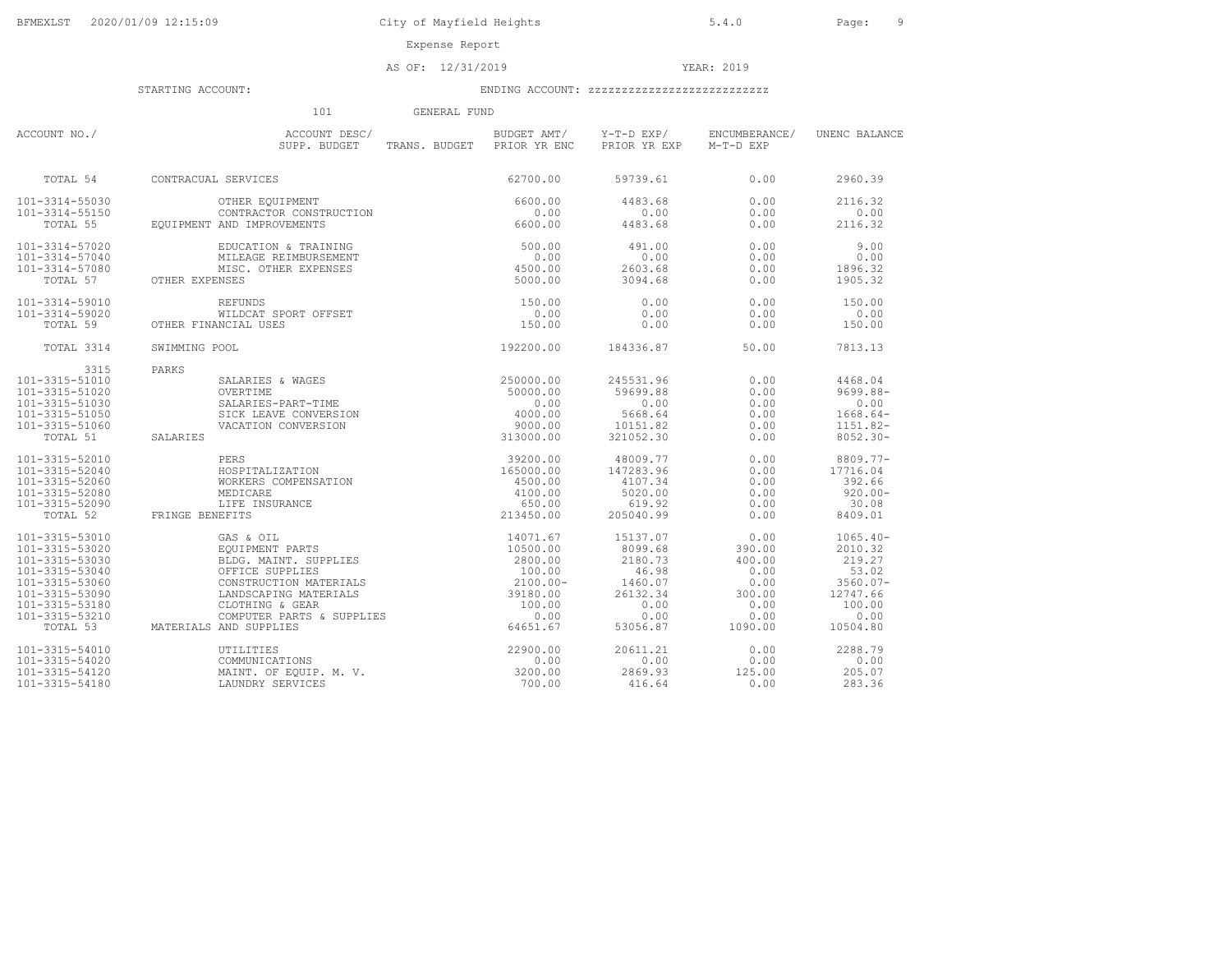BFMEXLST 2020/01/09 12:15:09 City of Mayfield Heights 5.4.0

Expense Report

AS OF: 12/31/2019 YEAR: 2019

STARTING ACCOUNT: ENDING ACCOUNT: zzzzzzzzzzzzzzzzzzzzzzzzz

101 GENERAL FUND

| ACCOUNT NO./ | ACCOUNT DESC/ SUPP. BUDGET | TRANS. BUDGET | BUDGET AMT/ PRIOR YR ENC | Y-T-D EXP/ PRIOR YR EXP | ENCUMBERANCE/ M-T-D EXP | UNENC BALANCE |
|---|---|---|---|---|---|---|
| TOTAL 54 | CONTRACUAL SERVICES | | 62700.00 | 59739.61 | 0.00 | 2960.39 |
| 101-3314-55030 | OTHER EQUIPMENT | | 6600.00 | 4483.68 | 0.00 | 2116.32 |
| 101-3314-55150 | CONTRACTOR CONSTRUCTION | | 0.00 | 0.00 | 0.00 | 0.00 |
| TOTAL 55 | EQUIPMENT AND IMPROVEMENTS | | 6600.00 | 4483.68 | 0.00 | 2116.32 |
| 101-3314-57020 | EDUCATION & TRAINING | | 500.00 | 491.00 | 0.00 | 9.00 |
| 101-3314-57040 | MILEAGE REIMBURSEMENT | | 0.00 | 0.00 | 0.00 | 0.00 |
| 101-3314-57080 | MISC. OTHER EXPENSES | | 4500.00 | 2603.68 | 0.00 | 1896.32 |
| TOTAL 57 | OTHER EXPENSES | | 5000.00 | 3094.68 | 0.00 | 1905.32 |
| 101-3314-59010 | REFUNDS | | 150.00 | 0.00 | 0.00 | 150.00 |
| 101-3314-59020 | WILDCAT SPORT OFFSET | | 0.00 | 0.00 | 0.00 | 0.00 |
| TOTAL 59 | OTHER FINANCIAL USES | | 150.00 | 0.00 | 0.00 | 150.00 |
| TOTAL 3314 | SWIMMING POOL | | 192200.00 | 184336.87 | 50.00 | 7813.13 |
| 3315 | PARKS | | | | | |
| 101-3315-51010 | SALARIES & WAGES | | 250000.00 | 245531.96 | 0.00 | 4468.04 |
| 101-3315-51020 | OVERTIME | | 50000.00 | 59699.88 | 0.00 | 9699.88- |
| 101-3315-51030 | SALARIES-PART-TIME | | 0.00 | 0.00 | 0.00 | 0.00 |
| 101-3315-51050 | SICK LEAVE CONVERSION | | 4000.00 | 5668.64 | 0.00 | 1668.64- |
| 101-3315-51060 | VACATION CONVERSION | | 9000.00 | 10151.82 | 0.00 | 1151.82- |
| TOTAL 51 | SALARIES | | 313000.00 | 321052.30 | 0.00 | 8052.30- |
| 101-3315-52010 | PERS | | 39200.00 | 48009.77 | 0.00 | 8809.77- |
| 101-3315-52040 | HOSPITALIZATION | | 165000.00 | 147283.96 | 0.00 | 17716.04 |
| 101-3315-52060 | WORKERS COMPENSATION | | 4500.00 | 4107.34 | 0.00 | 392.66 |
| 101-3315-52080 | MEDICARE | | 4100.00 | 5020.00 | 0.00 | 920.00- |
| 101-3315-52090 | LIFE INSURANCE | | 650.00 | 619.92 | 0.00 | 30.08 |
| TOTAL 52 | FRINGE BENEFITS | | 213450.00 | 205040.99 | 0.00 | 8409.01 |
| 101-3315-53010 | GAS & OIL | | 14071.67 | 15137.07 | 0.00 | 1065.40- |
| 101-3315-53020 | EQUIPMENT PARTS | | 10500.00 | 8099.68 | 390.00 | 2010.32 |
| 101-3315-53030 | BLDG. MAINT. SUPPLIES | | 2800.00 | 2180.73 | 400.00 | 219.27 |
| 101-3315-53040 | OFFICE SUPPLIES | | 100.00 | 46.98 | 0.00 | 53.02 |
| 101-3315-53060 | CONSTRUCTION MATERIALS | | 2100.00- | 1460.07 | 0.00 | 3560.07- |
| 101-3315-53090 | LANDSCAPING MATERIALS | | 39180.00 | 26132.34 | 300.00 | 12747.66 |
| 101-3315-53180 | CLOTHING & GEAR | | 100.00 | 0.00 | 0.00 | 100.00 |
| 101-3315-53210 | COMPUTER PARTS & SUPPLIES | | 0.00 | 0.00 | 0.00 | 0.00 |
| TOTAL 53 | MATERIALS AND SUPPLIES | | 64651.67 | 53056.87 | 1090.00 | 10504.80 |
| 101-3315-54010 | UTILITIES | | 22900.00 | 20611.21 | 0.00 | 2288.79 |
| 101-3315-54020 | COMMUNICATIONS | | 0.00 | 0.00 | 0.00 | 0.00 |
| 101-3315-54120 | MAINT. OF EQUIP. M. V. | | 3200.00 | 2869.93 | 125.00 | 205.07 |
| 101-3315-54180 | LAUNDRY SERVICES | | 700.00 | 416.64 | 0.00 | 283.36 |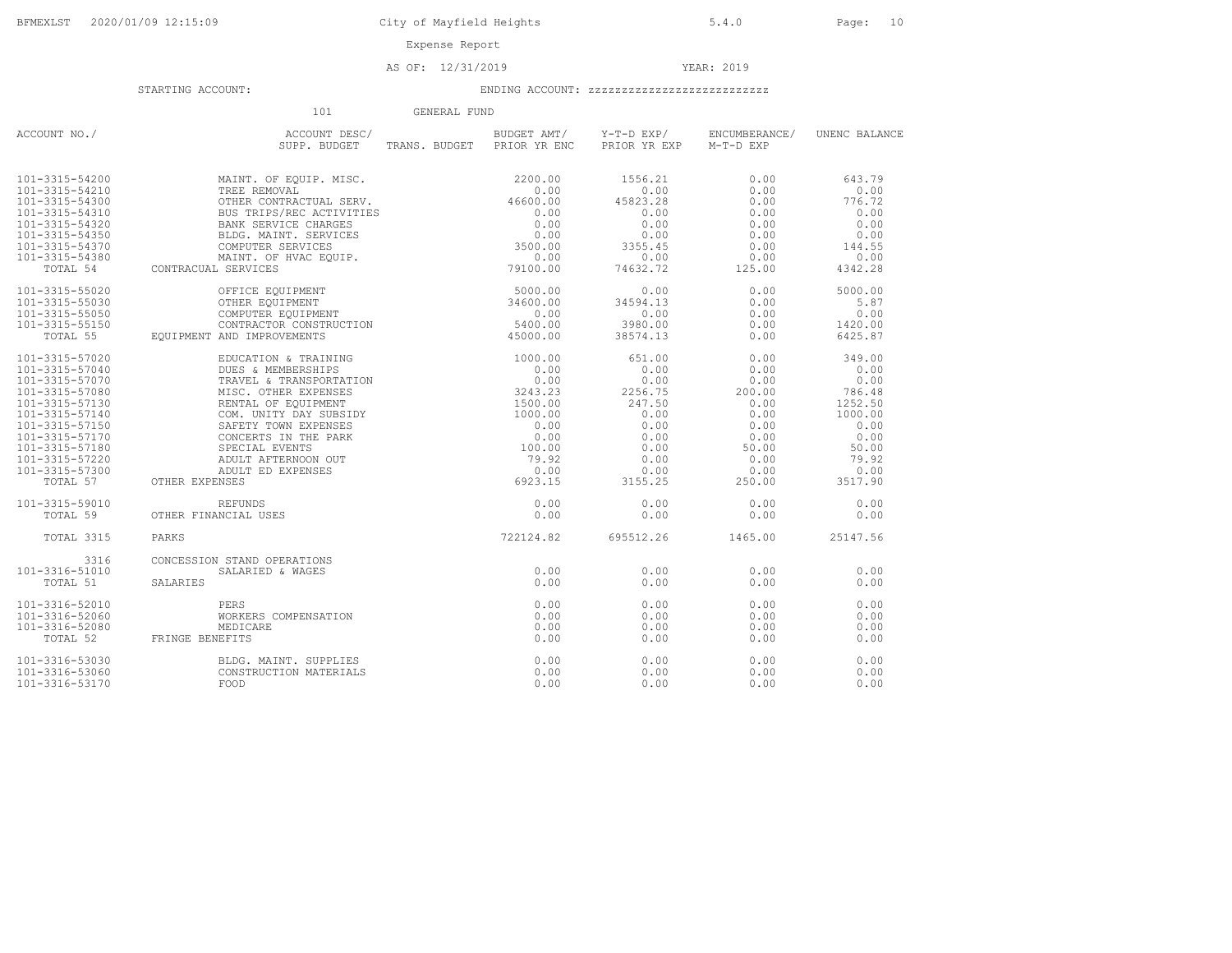Expense Report

AS OF: 12/31/2019 YEAR: 2019

STARTING ACCOUNT: ENDING ACCOUNT: zzzzzzzzzzzzzzzzzzzzzzzzz

101 GENERAL FUND

| ACCOUNT NO./ | ACCOUNT DESC/ SUPP. BUDGET | TRANS. BUDGET | BUDGET AMT/ PRIOR YR ENC | Y-T-D EXP/ PRIOR YR EXP | ENCUMBERANCE/ M-T-D EXP | UNENC BALANCE |
|---|---|---|---|---|---|---|
| 101-3315-54200 | MAINT. OF EQUIP. MISC. | | 2200.00 | 1556.21 | 0.00 | 643.79 |
| 101-3315-54210 | TREE REMOVAL | | 0.00 | 0.00 | 0.00 | 0.00 |
| 101-3315-54300 | OTHER CONTRACTUAL SERV. | | 46600.00 | 45823.28 | 0.00 | 776.72 |
| 101-3315-54310 | BUS TRIPS/REC ACTIVITIES | | 0.00 | 0.00 | 0.00 | 0.00 |
| 101-3315-54320 | BANK SERVICE CHARGES | | 0.00 | 0.00 | 0.00 | 0.00 |
| 101-3315-54350 | BLDG. MAINT. SERVICES | | 0.00 | 0.00 | 0.00 | 0.00 |
| 101-3315-54370 | COMPUTER SERVICES | | 3500.00 | 3355.45 | 0.00 | 144.55 |
| 101-3315-54380 | MAINT. OF HVAC EQUIP. | | 0.00 | 0.00 | 0.00 | 0.00 |
| TOTAL 54 | CONTRACUAL SERVICES | | 79100.00 | 74632.72 | 125.00 | 4342.28 |
| 101-3315-55020 | OFFICE EQUIPMENT | | 5000.00 | 0.00 | 0.00 | 5000.00 |
| 101-3315-55030 | OTHER EQUIPMENT | | 34600.00 | 34594.13 | 0.00 | 5.87 |
| 101-3315-55050 | COMPUTER EQUIPMENT | | 0.00 | 0.00 | 0.00 | 0.00 |
| 101-3315-55150 | CONTRACTOR CONSTRUCTION | | 5400.00 | 3980.00 | 0.00 | 1420.00 |
| TOTAL 55 | EQUIPMENT AND IMPROVEMENTS | | 45000.00 | 38574.13 | 0.00 | 6425.87 |
| 101-3315-57020 | EDUCATION & TRAINING | | 1000.00 | 651.00 | 0.00 | 349.00 |
| 101-3315-57040 | DUES & MEMBERSHIPS | | 0.00 | 0.00 | 0.00 | 0.00 |
| 101-3315-57070 | TRAVEL & TRANSPORTATION | | 0.00 | 0.00 | 0.00 | 0.00 |
| 101-3315-57080 | MISC. OTHER EXPENSES | | 3243.23 | 2256.75 | 200.00 | 786.48 |
| 101-3315-57130 | RENTAL OF EQUIPMENT | | 1500.00 | 247.50 | 0.00 | 1252.50 |
| 101-3315-57140 | COM. UNITY DAY SUBSIDY | | 1000.00 | 0.00 | 0.00 | 1000.00 |
| 101-3315-57150 | SAFETY TOWN EXPENSES | | 0.00 | 0.00 | 0.00 | 0.00 |
| 101-3315-57170 | CONCERTS IN THE PARK | | 0.00 | 0.00 | 0.00 | 0.00 |
| 101-3315-57180 | SPECIAL EVENTS | | 100.00 | 0.00 | 50.00 | 50.00 |
| 101-3315-57220 | ADULT AFTERNOON OUT | | 79.92 | 0.00 | 0.00 | 79.92 |
| 101-3315-57300 | ADULT ED EXPENSES | | 0.00 | 0.00 | 0.00 | 0.00 |
| TOTAL 57 | OTHER EXPENSES | | 6923.15 | 3155.25 | 250.00 | 3517.90 |
| 101-3315-59010 | REFUNDS | | 0.00 | 0.00 | 0.00 | 0.00 |
| TOTAL 59 | OTHER FINANCIAL USES | | 0.00 | 0.00 | 0.00 | 0.00 |
| TOTAL 3315 | PARKS | | 722124.82 | 695512.26 | 1465.00 | 25147.56 |
| 3316 | CONCESSION STAND OPERATIONS | | | | | |
| 101-3316-51010 | SALARIED & WAGES | | 0.00 | 0.00 | 0.00 | 0.00 |
| TOTAL 51 | SALARIES | | 0.00 | 0.00 | 0.00 | 0.00 |
| 101-3316-52010 | PERS | | 0.00 | 0.00 | 0.00 | 0.00 |
| 101-3316-52060 | WORKERS COMPENSATION | | 0.00 | 0.00 | 0.00 | 0.00 |
| 101-3316-52080 | MEDICARE | | 0.00 | 0.00 | 0.00 | 0.00 |
| TOTAL 52 | FRINGE BENEFITS | | 0.00 | 0.00 | 0.00 | 0.00 |
| 101-3316-53030 | BLDG. MAINT. SUPPLIES | | 0.00 | 0.00 | 0.00 | 0.00 |
| 101-3316-53060 | CONSTRUCTION MATERIALS | | 0.00 | 0.00 | 0.00 | 0.00 |
| 101-3316-53170 | FOOD | | 0.00 | 0.00 | 0.00 | 0.00 |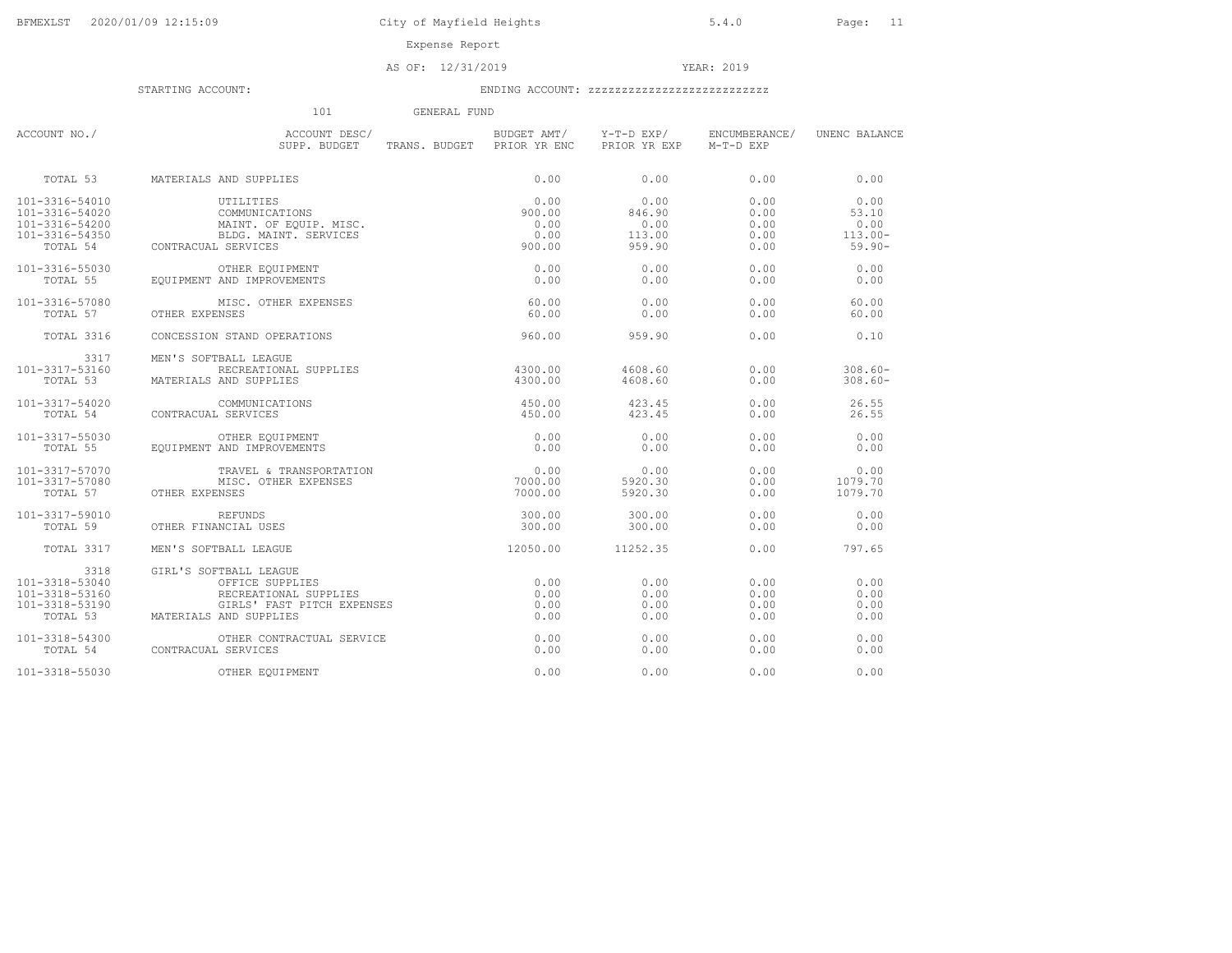City of Mayfield Heights

Expense Report

AS OF: 12/31/2019 YEAR: 2019

STARTING ACCOUNT: ENDING ACCOUNT: zzzzzzzzzzzzzzzzzzzzzzzzz

101 GENERAL FUND

| ACCOUNT NO./ | ACCOUNT DESC/ SUPP. BUDGET | TRANS. BUDGET | BUDGET AMT/ PRIOR YR ENC | Y-T-D EXP/ PRIOR YR EXP | ENCUMBERANCE/ M-T-D EXP | UNENC BALANCE |
|---|---|---|---|---|---|---|
| TOTAL 53 | MATERIALS AND SUPPLIES | | 0.00 | 0.00 | 0.00 | 0.00 |
| 101-3316-54010 | UTILITIES | | 0.00 | 0.00 | 0.00 | 0.00 |
| 101-3316-54020 | COMMUNICATIONS | | 900.00 | 846.90 | 0.00 | 53.10 |
| 101-3316-54200 | MAINT. OF EQUIP. MISC. | | 0.00 | 0.00 | 0.00 | 0.00 |
| 101-3316-54350 | BLDG. MAINT. SERVICES | | 0.00 | 113.00 | 0.00 | 113.00- |
| TOTAL 54 | CONTRACUAL SERVICES | | 900.00 | 959.90 | 0.00 | 59.90- |
| 101-3316-55030 | OTHER EQUIPMENT | | 0.00 | 0.00 | 0.00 | 0.00 |
| TOTAL 55 | EQUIPMENT AND IMPROVEMENTS | | 0.00 | 0.00 | 0.00 | 0.00 |
| 101-3316-57080 | MISC. OTHER EXPENSES | | 60.00 | 0.00 | 0.00 | 60.00 |
| TOTAL 57 | OTHER EXPENSES | | 60.00 | 0.00 | 0.00 | 60.00 |
| TOTAL 3316 | CONCESSION STAND OPERATIONS | | 960.00 | 959.90 | 0.00 | 0.10 |
| 3317 | MEN'S SOFTBALL LEAGUE | | | | | |
| 101-3317-53160 | RECREATIONAL SUPPLIES | | 4300.00 | 4608.60 | 0.00 | 308.60- |
| TOTAL 53 | MATERIALS AND SUPPLIES | | 4300.00 | 4608.60 | 0.00 | 308.60- |
| 101-3317-54020 | COMMUNICATIONS | | 450.00 | 423.45 | 0.00 | 26.55 |
| TOTAL 54 | CONTRACUAL SERVICES | | 450.00 | 423.45 | 0.00 | 26.55 |
| 101-3317-55030 | OTHER EQUIPMENT | | 0.00 | 0.00 | 0.00 | 0.00 |
| TOTAL 55 | EQUIPMENT AND IMPROVEMENTS | | 0.00 | 0.00 | 0.00 | 0.00 |
| 101-3317-57070 | TRAVEL & TRANSPORTATION | | 0.00 | 0.00 | 0.00 | 0.00 |
| 101-3317-57080 | MISC. OTHER EXPENSES | | 7000.00 | 5920.30 | 0.00 | 1079.70 |
| TOTAL 57 | OTHER EXPENSES | | 7000.00 | 5920.30 | 0.00 | 1079.70 |
| 101-3317-59010 | REFUNDS | | 300.00 | 300.00 | 0.00 | 0.00 |
| TOTAL 59 | OTHER FINANCIAL USES | | 300.00 | 300.00 | 0.00 | 0.00 |
| TOTAL 3317 | MEN'S SOFTBALL LEAGUE | | 12050.00 | 11252.35 | 0.00 | 797.65 |
| 3318 | GIRL'S SOFTBALL LEAGUE | | | | | |
| 101-3318-53040 | OFFICE SUPPLIES | | 0.00 | 0.00 | 0.00 | 0.00 |
| 101-3318-53160 | RECREATIONAL SUPPLIES | | 0.00 | 0.00 | 0.00 | 0.00 |
| 101-3318-53190 | GIRLS' FAST PITCH EXPENSES | | 0.00 | 0.00 | 0.00 | 0.00 |
| TOTAL 53 | MATERIALS AND SUPPLIES | | 0.00 | 0.00 | 0.00 | 0.00 |
| 101-3318-54300 | OTHER CONTRACTUAL SERVICE | | 0.00 | 0.00 | 0.00 | 0.00 |
| TOTAL 54 | CONTRACUAL SERVICES | | 0.00 | 0.00 | 0.00 | 0.00 |
| 101-3318-55030 | OTHER EQUIPMENT | | 0.00 | 0.00 | 0.00 | 0.00 |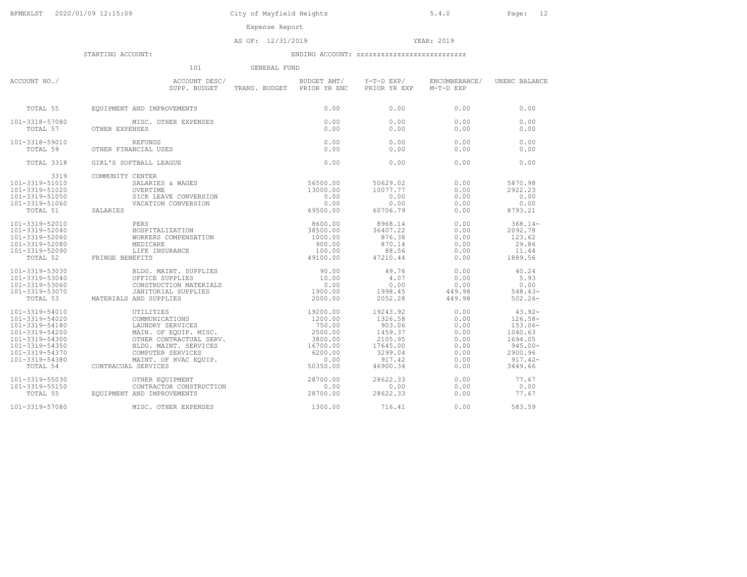City of Mayfield Heights

Expense Report

AS OF: 12/31/2019 YEAR: 2019

STARTING ACCOUNT: ENDING ACCOUNT: zzzzzzzzzzzzzzzzzzzzzzzzz

101 GENERAL FUND

| ACCOUNT NO./ | ACCOUNT DESC/ SUPP. BUDGET | TRANS. BUDGET | BUDGET AMT/ PRIOR YR ENC | Y-T-D EXP/ PRIOR YR EXP | ENCUMBERANCE/ M-T-D EXP | UNENC BALANCE |
|---|---|---|---|---|---|---|
| TOTAL 55 | EQUIPMENT AND IMPROVEMENTS | | 0.00 | 0.00 | 0.00 | 0.00 |
| 101-3318-57080 | MISC. OTHER EXPENSES | | 0.00 | 0.00 | 0.00 | 0.00 |
| TOTAL 57 | OTHER EXPENSES | | 0.00 | 0.00 | 0.00 | 0.00 |
| 101-3318-59010 | REFUNDS | | 0.00 | 0.00 | 0.00 | 0.00 |
| TOTAL 59 | OTHER FINANCIAL USES | | 0.00 | 0.00 | 0.00 | 0.00 |
| TOTAL 3318 | GIRL'S SOFTBALL LEAGUE | | 0.00 | 0.00 | 0.00 | 0.00 |
| 3319 | COMMUNITY CENTER | | | | | |
| 101-3319-51010 | SALARIES & WAGES | | 56500.00 | 50629.02 | 0.00 | 5870.98 |
| 101-3319-51020 | OVERTIME | | 13000.00 | 10077.77 | 0.00 | 2922.23 |
| 101-3319-51050 | SICK LEAVE CONVERSION | | 0.00 | 0.00 | 0.00 | 0.00 |
| 101-3319-51060 | VACATION CONVERSION | | 0.00 | 0.00 | 0.00 | 0.00 |
| TOTAL 51 | SALARIES | | 69500.00 | 60706.79 | 0.00 | 8793.21 |
| 101-3319-52010 | PERS | | 8600.00 | 8968.14 | 0.00 | 368.14- |
| 101-3319-52040 | HOSPITALIZATION | | 38500.00 | 36407.22 | 0.00 | 2092.78 |
| 101-3319-52060 | WORKERS COMPENSATION | | 1000.00 | 876.38 | 0.00 | 123.62 |
| 101-3319-52080 | MEDICARE | | 900.00 | 870.14 | 0.00 | 29.86 |
| 101-3319-52090 | LIFE INSURANCE | | 100.00 | 88.56 | 0.00 | 11.44 |
| TOTAL 52 | FRINGE BENEFITS | | 49100.00 | 47210.44 | 0.00 | 1889.56 |
| 101-3319-53030 | BLDG. MAINT. SUPPLIES | | 90.00 | 49.76 | 0.00 | 40.24 |
| 101-3319-53040 | OFFICE SUPPLIES | | 10.00 | 4.07 | 0.00 | 5.93 |
| 101-3319-53060 | CONSTRUCTION MATERIALS | | 0.00 | 0.00 | 0.00 | 0.00 |
| 101-3319-53070 | JANITORIAL SUPPLIES | | 1900.00 | 1998.45 | 449.98 | 548.43- |
| TOTAL 53 | MATERIALS AND SUPPLIES | | 2000.00 | 2052.28 | 449.98 | 502.26- |
| 101-3319-54010 | UTILITIES | | 19200.00 | 19243.92 | 0.00 | 43.92- |
| 101-3319-54020 | COMMUNICATIONS | | 1200.00 | 1326.58 | 0.00 | 126.58- |
| 101-3319-54180 | LAUNDRY SERVICES | | 750.00 | 903.06 | 0.00 | 153.06- |
| 101-3319-54200 | MAIN. OF EQUIP. MISC. | | 2500.00 | 1459.37 | 0.00 | 1040.63 |
| 101-3319-54300 | OTHER CONTRACTUAL SERV. | | 3800.00 | 2105.95 | 0.00 | 1694.05 |
| 101-3319-54350 | BLDG. MAINT. SERVICES | | 16700.00 | 17645.00 | 0.00 | 945.00- |
| 101-3319-54370 | COMPUTER SERVICES | | 6200.00 | 3299.04 | 0.00 | 2900.96 |
| 101-3319-54380 | MAINT. OF HVAC EQUIP. | | 0.00 | 917.42 | 0.00 | 917.42- |
| TOTAL 54 | CONTRACUAL SERVICES | | 50350.00 | 46900.34 | 0.00 | 3449.66 |
| 101-3319-55030 | OTHER EQUIPMENT | | 28700.00 | 28622.33 | 0.00 | 77.67 |
| 101-3319-55150 | CONTRACTOR CONSTRUCTION | | 0.00 | 0.00 | 0.00 | 0.00 |
| TOTAL 55 | EQUIPMENT AND IMPROVEMENTS | | 28700.00 | 28622.33 | 0.00 | 77.67 |
| 101-3319-57080 | MISC. OTHER EXPENSES | | 1300.00 | 716.41 | 0.00 | 583.59 |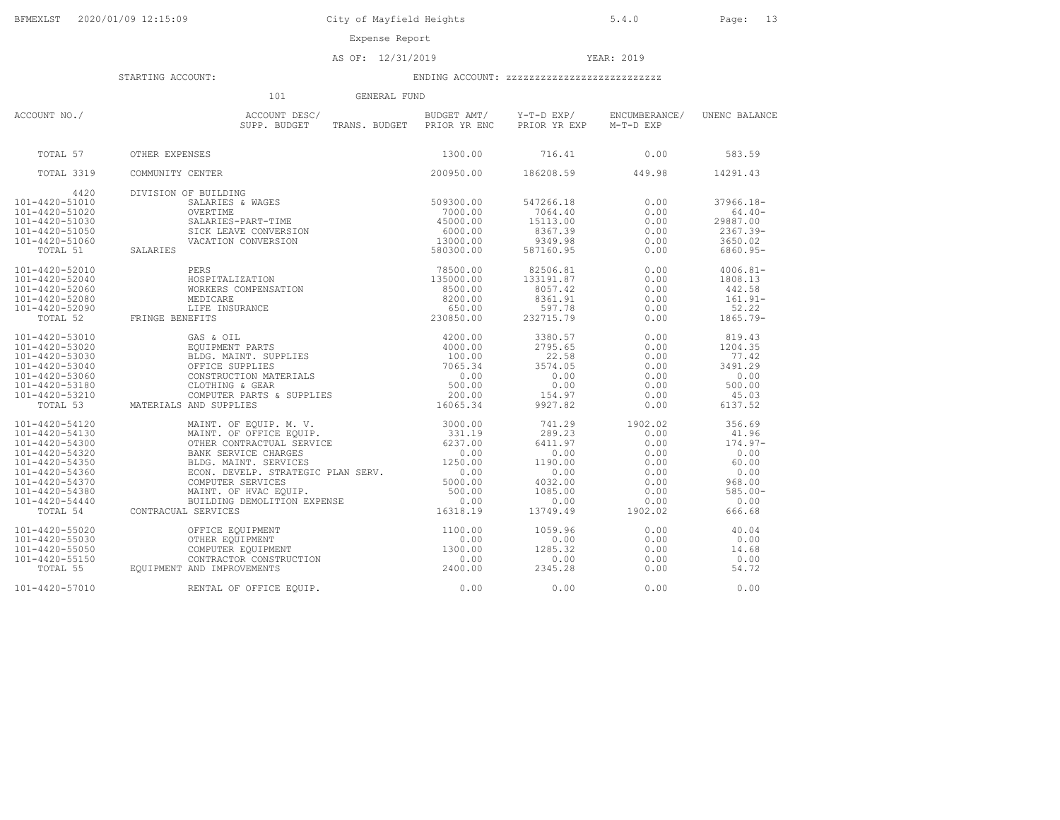City of Mayfield Heights

Expense Report

AS OF: 12/31/2019 YEAR: 2019

STARTING ACCOUNT: ENDING ACCOUNT: zzzzzzzzzzzzzzzzzzzzzzzzz

101 GENERAL FUND

| ACCOUNT NO./ | ACCOUNT DESC/ SUPP. BUDGET | TRANS. BUDGET | BUDGET AMT/ PRIOR YR ENC | Y-T-D EXP/ PRIOR YR EXP | ENCUMBERANCE/ M-T-D EXP | UNENC BALANCE |
|---|---|---|---|---|---|---|
| TOTAL 57 | OTHER EXPENSES | | 1300.00 | 716.41 | 0.00 | 583.59 |
| TOTAL 3319 | COMMUNITY CENTER | | 200950.00 | 186208.59 | 449.98 | 14291.43 |
| 4420 | DIVISION OF BUILDING | | | | | |
| 101-4420-51010 | SALARIES & WAGES | | 509300.00 | 547266.18 | 0.00 | 37966.18- |
| 101-4420-51020 | OVERTIME | | 7000.00 | 7064.40 | 0.00 | 64.40- |
| 101-4420-51030 | SALARIES-PART-TIME | | 45000.00 | 15113.00 | 0.00 | 29887.00 |
| 101-4420-51050 | SICK LEAVE CONVERSION | | 6000.00 | 8367.39 | 0.00 | 2367.39- |
| 101-4420-51060 | VACATION CONVERSION | | 13000.00 | 9349.98 | 0.00 | 3650.02 |
| TOTAL 51 | SALARIES | | 580300.00 | 587160.95 | 0.00 | 6860.95- |
| 101-4420-52010 | PERS | | 78500.00 | 82506.81 | 0.00 | 4006.81- |
| 101-4420-52040 | HOSPITALIZATION | | 135000.00 | 133191.87 | 0.00 | 1808.13 |
| 101-4420-52060 | WORKERS COMPENSATION | | 8500.00 | 8057.42 | 0.00 | 442.58 |
| 101-4420-52080 | MEDICARE | | 8200.00 | 8361.91 | 0.00 | 161.91- |
| 101-4420-52090 | LIFE INSURANCE | | 650.00 | 597.78 | 0.00 | 52.22 |
| TOTAL 52 | FRINGE BENEFITS | | 230850.00 | 232715.79 | 0.00 | 1865.79- |
| 101-4420-53010 | GAS & OIL | | 4200.00 | 3380.57 | 0.00 | 819.43 |
| 101-4420-53020 | EQUIPMENT PARTS | | 4000.00 | 2795.65 | 0.00 | 1204.35 |
| 101-4420-53030 | BLDG. MAINT. SUPPLIES | | 100.00 | 22.58 | 0.00 | 77.42 |
| 101-4420-53040 | OFFICE SUPPLIES | | 7065.34 | 3574.05 | 0.00 | 3491.29 |
| 101-4420-53060 | CONSTRUCTION MATERIALS | | 0.00 | 0.00 | 0.00 | 0.00 |
| 101-4420-53180 | CLOTHING & GEAR | | 500.00 | 0.00 | 0.00 | 500.00 |
| 101-4420-53210 | COMPUTER PARTS & SUPPLIES | | 200.00 | 154.97 | 0.00 | 45.03 |
| TOTAL 53 | MATERIALS AND SUPPLIES | | 16065.34 | 9927.82 | 0.00 | 6137.52 |
| 101-4420-54120 | MAINT. OF EQUIP. M. V. | | 3000.00 | 741.29 | 1902.02 | 356.69 |
| 101-4420-54130 | MAINT. OF OFFICE EQUIP. | | 331.19 | 289.23 | 0.00 | 41.96 |
| 101-4420-54300 | OTHER CONTRACTUAL SERVICE | | 6237.00 | 6411.97 | 0.00 | 174.97- |
| 101-4420-54320 | BANK SERVICE CHARGES | | 0.00 | 0.00 | 0.00 | 0.00 |
| 101-4420-54350 | BLDG. MAINT. SERVICES | | 1250.00 | 1190.00 | 0.00 | 60.00 |
| 101-4420-54360 | ECON. DEVELP. STRATEGIC PLAN SERV. | | 0.00 | 0.00 | 0.00 | 0.00 |
| 101-4420-54370 | COMPUTER SERVICES | | 5000.00 | 4032.00 | 0.00 | 968.00 |
| 101-4420-54380 | MAINT. OF HVAC EQUIP. | | 500.00 | 1085.00 | 0.00 | 585.00- |
| 101-4420-54440 | BUILDING DEMOLITION EXPENSE | | 0.00 | 0.00 | 0.00 | 0.00 |
| TOTAL 54 | CONTRACUAL SERVICES | | 16318.19 | 13749.49 | 1902.02 | 666.68 |
| 101-4420-55020 | OFFICE EQUIPMENT | | 1100.00 | 1059.96 | 0.00 | 40.04 |
| 101-4420-55030 | OTHER EQUIPMENT | | 0.00 | 0.00 | 0.00 | 0.00 |
| 101-4420-55050 | COMPUTER EQUIPMENT | | 1300.00 | 1285.32 | 0.00 | 14.68 |
| 101-4420-55150 | CONTRACTOR CONSTRUCTION | | 0.00 | 0.00 | 0.00 | 0.00 |
| TOTAL 55 | EQUIPMENT AND IMPROVEMENTS | | 2400.00 | 2345.28 | 0.00 | 54.72 |
| 101-4420-57010 | RENTAL OF OFFICE EQUIP. | | 0.00 | 0.00 | 0.00 | 0.00 |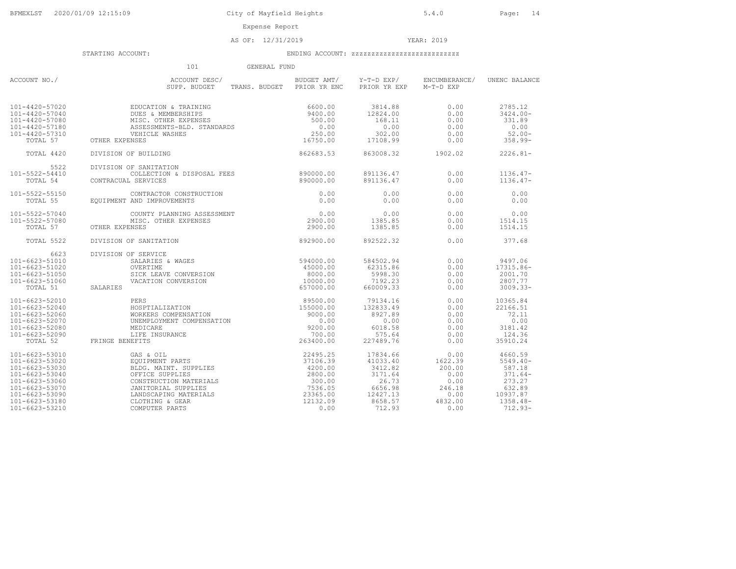City of Mayfield Heights

Expense Report

AS OF: 12/31/2019 YEAR: 2019

STARTING ACCOUNT: ENDING ACCOUNT: zzzzzzzzzzzzzzzzzzzzzzzzz

101 GENERAL FUND

| ACCOUNT NO./ | ACCOUNT DESC/ SUPP. BUDGET TRANS. BUDGET | BUDGET AMT/ PRIOR YR ENC | Y-T-D EXP/ PRIOR YR EXP | ENCUMBERANCE/ M-T-D EXP | UNENC BALANCE |
|---|---|---|---|---|---|
| 101-4420-57020 | EDUCATION & TRAINING | 6600.00 | 3814.88 | 0.00 | 2785.12 |
| 101-4420-57040 | DUES & MEMBERSHIPS | 9400.00 | 12824.00 | 0.00 | 3424.00- |
| 101-4420-57080 | MISC. OTHER EXPENSES | 500.00 | 168.11 | 0.00 | 331.89 |
| 101-4420-57180 | ASSESSMENTS-BLD. STANDARDS | 0.00 | 0.00 | 0.00 | 0.00 |
| 101-4420-57310 | VEHICLE WASHES | 250.00 | 302.00 | 0.00 | 52.00- |
| TOTAL 57 | OTHER EXPENSES | 16750.00 | 17108.99 | 0.00 | 358.99- |
| TOTAL 4420 | DIVISION OF BUILDING | 862683.53 | 863008.32 | 1902.02 | 2226.81- |
| 5522 | DIVISION OF SANITATION | | | | |
| 101-5522-54410 | COLLECTION & DISPOSAL FEES | 890000.00 | 891136.47 | 0.00 | 1136.47- |
| TOTAL 54 | CONTRACUAL SERVICES | 890000.00 | 891136.47 | 0.00 | 1136.47- |
| 101-5522-55150 | CONTRACTOR CONSTRUCTION | 0.00 | 0.00 | 0.00 | 0.00 |
| TOTAL 55 | EQUIPMENT AND IMPROVEMENTS | 0.00 | 0.00 | 0.00 | 0.00 |
| 101-5522-57040 | COUNTY PLANNING ASSESSMENT | 0.00 | 0.00 | 0.00 | 0.00 |
| 101-5522-57080 | MISC. OTHER EXPENSES | 2900.00 | 1385.85 | 0.00 | 1514.15 |
| TOTAL 57 | OTHER EXPENSES | 2900.00 | 1385.85 | 0.00 | 1514.15 |
| TOTAL 5522 | DIVISION OF SANITATION | 892900.00 | 892522.32 | 0.00 | 377.68 |
| 6623 | DIVISION OF SERVICE | | | | |
| 101-6623-51010 | SALARIES & WAGES | 594000.00 | 584502.94 | 0.00 | 9497.06 |
| 101-6623-51020 | OVERTIME | 45000.00 | 62315.86 | 0.00 | 17315.86- |
| 101-6623-51050 | SICK LEAVE CONVERSION | 8000.00 | 5998.30 | 0.00 | 2001.70 |
| 101-6623-51060 | VACATION CONVERSION | 10000.00 | 7192.23 | 0.00 | 2807.77 |
| TOTAL 51 | SALARIES | 657000.00 | 660009.33 | 0.00 | 3009.33- |
| 101-6623-52010 | PERS | 89500.00 | 79134.16 | 0.00 | 10365.84 |
| 101-6623-52040 | HOSPTIALIZATION | 155000.00 | 132833.49 | 0.00 | 22166.51 |
| 101-6623-52060 | WORKERS COMPENSATION | 9000.00 | 8927.89 | 0.00 | 72.11 |
| 101-6623-52070 | UNEMPLOYMENT COMPENSATION | 0.00 | 0.00 | 0.00 | 0.00 |
| 101-6623-52080 | MEDICARE | 9200.00 | 6018.58 | 0.00 | 3181.42 |
| 101-6623-52090 | LIFE INSURANCE | 700.00 | 575.64 | 0.00 | 124.36 |
| TOTAL 52 | FRINGE BENEFITS | 263400.00 | 227489.76 | 0.00 | 35910.24 |
| 101-6623-53010 | GAS & OIL | 22495.25 | 17834.66 | 0.00 | 4660.59 |
| 101-6623-53020 | EQUIPMENT PARTS | 37106.39 | 41033.40 | 1622.39 | 5549.40- |
| 101-6623-53030 | BLDG. MAINT. SUPPLIES | 4200.00 | 3412.82 | 200.00 | 587.18 |
| 101-6623-53040 | OFFICE SUPPLIES | 2800.00 | 3171.64 | 0.00 | 371.64- |
| 101-6623-53060 | CONSTRUCTION MATERIALS | 300.00 | 26.73 | 0.00 | 273.27 |
| 101-6623-53070 | JANITORIAL SUPPLIES | 7536.05 | 6656.98 | 246.18 | 632.89 |
| 101-6623-53090 | LANDSCAPING MATERIALS | 23365.00 | 12427.13 | 0.00 | 10937.87 |
| 101-6623-53180 | CLOTHING & GEAR | 12132.09 | 8658.57 | 4832.00 | 1358.48- |
| 101-6623-53210 | COMPUTER PARTS | 0.00 | 712.93 | 0.00 | 712.93- |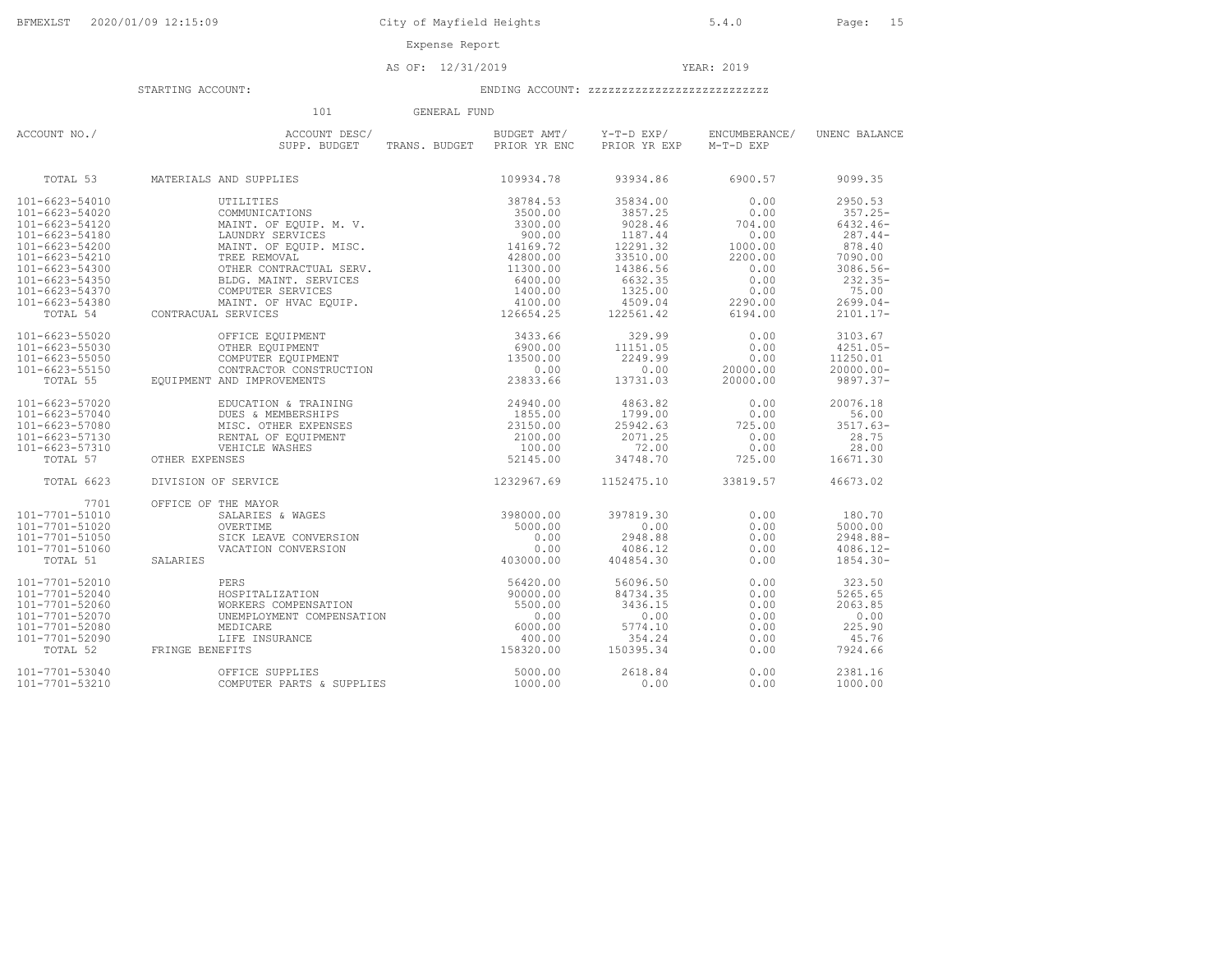City of Mayfield Heights

Expense Report

AS OF: 12/31/2019 YEAR: 2019

STARTING ACCOUNT: ENDING ACCOUNT: zzzzzzzzzzzzzzzzzzzzzzzzz

101 GENERAL FUND

| ACCOUNT NO./ | ACCOUNT DESC/ SUPP. BUDGET | TRANS. BUDGET | BUDGET AMT/ PRIOR YR ENC | Y-T-D EXP/ PRIOR YR EXP | ENCUMBERANCE/ M-T-D EXP | UNENC BALANCE |
|---|---|---|---|---|---|---|
| TOTAL 53 | MATERIALS AND SUPPLIES | | 109934.78 | 93934.86 | 6900.57 | 9099.35 |
| 101-6623-54010 | UTILITIES | | 38784.53 | 35834.00 | 0.00 | 2950.53 |
| 101-6623-54020 | COMMUNICATIONS | | 3500.00 | 3857.25 | 0.00 | 357.25- |
| 101-6623-54120 | MAINT. OF EQUIP. M. V. | | 3300.00 | 9028.46 | 704.00 | 6432.46- |
| 101-6623-54180 | LAUNDRY SERVICES | | 900.00 | 1187.44 | 0.00 | 287.44- |
| 101-6623-54200 | MAINT. OF EQUIP. MISC. | | 14169.72 | 12291.32 | 1000.00 | 878.40 |
| 101-6623-54210 | TREE REMOVAL | | 42800.00 | 33510.00 | 2200.00 | 7090.00 |
| 101-6623-54300 | OTHER CONTRACTUAL SERV. | | 11300.00 | 14386.56 | 0.00 | 3086.56- |
| 101-6623-54350 | BLDG. MAINT. SERVICES | | 6400.00 | 6632.35 | 0.00 | 232.35- |
| 101-6623-54370 | COMPUTER SERVICES | | 1400.00 | 1325.00 | 0.00 | 75.00 |
| 101-6623-54380 | MAINT. OF HVAC EQUIP. | | 4100.00 | 4509.04 | 2290.00 | 2699.04- |
| TOTAL 54 | CONTRACUAL SERVICES | | 126654.25 | 122561.42 | 6194.00 | 2101.17- |
| 101-6623-55020 | OFFICE EQUIPMENT | | 3433.66 | 329.99 | 0.00 | 3103.67 |
| 101-6623-55030 | OTHER EQUIPMENT | | 6900.00 | 11151.05 | 0.00 | 4251.05- |
| 101-6623-55050 | COMPUTER EQUIPMENT | | 13500.00 | 2249.99 | 0.00 | 11250.01 |
| 101-6623-55150 | CONTRACTOR CONSTRUCTION | | 0.00 | 0.00 | 20000.00 | 20000.00- |
| TOTAL 55 | EQUIPMENT AND IMPROVEMENTS | | 23833.66 | 13731.03 | 20000.00 | 9897.37- |
| 101-6623-57020 | EDUCATION & TRAINING | | 24940.00 | 4863.82 | 0.00 | 20076.18 |
| 101-6623-57040 | DUES & MEMBERSHIPS | | 1855.00 | 1799.00 | 0.00 | 56.00 |
| 101-6623-57080 | MISC. OTHER EXPENSES | | 23150.00 | 25942.63 | 725.00 | 3517.63- |
| 101-6623-57130 | RENTAL OF EQUIPMENT | | 2100.00 | 2071.25 | 0.00 | 28.75 |
| 101-6623-57310 | VEHICLE WASHES | | 100.00 | 72.00 | 0.00 | 28.00 |
| TOTAL 57 | OTHER EXPENSES | | 52145.00 | 34748.70 | 725.00 | 16671.30 |
| TOTAL 6623 | DIVISION OF SERVICE | | 1232967.69 | 1152475.10 | 33819.57 | 46673.02 |
| 7701 | OFFICE OF THE MAYOR | | | | | |
| 101-7701-51010 | SALARIES & WAGES | | 398000.00 | 397819.30 | 0.00 | 180.70 |
| 101-7701-51020 | OVERTIME | | 5000.00 | 0.00 | 0.00 | 5000.00 |
| 101-7701-51050 | SICK LEAVE CONVERSION | | 0.00 | 2948.88 | 0.00 | 2948.88- |
| 101-7701-51060 | VACATION CONVERSION | | 0.00 | 4086.12 | 0.00 | 4086.12- |
| TOTAL 51 | SALARIES | | 403000.00 | 404854.30 | 0.00 | 1854.30- |
| 101-7701-52010 | PERS | | 56420.00 | 56096.50 | 0.00 | 323.50 |
| 101-7701-52040 | HOSPITALIZATION | | 90000.00 | 84734.35 | 0.00 | 5265.65 |
| 101-7701-52060 | WORKERS COMPENSATION | | 5500.00 | 3436.15 | 0.00 | 2063.85 |
| 101-7701-52070 | UNEMPLOYMENT COMPENSATION | | 0.00 | 0.00 | 0.00 | 0.00 |
| 101-7701-52080 | MEDICARE | | 6000.00 | 5774.10 | 0.00 | 225.90 |
| 101-7701-52090 | LIFE INSURANCE | | 400.00 | 354.24 | 0.00 | 45.76 |
| TOTAL 52 | FRINGE BENEFITS | | 158320.00 | 150395.34 | 0.00 | 7924.66 |
| 101-7701-53040 | OFFICE SUPPLIES | | 5000.00 | 2618.84 | 0.00 | 2381.16 |
| 101-7701-53210 | COMPUTER PARTS & SUPPLIES | | 1000.00 | 0.00 | 0.00 | 1000.00 |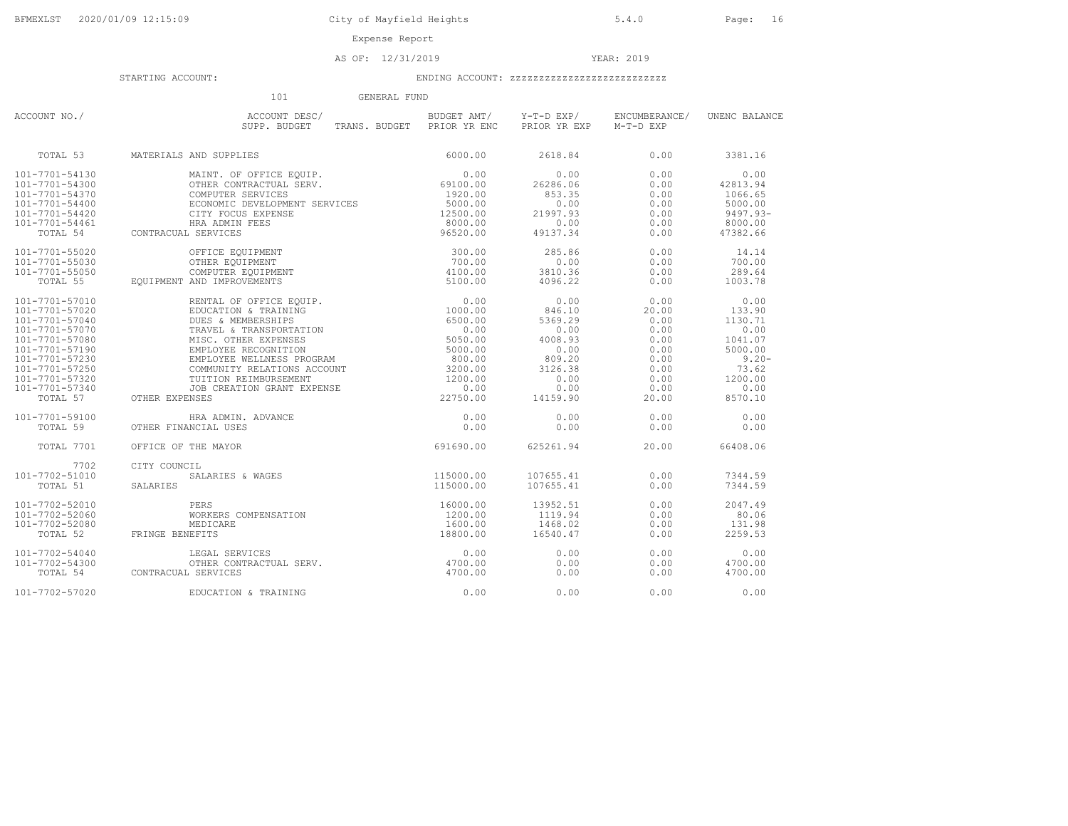Expense Report

AS OF: 12/31/2019 YEAR: 2019

STARTING ACCOUNT: ENDING ACCOUNT: zzzzzzzzzzzzzzzzzzzzzzzzz

101 GENERAL FUND

| ACCOUNT NO./ | ACCOUNT DESC/ SUPP. BUDGET | TRANS. BUDGET | BUDGET AMT/ PRIOR YR ENC | Y-T-D EXP/ PRIOR YR EXP | ENCUMBERANCE/ M-T-D EXP | UNENC BALANCE |
|---|---|---|---|---|---|---|
| TOTAL 53 | MATERIALS AND SUPPLIES | | 6000.00 | 2618.84 | 0.00 | 3381.16 |
| 101-7701-54130 | MAINT. OF OFFICE EQUIP. | | 0.00 | 0.00 | 0.00 | 0.00 |
| 101-7701-54300 | OTHER CONTRACTUAL SERV. | | 69100.00 | 26286.06 | 0.00 | 42813.94 |
| 101-7701-54370 | COMPUTER SERVICES | | 1920.00 | 853.35 | 0.00 | 1066.65 |
| 101-7701-54400 | ECONOMIC DEVELOPMENT SERVICES | | 5000.00 | 0.00 | 0.00 | 5000.00 |
| 101-7701-54420 | CITY FOCUS EXPENSE | | 12500.00 | 21997.93 | 0.00 | 9497.93- |
| 101-7701-54461 | HRA ADMIN FEES | | 8000.00 | 0.00 | 0.00 | 8000.00 |
| TOTAL 54 | CONTRACUAL SERVICES | | 96520.00 | 49137.34 | 0.00 | 47382.66 |
| 101-7701-55020 | OFFICE EQUIPMENT | | 300.00 | 285.86 | 0.00 | 14.14 |
| 101-7701-55030 | OTHER EQUIPMENT | | 700.00 | 0.00 | 0.00 | 700.00 |
| 101-7701-55050 | COMPUTER EQUIPMENT | | 4100.00 | 3810.36 | 0.00 | 289.64 |
| TOTAL 55 | EQUIPMENT AND IMPROVEMENTS | | 5100.00 | 4096.22 | 0.00 | 1003.78 |
| 101-7701-57010 | RENTAL OF OFFICE EQUIP. | | 0.00 | 0.00 | 0.00 | 0.00 |
| 101-7701-57020 | EDUCATION & TRAINING | | 1000.00 | 846.10 | 20.00 | 133.90 |
| 101-7701-57040 | DUES & MEMBERSHIPS | | 6500.00 | 5369.29 | 0.00 | 1130.71 |
| 101-7701-57070 | TRAVEL & TRANSPORTATION | | 0.00 | 0.00 | 0.00 | 0.00 |
| 101-7701-57080 | MISC. OTHER EXPENSES | | 5050.00 | 4008.93 | 0.00 | 1041.07 |
| 101-7701-57190 | EMPLOYEE RECOGNITION | | 5000.00 | 0.00 | 0.00 | 5000.00 |
| 101-7701-57230 | EMPLOYEE WELLNESS PROGRAM | | 800.00 | 809.20 | 0.00 | 9.20- |
| 101-7701-57250 | COMMUNITY RELATIONS ACCOUNT | | 3200.00 | 3126.38 | 0.00 | 73.62 |
| 101-7701-57320 | TUITION REIMBURSEMENT | | 1200.00 | 0.00 | 0.00 | 1200.00 |
| 101-7701-57340 | JOB CREATION GRANT EXPENSE | | 0.00 | 0.00 | 0.00 | 0.00 |
| TOTAL 57 | OTHER EXPENSES | | 22750.00 | 14159.90 | 20.00 | 8570.10 |
| 101-7701-59100 | HRA ADMIN. ADVANCE | | 0.00 | 0.00 | 0.00 | 0.00 |
| TOTAL 59 | OTHER FINANCIAL USES | | 0.00 | 0.00 | 0.00 | 0.00 |
| TOTAL 7701 | OFFICE OF THE MAYOR | | 691690.00 | 625261.94 | 20.00 | 66408.06 |
| 7702 | CITY COUNCIL | | | | | |
| 101-7702-51010 | SALARIES & WAGES | | 115000.00 | 107655.41 | 0.00 | 7344.59 |
| TOTAL 51 | SALARIES | | 115000.00 | 107655.41 | 0.00 | 7344.59 |
| 101-7702-52010 | PERS | | 16000.00 | 13952.51 | 0.00 | 2047.49 |
| 101-7702-52060 | WORKERS COMPENSATION | | 1200.00 | 1119.94 | 0.00 | 80.06 |
| 101-7702-52080 | MEDICARE | | 1600.00 | 1468.02 | 0.00 | 131.98 |
| TOTAL 52 | FRINGE BENEFITS | | 18800.00 | 16540.47 | 0.00 | 2259.53 |
| 101-7702-54040 | LEGAL SERVICES | | 0.00 | 0.00 | 0.00 | 0.00 |
| 101-7702-54300 | OTHER CONTRACTUAL SERV. | | 4700.00 | 0.00 | 0.00 | 4700.00 |
| TOTAL 54 | CONTRACUAL SERVICES | | 4700.00 | 0.00 | 0.00 | 4700.00 |
| 101-7702-57020 | EDUCATION & TRAINING | | 0.00 | 0.00 | 0.00 | 0.00 |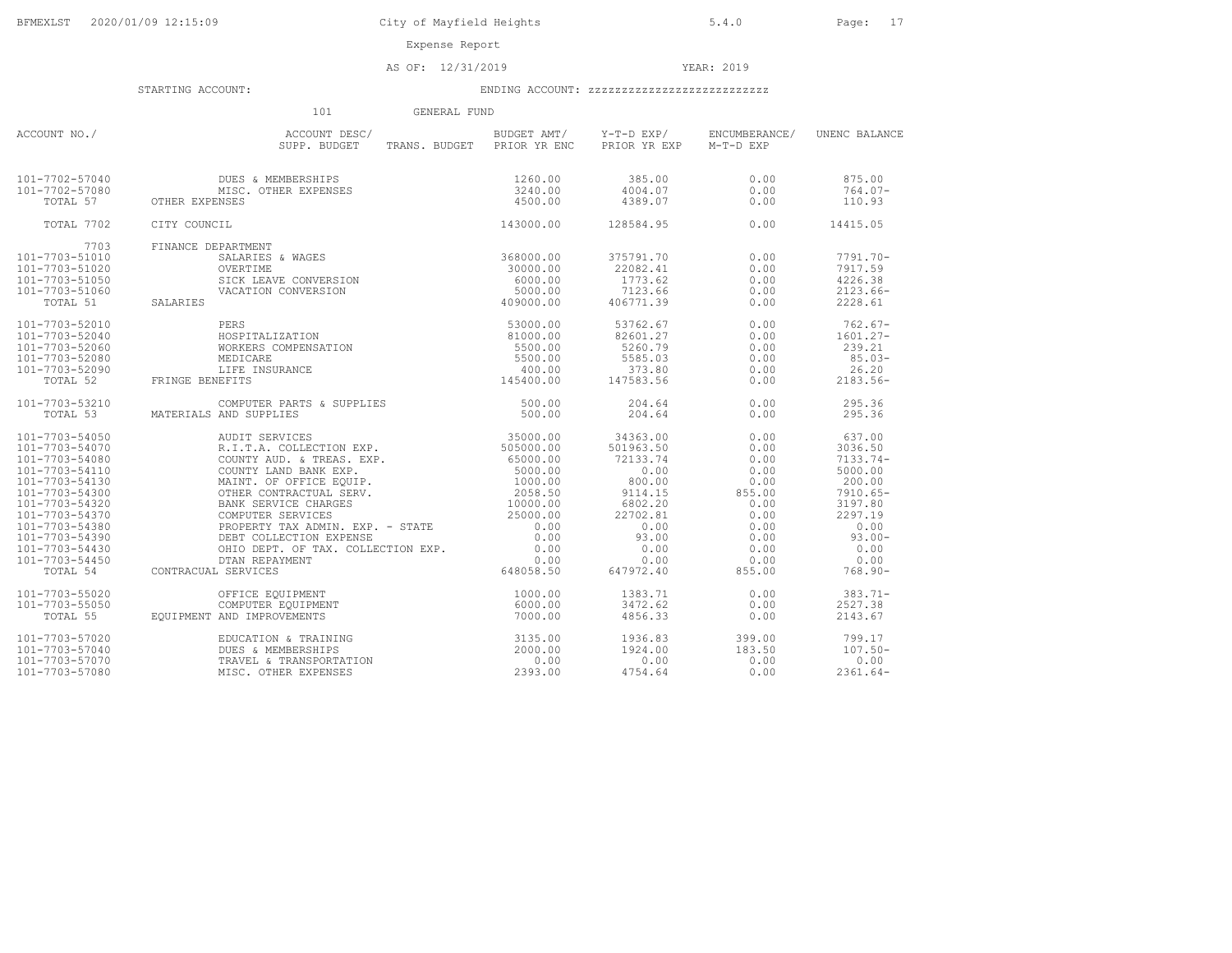City of Mayfield Heights

Expense Report

AS OF: 12/31/2019 YEAR: 2019

STARTING ACCOUNT: ENDING ACCOUNT: zzzzzzzzzzzzzzzzzzzzzzzzz

101 GENERAL FUND

| ACCOUNT NO./ | ACCOUNT DESC/ SUPP. BUDGET | TRANS. BUDGET | BUDGET AMT/ PRIOR YR ENC | Y-T-D EXP/ PRIOR YR EXP | ENCUMBERANCE/ M-T-D EXP | UNENC BALANCE |
|---|---|---|---|---|---|---|
| 101-7702-57040 | DUES & MEMBERSHIPS | | 1260.00 | 385.00 | 0.00 | 875.00 |
| 101-7702-57080 | MISC. OTHER EXPENSES | | 3240.00 | 4004.07 | 0.00 | 764.07- |
| TOTAL 57 | OTHER EXPENSES | | 4500.00 | 4389.07 | 0.00 | 110.93 |
| TOTAL 7702 | CITY COUNCIL | | 143000.00 | 128584.95 | 0.00 | 14415.05 |
| 7703 | FINANCE DEPARTMENT | | | | | |
| 101-7703-51010 | SALARIES & WAGES | | 368000.00 | 375791.70 | 0.00 | 7791.70- |
| 101-7703-51020 | OVERTIME | | 30000.00 | 22082.41 | 0.00 | 7917.59 |
| 101-7703-51050 | SICK LEAVE CONVERSION | | 6000.00 | 1773.62 | 0.00 | 4226.38 |
| 101-7703-51060 | VACATION CONVERSION | | 5000.00 | 7123.66 | 0.00 | 2123.66- |
| TOTAL 51 | SALARIES | | 409000.00 | 406771.39 | 0.00 | 2228.61 |
| 101-7703-52010 | PERS | | 53000.00 | 53762.67 | 0.00 | 762.67- |
| 101-7703-52040 | HOSPITALIZATION | | 81000.00 | 82601.27 | 0.00 | 1601.27- |
| 101-7703-52060 | WORKERS COMPENSATION | | 5500.00 | 5260.79 | 0.00 | 239.21 |
| 101-7703-52080 | MEDICARE | | 5500.00 | 5585.03 | 0.00 | 85.03- |
| 101-7703-52090 | LIFE INSURANCE | | 400.00 | 373.80 | 0.00 | 26.20 |
| TOTAL 52 | FRINGE BENEFITS | | 145400.00 | 147583.56 | 0.00 | 2183.56- |
| 101-7703-53210 | COMPUTER PARTS & SUPPLIES | | 500.00 | 204.64 | 0.00 | 295.36 |
| TOTAL 53 | MATERIALS AND SUPPLIES | | 500.00 | 204.64 | 0.00 | 295.36 |
| 101-7703-54050 | AUDIT SERVICES | | 35000.00 | 34363.00 | 0.00 | 637.00 |
| 101-7703-54070 | R.I.T.A. COLLECTION EXP. | | 505000.00 | 501963.50 | 0.00 | 3036.50 |
| 101-7703-54080 | COUNTY AUD. & TREAS. EXP. | | 65000.00 | 72133.74 | 0.00 | 7133.74- |
| 101-7703-54110 | COUNTY LAND BANK EXP. | | 5000.00 | 0.00 | 0.00 | 5000.00 |
| 101-7703-54130 | MAINT. OF OFFICE EQUIP. | | 1000.00 | 800.00 | 0.00 | 200.00 |
| 101-7703-54300 | OTHER CONTRACTUAL SERV. | | 2058.50 | 9114.15 | 855.00 | 7910.65- |
| 101-7703-54320 | BANK SERVICE CHARGES | | 10000.00 | 6802.20 | 0.00 | 3197.80 |
| 101-7703-54370 | COMPUTER SERVICES | | 25000.00 | 22702.81 | 0.00 | 2297.19 |
| 101-7703-54380 | PROPERTY TAX ADMIN. EXP. - STATE | | 0.00 | 0.00 | 0.00 | 0.00 |
| 101-7703-54390 | DEBT COLLECTION EXPENSE | | 0.00 | 93.00 | 0.00 | 93.00- |
| 101-7703-54430 | OHIO DEPT. OF TAX. COLLECTION EXP. | | 0.00 | 0.00 | 0.00 | 0.00 |
| 101-7703-54450 | DTAN REPAYMENT | | 0.00 | 0.00 | 0.00 | 0.00 |
| TOTAL 54 | CONTRACUAL SERVICES | | 648058.50 | 647972.40 | 855.00 | 768.90- |
| 101-7703-55020 | OFFICE EQUIPMENT | | 1000.00 | 1383.71 | 0.00 | 383.71- |
| 101-7703-55050 | COMPUTER EQUIPMENT | | 6000.00 | 3472.62 | 0.00 | 2527.38 |
| TOTAL 55 | EQUIPMENT AND IMPROVEMENTS | | 7000.00 | 4856.33 | 0.00 | 2143.67 |
| 101-7703-57020 | EDUCATION & TRAINING | | 3135.00 | 1936.83 | 399.00 | 799.17 |
| 101-7703-57040 | DUES & MEMBERSHIPS | | 2000.00 | 1924.00 | 183.50 | 107.50- |
| 101-7703-57070 | TRAVEL & TRANSPORTATION | | 0.00 | 0.00 | 0.00 | 0.00 |
| 101-7703-57080 | MISC. OTHER EXPENSES | | 2393.00 | 4754.64 | 0.00 | 2361.64- |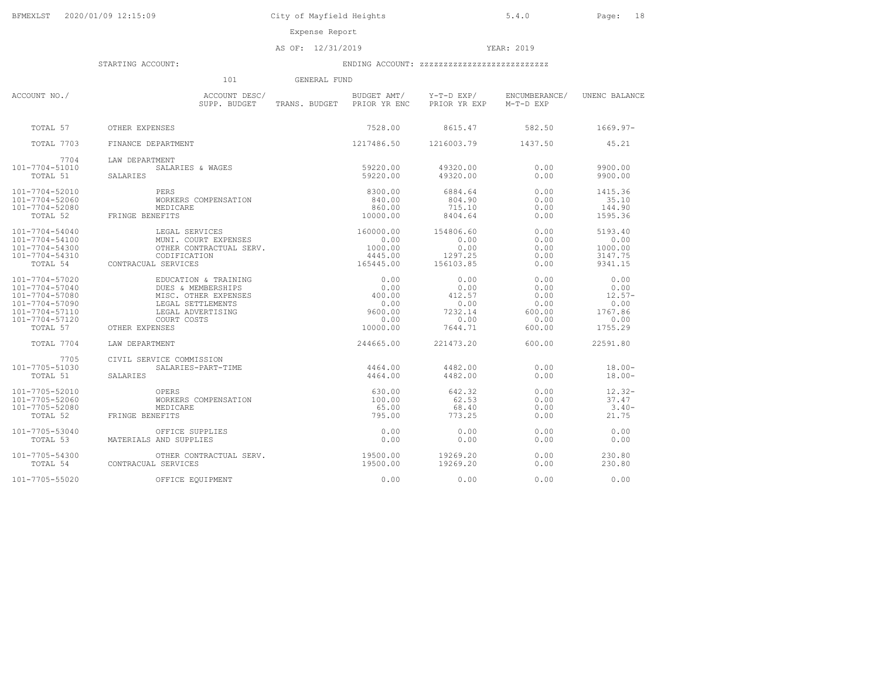City of Mayfield Heights

Expense Report

AS OF: 12/31/2019 YEAR: 2019

STARTING ACCOUNT: ENDING ACCOUNT: zzzzzzzzzzzzzzzzzzzzzzzzz

101 GENERAL FUND

| ACCOUNT NO./ | ACCOUNT DESC/ SUPP. BUDGET | TRANS. BUDGET | BUDGET AMT/ PRIOR YR ENC | Y-T-D EXP/ PRIOR YR EXP | ENCUMBERANCE/ M-T-D EXP | UNENC BALANCE |
|---|---|---|---|---|---|---|
| TOTAL 57 | OTHER EXPENSES | | 7528.00 | 8615.47 | 582.50 | 1669.97- |
| TOTAL 7703 | FINANCE DEPARTMENT | | 1217486.50 | 1216003.79 | 1437.50 | 45.21 |
| 7704 | LAW DEPARTMENT | | | | | |
| 101-7704-51010 | SALARIES & WAGES | | 59220.00 | 49320.00 | 0.00 | 9900.00 |
| TOTAL 51 | SALARIES | | 59220.00 | 49320.00 | 0.00 | 9900.00 |
| 101-7704-52010 | PERS | | 8300.00 | 6884.64 | 0.00 | 1415.36 |
| 101-7704-52060 | WORKERS COMPENSATION | | 840.00 | 804.90 | 0.00 | 35.10 |
| 101-7704-52080 | MEDICARE | | 860.00 | 715.10 | 0.00 | 144.90 |
| TOTAL 52 | FRINGE BENEFITS | | 10000.00 | 8404.64 | 0.00 | 1595.36 |
| 101-7704-54040 | LEGAL SERVICES | | 160000.00 | 154806.60 | 0.00 | 5193.40 |
| 101-7704-54100 | MUNI. COURT EXPENSES | | 0.00 | 0.00 | 0.00 | 0.00 |
| 101-7704-54300 | OTHER CONTRACTUAL SERV. | | 1000.00 | 0.00 | 0.00 | 1000.00 |
| 101-7704-54310 | CODIFICATION | | 4445.00 | 1297.25 | 0.00 | 3147.75 |
| TOTAL 54 | CONTRACUAL SERVICES | | 165445.00 | 156103.85 | 0.00 | 9341.15 |
| 101-7704-57020 | EDUCATION & TRAINING | | 0.00 | 0.00 | 0.00 | 0.00 |
| 101-7704-57040 | DUES & MEMBERSHIPS | | 0.00 | 0.00 | 0.00 | 0.00 |
| 101-7704-57080 | MISC. OTHER EXPENSES | | 400.00 | 412.57 | 0.00 | 12.57- |
| 101-7704-57090 | LEGAL SETTLEMENTS | | 0.00 | 0.00 | 0.00 | 0.00 |
| 101-7704-57110 | LEGAL ADVERTISING | | 9600.00 | 7232.14 | 600.00 | 1767.86 |
| 101-7704-57120 | COURT COSTS | | 0.00 | 0.00 | 0.00 | 0.00 |
| TOTAL 57 | OTHER EXPENSES | | 10000.00 | 7644.71 | 600.00 | 1755.29 |
| TOTAL 7704 | LAW DEPARTMENT | | 244665.00 | 221473.20 | 600.00 | 22591.80 |
| 7705 | CIVIL SERVICE COMMISSION | | | | | |
| 101-7705-51030 | SALARIES-PART-TIME | | 4464.00 | 4482.00 | 0.00 | 18.00- |
| TOTAL 51 | SALARIES | | 4464.00 | 4482.00 | 0.00 | 18.00- |
| 101-7705-52010 | OPERS | | 630.00 | 642.32 | 0.00 | 12.32- |
| 101-7705-52060 | WORKERS COMPENSATION | | 100.00 | 62.53 | 0.00 | 37.47 |
| 101-7705-52080 | MEDICARE | | 65.00 | 68.40 | 0.00 | 3.40- |
| TOTAL 52 | FRINGE BENEFITS | | 795.00 | 773.25 | 0.00 | 21.75 |
| 101-7705-53040 | OFFICE SUPPLIES | | 0.00 | 0.00 | 0.00 | 0.00 |
| TOTAL 53 | MATERIALS AND SUPPLIES | | 0.00 | 0.00 | 0.00 | 0.00 |
| 101-7705-54300 | OTHER CONTRACTUAL SERV. | | 19500.00 | 19269.20 | 0.00 | 230.80 |
| TOTAL 54 | CONTRACUAL SERVICES | | 19500.00 | 19269.20 | 0.00 | 230.80 |
| 101-7705-55020 | OFFICE EQUIPMENT | | 0.00 | 0.00 | 0.00 | 0.00 |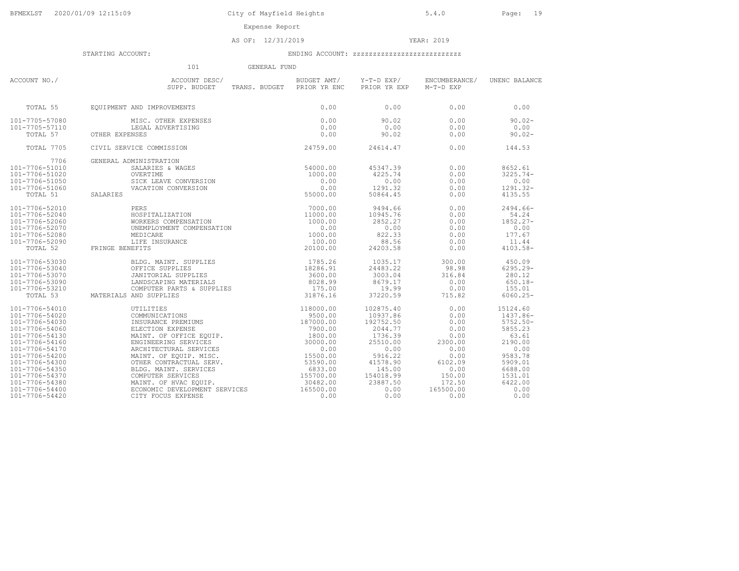Expense Report

AS OF: 12/31/2019 YEAR: 2019

STARTING ACCOUNT: ENDING ACCOUNT: zzzzzzzzzzzzzzzzzzzzzzzzz

101 GENERAL FUND

| ACCOUNT NO./ | ACCOUNT DESC/ SUPP. BUDGET | TRANS. BUDGET | BUDGET AMT/ PRIOR YR ENC | Y-T-D EXP/ PRIOR YR EXP | ENCUMBERANCE/ M-T-D EXP | UNENC BALANCE |
|---|---|---|---|---|---|---|
| TOTAL 55 | EQUIPMENT AND IMPROVEMENTS | | 0.00 | 0.00 | 0.00 | 0.00 |
| 101-7705-57080 | MISC. OTHER EXPENSES | | 0.00 | 90.02 | 0.00 | 90.02- |
| 101-7705-57110 | LEGAL ADVERTISING | | 0.00 | 0.00 | 0.00 | 0.00 |
| TOTAL 57 | OTHER EXPENSES | | 0.00 | 90.02 | 0.00 | 90.02- |
| TOTAL 7705 | CIVIL SERVICE COMMISSION | | 24759.00 | 24614.47 | 0.00 | 144.53 |
| 7706 | GENERAL ADMINISTRATION | | | | | |
| 101-7706-51010 | SALARIES & WAGES | | 54000.00 | 45347.39 | 0.00 | 8652.61 |
| 101-7706-51020 | OVERTIME | | 1000.00 | 4225.74 | 0.00 | 3225.74- |
| 101-7706-51050 | SICK LEAVE CONVERSION | | 0.00 | 0.00 | 0.00 | 0.00 |
| 101-7706-51060 | VACATION CONVERSION | | 0.00 | 1291.32 | 0.00 | 1291.32- |
| TOTAL 51 | SALARIES | | 55000.00 | 50864.45 | 0.00 | 4135.55 |
| 101-7706-52010 | PERS | | 7000.00 | 9494.66 | 0.00 | 2494.66- |
| 101-7706-52040 | HOSPITALIZATION | | 11000.00 | 10945.76 | 0.00 | 54.24 |
| 101-7706-52060 | WORKERS COMPENSATION | | 1000.00 | 2852.27 | 0.00 | 1852.27- |
| 101-7706-52070 | UNEMPLOYMENT COMPENSATION | | 0.00 | 0.00 | 0.00 | 0.00 |
| 101-7706-52080 | MEDICARE | | 1000.00 | 822.33 | 0.00 | 177.67 |
| 101-7706-52090 | LIFE INSURANCE | | 100.00 | 88.56 | 0.00 | 11.44 |
| TOTAL 52 | FRINGE BENEFITS | | 20100.00 | 24203.58 | 0.00 | 4103.58- |
| 101-7706-53030 | BLDG. MAINT. SUPPLIES | | 1785.26 | 1035.17 | 300.00 | 450.09 |
| 101-7706-53040 | OFFICE SUPPLIES | | 18286.91 | 24483.22 | 98.98 | 6295.29- |
| 101-7706-53070 | JANITORIAL SUPPLIES | | 3600.00 | 3003.04 | 316.84 | 280.12 |
| 101-7706-53090 | LANDSCAPING MATERIALS | | 8028.99 | 8679.17 | 0.00 | 650.18- |
| 101-7706-53210 | COMPUTER PARTS & SUPPLIES | | 175.00 | 19.99 | 0.00 | 155.01 |
| TOTAL 53 | MATERIALS AND SUPPLIES | | 31876.16 | 37220.59 | 715.82 | 6060.25- |
| 101-7706-54010 | UTILITIES | | 118000.00 | 102875.40 | 0.00 | 15124.60 |
| 101-7706-54020 | COMMUNICATIONS | | 9500.00 | 10937.86 | 0.00 | 1437.86- |
| 101-7706-54030 | INSURANCE PREMIUMS | | 187000.00 | 192752.50 | 0.00 | 5752.50- |
| 101-7706-54060 | ELECTION EXPENSE | | 7900.00 | 2044.77 | 0.00 | 5855.23 |
| 101-7706-54130 | MAINT. OF OFFICE EQUIP. | | 1800.00 | 1736.39 | 0.00 | 63.61 |
| 101-7706-54160 | ENGINEERING SERVICES | | 30000.00 | 25510.00 | 2300.00 | 2190.00 |
| 101-7706-54170 | ARCHITECTURAL SERVICES | | 0.00 | 0.00 | 0.00 | 0.00 |
| 101-7706-54200 | MAINT. OF EQUIP. MISC. | | 15500.00 | 5916.22 | 0.00 | 9583.78 |
| 101-7706-54300 | OTHER CONTRACTUAL SERV. | | 53590.00 | 41578.90 | 6102.09 | 5909.01 |
| 101-7706-54350 | BLDG. MAINT. SERVICES | | 6833.00 | 145.00 | 0.00 | 6688.00 |
| 101-7706-54370 | COMPUTER SERVICES | | 155700.00 | 154018.99 | 150.00 | 1531.01 |
| 101-7706-54380 | MAINT. OF HVAC EQUIP. | | 30482.00 | 23887.50 | 172.50 | 6422.00 |
| 101-7706-54400 | ECONOMIC DEVELOPMENT SERVICES | | 165500.00 | 0.00 | 165500.00 | 0.00 |
| 101-7706-54420 | CITY FOCUS EXPENSE | | 0.00 | 0.00 | 0.00 | 0.00 |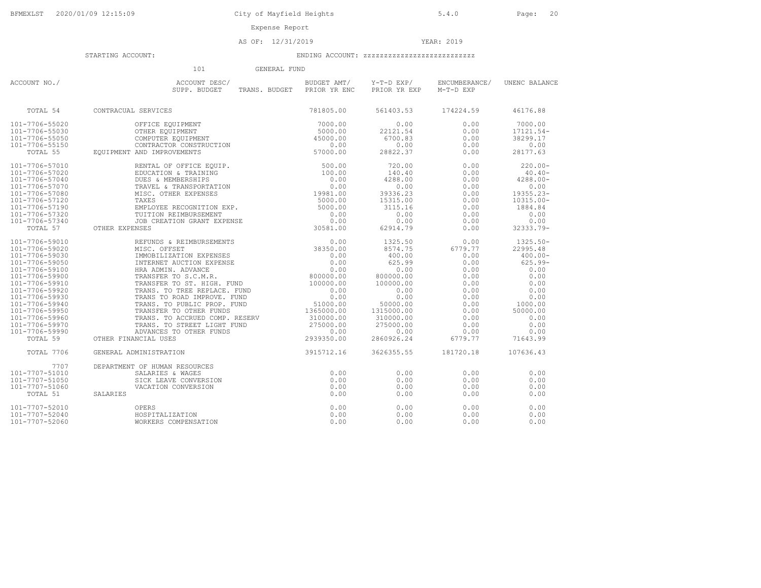Expense Report

AS OF: 12/31/2019 YEAR: 2019

STARTING ACCOUNT: ENDING ACCOUNT: zzzzzzzzzzzzzzzzzzzzzzzzz

101 GENERAL FUND

| ACCOUNT NO./ | ACCOUNT DESC/ SUPP. BUDGET | TRANS. BUDGET | BUDGET AMT/ PRIOR YR ENC | Y-T-D EXP/ PRIOR YR EXP | ENCUMBERANCE/ M-T-D EXP | UNENC BALANCE |
|---|---|---|---|---|---|---|
| TOTAL 54 | CONTRACUAL SERVICES | | 781805.00 | 561403.53 | 174224.59 | 46176.88 |
| 101-7706-55020 | OFFICE EQUIPMENT | | 7000.00 | 0.00 | 0.00 | 7000.00 |
| 101-7706-55030 | OTHER EQUIPMENT | | 5000.00 | 22121.54 | 0.00 | 17121.54- |
| 101-7706-55050 | COMPUTER EQUIPMENT | | 45000.00 | 6700.83 | 0.00 | 38299.17 |
| 101-7706-55150 | CONTRACTOR CONSTRUCTION | | 0.00 | 0.00 | 0.00 | 0.00 |
| TOTAL 55 | EQUIPMENT AND IMPROVEMENTS | | 57000.00 | 28822.37 | 0.00 | 28177.63 |
| 101-7706-57010 | RENTAL OF OFFICE EQUIP. | | 500.00 | 720.00 | 0.00 | 220.00- |
| 101-7706-57020 | EDUCATION & TRAINING | | 100.00 | 140.40 | 0.00 | 40.40- |
| 101-7706-57040 | DUES & MEMBERSHIPS | | 0.00 | 4288.00 | 0.00 | 4288.00- |
| 101-7706-57070 | TRAVEL & TRANSPORTATION | | 0.00 | 0.00 | 0.00 | 0.00 |
| 101-7706-57080 | MISC. OTHER EXPENSES | | 19981.00 | 39336.23 | 0.00 | 19355.23- |
| 101-7706-57120 | TAXES | | 5000.00 | 15315.00 | 0.00 | 10315.00- |
| 101-7706-57190 | EMPLOYEE RECOGNITION EXP. | | 5000.00 | 3115.16 | 0.00 | 1884.84 |
| 101-7706-57320 | TUITION REIMBURSEMENT | | 0.00 | 0.00 | 0.00 | 0.00 |
| 101-7706-57340 | JOB CREATION GRANT EXPENSE | | 0.00 | 0.00 | 0.00 | 0.00 |
| TOTAL 57 | OTHER EXPENSES | | 30581.00 | 62914.79 | 0.00 | 32333.79- |
| 101-7706-59010 | REFUNDS & REIMBURSEMENTS | | 0.00 | 1325.50 | 0.00 | 1325.50- |
| 101-7706-59020 | MISC. OFFSET | | 38350.00 | 8574.75 | 6779.77 | 22995.48 |
| 101-7706-59030 | IMMOBILIZATION EXPENSES | | 0.00 | 400.00 | 0.00 | 400.00- |
| 101-7706-59050 | INTERNET AUCTION EXPENSE | | 0.00 | 625.99 | 0.00 | 625.99- |
| 101-7706-59100 | HRA ADMIN. ADVANCE | | 0.00 | 0.00 | 0.00 | 0.00 |
| 101-7706-59900 | TRANSFER TO S.C.M.R. | | 800000.00 | 800000.00 | 0.00 | 0.00 |
| 101-7706-59910 | TRANSFER TO ST. HIGH. FUND | | 100000.00 | 100000.00 | 0.00 | 0.00 |
| 101-7706-59920 | TRANS. TO TREE REPLACE. FUND | | 0.00 | 0.00 | 0.00 | 0.00 |
| 101-7706-59930 | TRANS TO ROAD IMPROVE. FUND | | 0.00 | 0.00 | 0.00 | 0.00 |
| 101-7706-59940 | TRANS. TO PUBLIC PROP. FUND | | 51000.00 | 50000.00 | 0.00 | 1000.00 |
| 101-7706-59950 | TRANSFER TO OTHER FUNDS | | 1365000.00 | 1315000.00 | 0.00 | 50000.00 |
| 101-7706-59960 | TRANS. TO ACCRUED COMP. RESERV | | 310000.00 | 310000.00 | 0.00 | 0.00 |
| 101-7706-59970 | TRANS. TO STREET LIGHT FUND | | 275000.00 | 275000.00 | 0.00 | 0.00 |
| 101-7706-59990 | ADVANCES TO OTHER FUNDS | | 0.00 | 0.00 | 0.00 | 0.00 |
| TOTAL 59 | OTHER FINANCIAL USES | | 2939350.00 | 2860926.24 | 6779.77 | 71643.99 |
| TOTAL 7706 | GENERAL ADMINISTRATION | | 3915712.16 | 3626355.55 | 181720.18 | 107636.43 |
| 7707 | DEPARTMENT OF HUMAN RESOURCES | | | | | |
| 101-7707-51010 | SALARIES & WAGES | | 0.00 | 0.00 | 0.00 | 0.00 |
| 101-7707-51050 | SICK LEAVE CONVERSION | | 0.00 | 0.00 | 0.00 | 0.00 |
| 101-7707-51060 | VACATION CONVERSION | | 0.00 | 0.00 | 0.00 | 0.00 |
| TOTAL 51 | SALARIES | | 0.00 | 0.00 | 0.00 | 0.00 |
| 101-7707-52010 | OPERS | | 0.00 | 0.00 | 0.00 | 0.00 |
| 101-7707-52040 | HOSPITALIZATION | | 0.00 | 0.00 | 0.00 | 0.00 |
| 101-7707-52060 | WORKERS COMPENSATION | | 0.00 | 0.00 | 0.00 | 0.00 |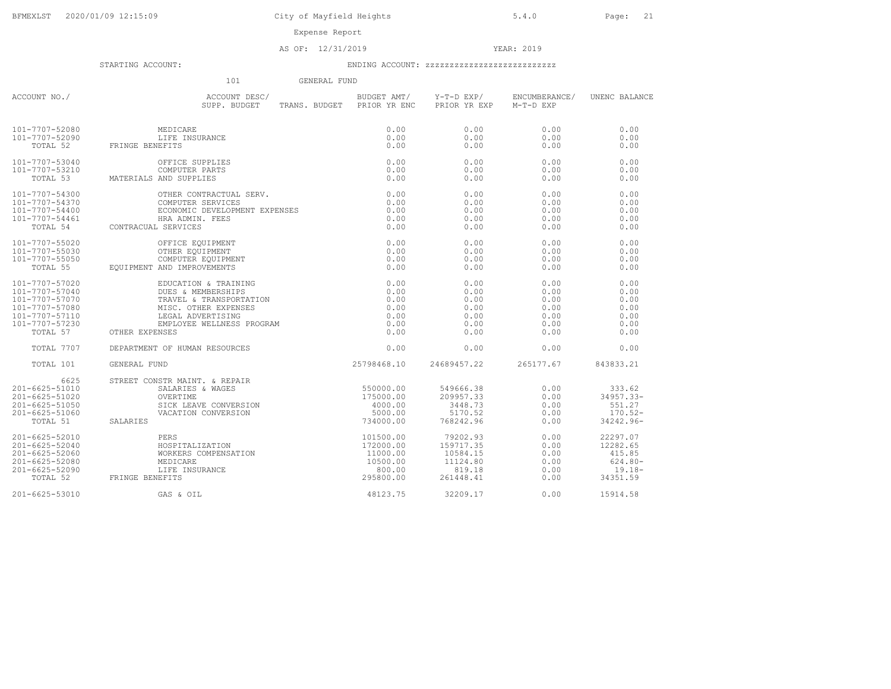City of Mayfield Heights

Expense Report

AS OF: 12/31/2019 YEAR: 2019

STARTING ACCOUNT: ENDING ACCOUNT: zzzzzzzzzzzzzzzzzzzzzzzzz

101 GENERAL FUND

| ACCOUNT NO./ | ACCOUNT DESC/ SUPP. BUDGET | TRANS. BUDGET | BUDGET AMT/ PRIOR YR ENC | Y-T-D EXP/ PRIOR YR EXP | ENCUMBERANCE/ M-T-D EXP | UNENC BALANCE |
|---|---|---|---|---|---|---|
| 101-7707-52080 | MEDICARE | | 0.00 | 0.00 | 0.00 | 0.00 |
| 101-7707-52090 | LIFE INSURANCE | | 0.00 | 0.00 | 0.00 | 0.00 |
| TOTAL 52 | FRINGE BENEFITS | | 0.00 | 0.00 | 0.00 | 0.00 |
| 101-7707-53040 | OFFICE SUPPLIES | | 0.00 | 0.00 | 0.00 | 0.00 |
| 101-7707-53210 | COMPUTER PARTS | | 0.00 | 0.00 | 0.00 | 0.00 |
| TOTAL 53 | MATERIALS AND SUPPLIES | | 0.00 | 0.00 | 0.00 | 0.00 |
| 101-7707-54300 | OTHER CONTRACTUAL SERV. | | 0.00 | 0.00 | 0.00 | 0.00 |
| 101-7707-54370 | COMPUTER SERVICES | | 0.00 | 0.00 | 0.00 | 0.00 |
| 101-7707-54400 | ECONOMIC DEVELOPMENT EXPENSES | | 0.00 | 0.00 | 0.00 | 0.00 |
| 101-7707-54461 | HRA ADMIN. FEES | | 0.00 | 0.00 | 0.00 | 0.00 |
| TOTAL 54 | CONTRACUAL SERVICES | | 0.00 | 0.00 | 0.00 | 0.00 |
| 101-7707-55020 | OFFICE EQUIPMENT | | 0.00 | 0.00 | 0.00 | 0.00 |
| 101-7707-55030 | OTHER EQUIPMENT | | 0.00 | 0.00 | 0.00 | 0.00 |
| 101-7707-55050 | COMPUTER EQUIPMENT | | 0.00 | 0.00 | 0.00 | 0.00 |
| TOTAL 55 | EQUIPMENT AND IMPROVEMENTS | | 0.00 | 0.00 | 0.00 | 0.00 |
| 101-7707-57020 | EDUCATION & TRAINING | | 0.00 | 0.00 | 0.00 | 0.00 |
| 101-7707-57040 | DUES & MEMBERSHIPS | | 0.00 | 0.00 | 0.00 | 0.00 |
| 101-7707-57070 | TRAVEL & TRANSPORTATION | | 0.00 | 0.00 | 0.00 | 0.00 |
| 101-7707-57080 | MISC. OTHER EXPENSES | | 0.00 | 0.00 | 0.00 | 0.00 |
| 101-7707-57110 | LEGAL ADVERTISING | | 0.00 | 0.00 | 0.00 | 0.00 |
| 101-7707-57230 | EMPLOYEE WELLNESS PROGRAM | | 0.00 | 0.00 | 0.00 | 0.00 |
| TOTAL 57 | OTHER EXPENSES | | 0.00 | 0.00 | 0.00 | 0.00 |
| TOTAL 7707 | DEPARTMENT OF HUMAN RESOURCES | | 0.00 | 0.00 | 0.00 | 0.00 |
| TOTAL 101 | GENERAL FUND | | 25798468.10 | 24689457.22 | 265177.67 | 843833.21 |
| 6625 | STREET CONSTR MAINT. & REPAIR | | | | | |
| 201-6625-51010 | SALARIES & WAGES | | 550000.00 | 549666.38 | 0.00 | 333.62 |
| 201-6625-51020 | OVERTIME | | 175000.00 | 209957.33 | 0.00 | 34957.33- |
| 201-6625-51050 | SICK LEAVE CONVERSION | | 4000.00 | 3448.73 | 0.00 | 551.27 |
| 201-6625-51060 | VACATION CONVERSION | | 5000.00 | 5170.52 | 0.00 | 170.52- |
| TOTAL 51 | SALARIES | | 734000.00 | 768242.96 | 0.00 | 34242.96- |
| 201-6625-52010 | PERS | | 101500.00 | 79202.93 | 0.00 | 22297.07 |
| 201-6625-52040 | HOSPITALIZATION | | 172000.00 | 159717.35 | 0.00 | 12282.65 |
| 201-6625-52060 | WORKERS COMPENSATION | | 11000.00 | 10584.15 | 0.00 | 415.85 |
| 201-6625-52080 | MEDICARE | | 10500.00 | 11124.80 | 0.00 | 624.80- |
| 201-6625-52090 | LIFE INSURANCE | | 800.00 | 819.18 | 0.00 | 19.18- |
| TOTAL 52 | FRINGE BENEFITS | | 295800.00 | 261448.41 | 0.00 | 34351.59 |
| 201-6625-53010 | GAS & OIL | | 48123.75 | 32209.17 | 0.00 | 15914.58 |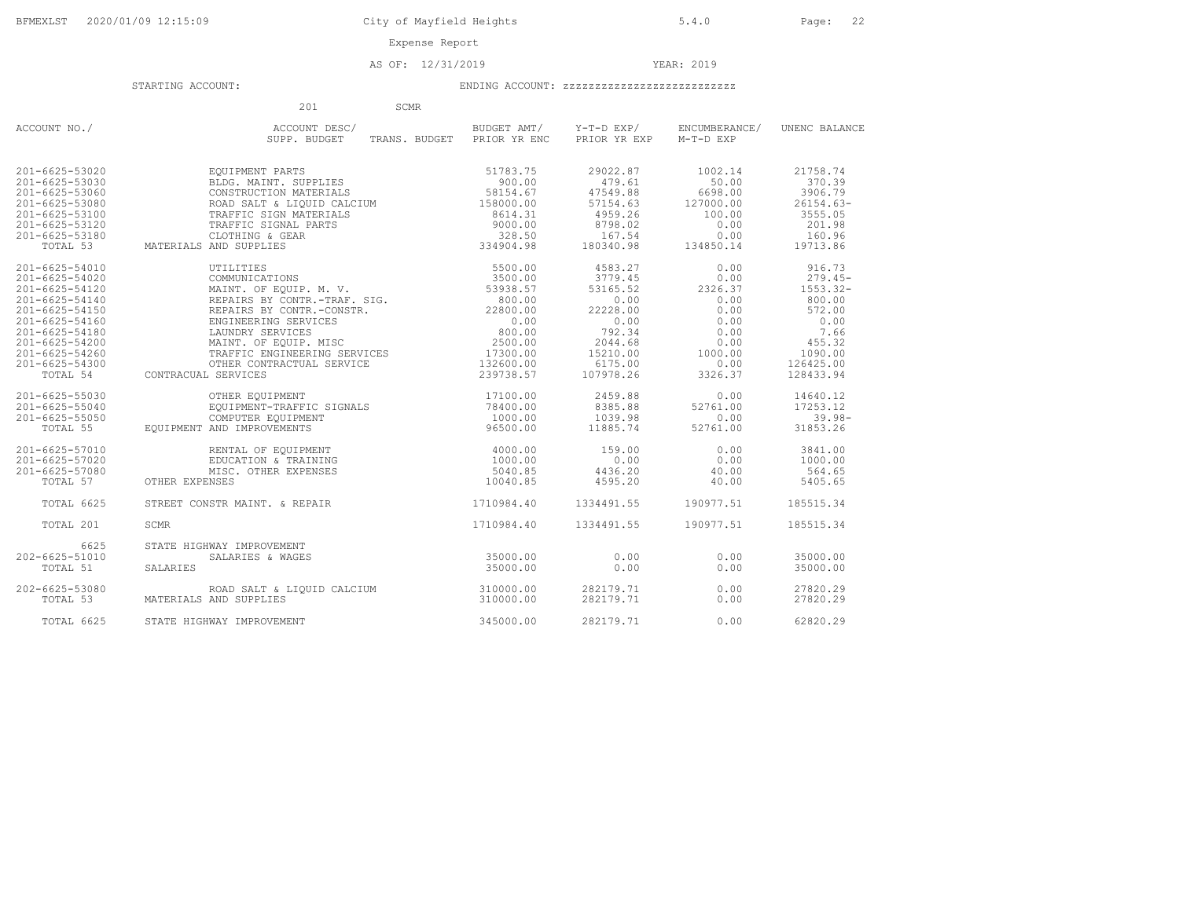City of Mayfield Heights

Expense Report

AS OF: 12/31/2019 — YEAR: 2019

STARTING ACCOUNT: — ENDING ACCOUNT: zzzzzzzzzzzzzzzzzzzzzzzzzz

201 SCMR

| ACCOUNT NO./ | ACCOUNT DESC/ SUPP. BUDGET | TRANS. BUDGET | BUDGET AMT/ PRIOR YR ENC | Y-T-D EXP/ PRIOR YR EXP | ENCUMBERANCE/ M-T-D EXP | UNENC BALANCE |
|---|---|---|---|---|---|---|
| 201-6625-53020 | EQUIPMENT PARTS | | 51783.75 | 29022.87 | 1002.14 | 21758.74 |
| 201-6625-53030 | BLDG. MAINT. SUPPLIES | | 900.00 | 479.61 | 50.00 | 370.39 |
| 201-6625-53060 | CONSTRUCTION MATERIALS | | 58154.67 | 47549.88 | 6698.00 | 3906.79 |
| 201-6625-53080 | ROAD SALT & LIQUID CALCIUM | | 158000.00 | 57154.63 | 127000.00 | 26154.63- |
| 201-6625-53100 | TRAFFIC SIGN MATERIALS | | 8614.31 | 4959.26 | 100.00 | 3555.05 |
| 201-6625-53120 | TRAFFIC SIGNAL PARTS | | 9000.00 | 8798.02 | 0.00 | 201.98 |
| 201-6625-53180 | CLOTHING & GEAR | | 328.50 | 167.54 | 0.00 | 160.96 |
| TOTAL 53 | MATERIALS AND SUPPLIES | | 334904.98 | 180340.98 | 134850.14 | 19713.86 |
| 201-6625-54010 | UTILITIES | | 5500.00 | 4583.27 | 0.00 | 916.73 |
| 201-6625-54020 | COMMUNICATIONS | | 3500.00 | 3779.45 | 0.00 | 279.45- |
| 201-6625-54120 | MAINT. OF EQUIP. M. V. | | 53938.57 | 53165.52 | 2326.37 | 1553.32- |
| 201-6625-54140 | REPAIRS BY CONTR.-TRAF. SIG. | | 800.00 | 0.00 | 0.00 | 800.00 |
| 201-6625-54150 | REPAIRS BY CONTR.-CONSTR. | | 22800.00 | 22228.00 | 0.00 | 572.00 |
| 201-6625-54160 | ENGINEERING SERVICES | | 0.00 | 0.00 | 0.00 | 0.00 |
| 201-6625-54180 | LAUNDRY SERVICES | | 800.00 | 792.34 | 0.00 | 7.66 |
| 201-6625-54200 | MAINT. OF EQUIP. MISC | | 2500.00 | 2044.68 | 0.00 | 455.32 |
| 201-6625-54260 | TRAFFIC ENGINEERING SERVICES | | 17300.00 | 15210.00 | 1000.00 | 1090.00 |
| 201-6625-54300 | OTHER CONTRACTUAL SERVICE | | 132600.00 | 6175.00 | 0.00 | 126425.00 |
| TOTAL 54 | CONTRACUAL SERVICES | | 239738.57 | 107978.26 | 3326.37 | 128433.94 |
| 201-6625-55030 | OTHER EQUIPMENT | | 17100.00 | 2459.88 | 0.00 | 14640.12 |
| 201-6625-55040 | EQUIPMENT-TRAFFIC SIGNALS | | 78400.00 | 8385.88 | 52761.00 | 17253.12 |
| 201-6625-55050 | COMPUTER EQUIPMENT | | 1000.00 | 1039.98 | 0.00 | 39.98- |
| TOTAL 55 | EQUIPMENT AND IMPROVEMENTS | | 96500.00 | 11885.74 | 52761.00 | 31853.26 |
| 201-6625-57010 | RENTAL OF EQUIPMENT | | 4000.00 | 159.00 | 0.00 | 3841.00 |
| 201-6625-57020 | EDUCATION & TRAINING | | 1000.00 | 0.00 | 0.00 | 1000.00 |
| 201-6625-57080 | MISC. OTHER EXPENSES | | 5040.85 | 4436.20 | 40.00 | 564.65 |
| TOTAL 57 | OTHER EXPENSES | | 10040.85 | 4595.20 | 40.00 | 5405.65 |
| TOTAL 6625 | STREET CONSTR MAINT. & REPAIR | | 1710984.40 | 1334491.55 | 190977.51 | 185515.34 |
| TOTAL 201 | SCMR | | 1710984.40 | 1334491.55 | 190977.51 | 185515.34 |
| 6625 | STATE HIGHWAY IMPROVEMENT | | | | | |
| 202-6625-51010 | SALARIES & WAGES | | 35000.00 | 0.00 | 0.00 | 35000.00 |
| TOTAL 51 | SALARIES | | 35000.00 | 0.00 | 0.00 | 35000.00 |
| 202-6625-53080 | ROAD SALT & LIQUID CALCIUM | | 310000.00 | 282179.71 | 0.00 | 27820.29 |
| TOTAL 53 | MATERIALS AND SUPPLIES | | 310000.00 | 282179.71 | 0.00 | 27820.29 |
| TOTAL 6625 | STATE HIGHWAY IMPROVEMENT | | 345000.00 | 282179.71 | 0.00 | 62820.29 |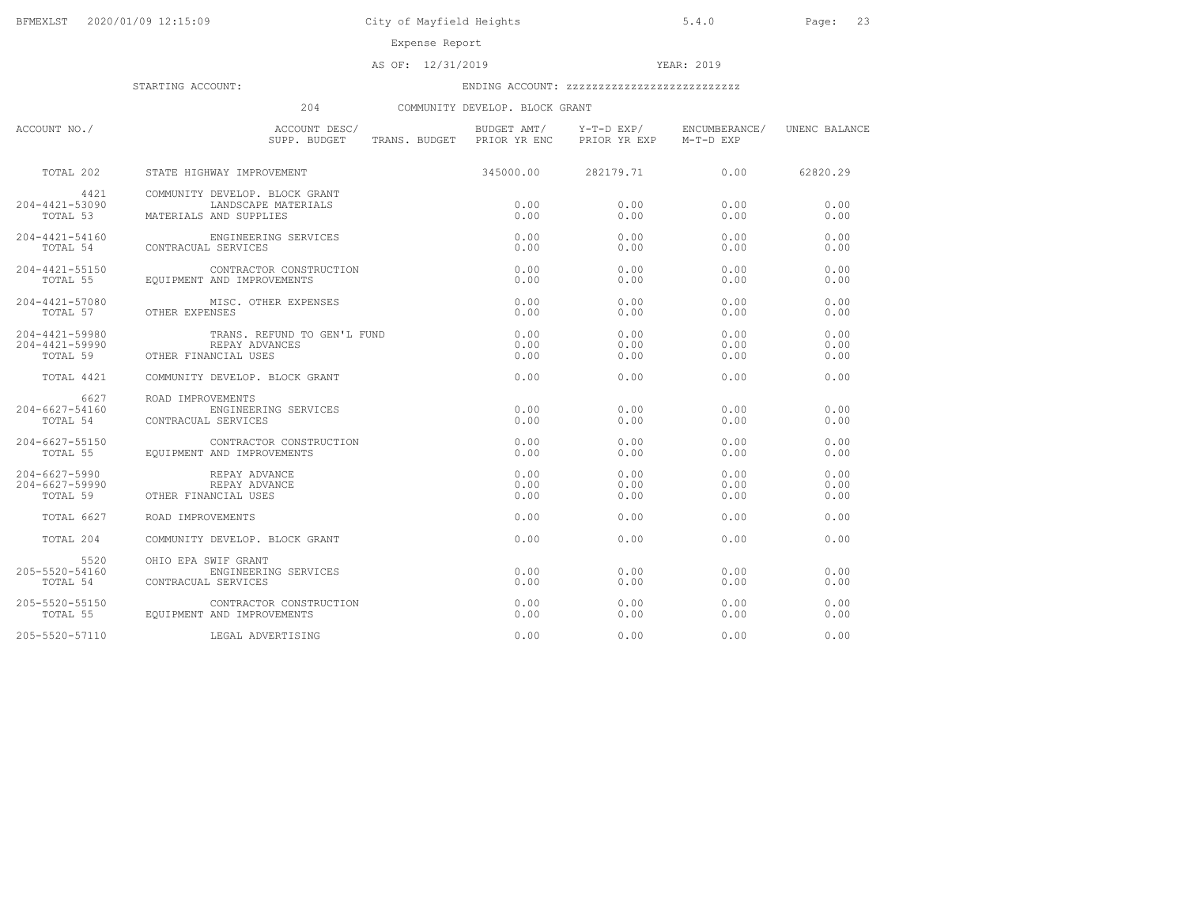# City of Mayfield Heights

## Expense Report

AS OF: 12/31/2019 YEAR: 2019

STARTING ACCOUNT: ENDING ACCOUNT: zzzzzzzzzzzzzzzzzzzzzzzzz

204 COMMUNITY DEVELOP. BLOCK GRANT

| ACCOUNT NO./ | ACCOUNT DESC/ SUPP. BUDGET TRANS. BUDGET | BUDGET AMT/ PRIOR YR ENC | Y-T-D EXP/ PRIOR YR EXP | ENCUMBERANCE/ M-T-D EXP | UNENC BALANCE |
|---|---|---|---|---|---|
| TOTAL 202 | STATE HIGHWAY IMPROVEMENT | 345000.00 | 282179.71 | 0.00 | 62820.29 |
| 4421 | COMMUNITY DEVELOP. BLOCK GRANT | | | | |
| 204-4421-53090 | LANDSCAPE MATERIALS | 0.00 | 0.00 | 0.00 | 0.00 |
| TOTAL 53 | MATERIALS AND SUPPLIES | 0.00 | 0.00 | 0.00 | 0.00 |
| 204-4421-54160 | ENGINEERING SERVICES | 0.00 | 0.00 | 0.00 | 0.00 |
| TOTAL 54 | CONTRACUAL SERVICES | 0.00 | 0.00 | 0.00 | 0.00 |
| 204-4421-55150 | CONTRACTOR CONSTRUCTION | 0.00 | 0.00 | 0.00 | 0.00 |
| TOTAL 55 | EQUIPMENT AND IMPROVEMENTS | 0.00 | 0.00 | 0.00 | 0.00 |
| 204-4421-57080 | MISC. OTHER EXPENSES | 0.00 | 0.00 | 0.00 | 0.00 |
| TOTAL 57 | OTHER EXPENSES | 0.00 | 0.00 | 0.00 | 0.00 |
| 204-4421-59980 | TRANS. REFUND TO GEN'L FUND | 0.00 | 0.00 | 0.00 | 0.00 |
| 204-4421-59990 | REPAY ADVANCES | 0.00 | 0.00 | 0.00 | 0.00 |
| TOTAL 59 | OTHER FINANCIAL USES | 0.00 | 0.00 | 0.00 | 0.00 |
| TOTAL 4421 | COMMUNITY DEVELOP. BLOCK GRANT | 0.00 | 0.00 | 0.00 | 0.00 |
| 6627 | ROAD IMPROVEMENTS | | | | |
| 204-6627-54160 | ENGINEERING SERVICES | 0.00 | 0.00 | 0.00 | 0.00 |
| TOTAL 54 | CONTRACUAL SERVICES | 0.00 | 0.00 | 0.00 | 0.00 |
| 204-6627-55150 | CONTRACTOR CONSTRUCTION | 0.00 | 0.00 | 0.00 | 0.00 |
| TOTAL 55 | EQUIPMENT AND IMPROVEMENTS | 0.00 | 0.00 | 0.00 | 0.00 |
| 204-6627-5990 | REPAY ADVANCE | 0.00 | 0.00 | 0.00 | 0.00 |
| 204-6627-59990 | REPAY ADVANCE | 0.00 | 0.00 | 0.00 | 0.00 |
| TOTAL 59 | OTHER FINANCIAL USES | 0.00 | 0.00 | 0.00 | 0.00 |
| TOTAL 6627 | ROAD IMPROVEMENTS | 0.00 | 0.00 | 0.00 | 0.00 |
| TOTAL 204 | COMMUNITY DEVELOP. BLOCK GRANT | 0.00 | 0.00 | 0.00 | 0.00 |
| 5520 | OHIO EPA SWIF GRANT | | | | |
| 205-5520-54160 | ENGINEERING SERVICES | 0.00 | 0.00 | 0.00 | 0.00 |
| TOTAL 54 | CONTRACUAL SERVICES | 0.00 | 0.00 | 0.00 | 0.00 |
| 205-5520-55150 | CONTRACTOR CONSTRUCTION | 0.00 | 0.00 | 0.00 | 0.00 |
| TOTAL 55 | EQUIPMENT AND IMPROVEMENTS | 0.00 | 0.00 | 0.00 | 0.00 |
| 205-5520-57110 | LEGAL ADVERTISING | 0.00 | 0.00 | 0.00 | 0.00 |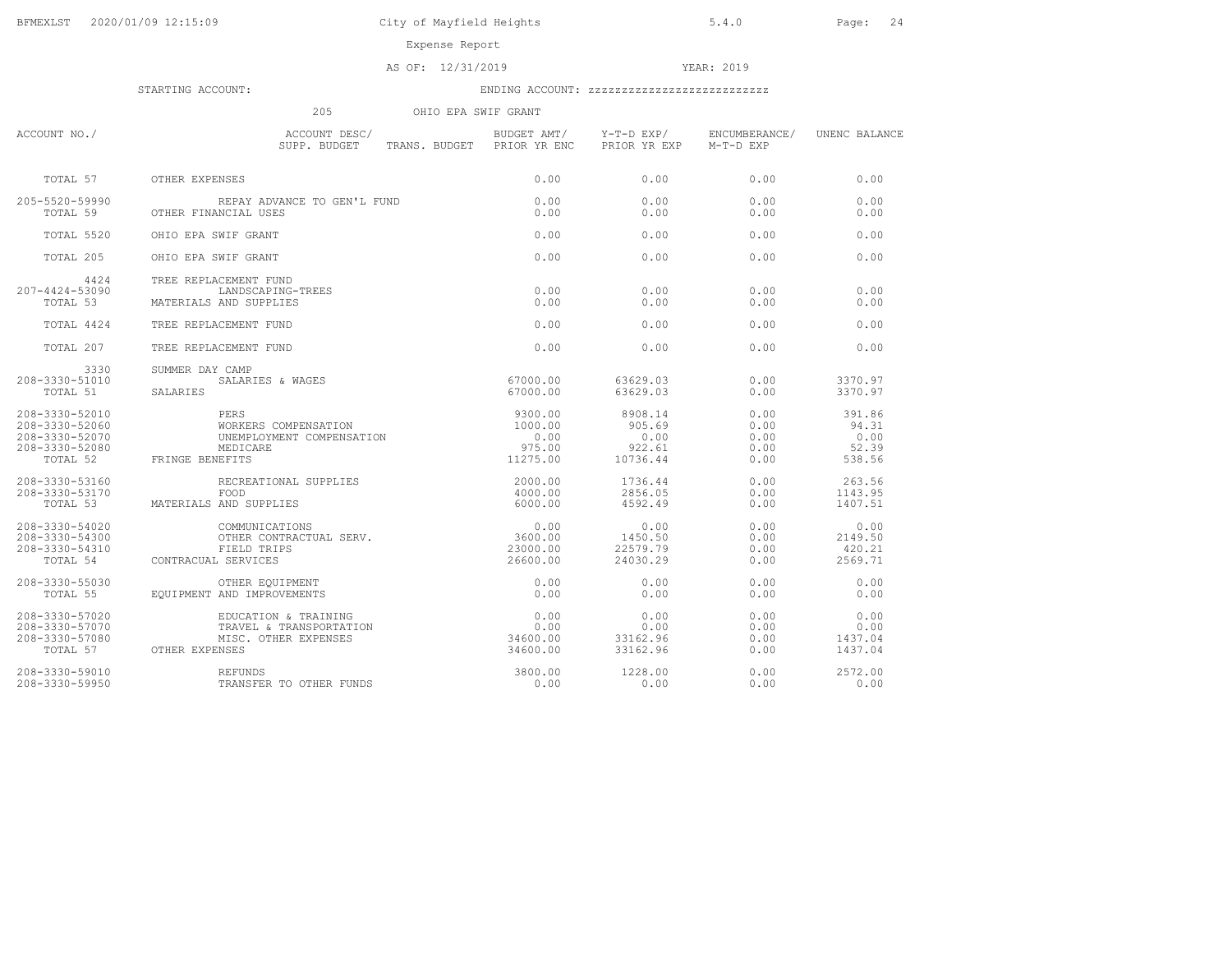# City of Mayfield Heights

## Expense Report

AS OF: 12/31/2019 YEAR: 2019

STARTING ACCOUNT: ENDING ACCOUNT: zzzzzzzzzzzzzzzzzzzzzzzzz

205 OHIO EPA SWIF GRANT

| ACCOUNT NO./ | ACCOUNT DESC/ SUPP. BUDGET | TRANS. BUDGET | BUDGET AMT/ PRIOR YR ENC | Y-T-D EXP/ PRIOR YR EXP | ENCUMBERANCE/ M-T-D EXP | UNENC BALANCE |
|---|---|---|---|---|---|---|
| TOTAL 57 | OTHER EXPENSES | | 0.00 | 0.00 | 0.00 | 0.00 |
| 205-5520-59990 | REPAY ADVANCE TO GEN'L FUND | | 0.00 | 0.00 | 0.00 | 0.00 |
| TOTAL 59 | OTHER FINANCIAL USES | | 0.00 | 0.00 | 0.00 | 0.00 |
| TOTAL 5520 | OHIO EPA SWIF GRANT | | 0.00 | 0.00 | 0.00 | 0.00 |
| TOTAL 205 | OHIO EPA SWIF GRANT | | 0.00 | 0.00 | 0.00 | 0.00 |
| 4424 | TREE REPLACEMENT FUND | | | | | |
| 207-4424-53090 | LANDSCAPING-TREES | | 0.00 | 0.00 | 0.00 | 0.00 |
| TOTAL 53 | MATERIALS AND SUPPLIES | | 0.00 | 0.00 | 0.00 | 0.00 |
| TOTAL 4424 | TREE REPLACEMENT FUND | | 0.00 | 0.00 | 0.00 | 0.00 |
| TOTAL 207 | TREE REPLACEMENT FUND | | 0.00 | 0.00 | 0.00 | 0.00 |
| 3330 | SUMMER DAY CAMP | | | | | |
| 208-3330-51010 | SALARIES & WAGES | | 67000.00 | 63629.03 | 0.00 | 3370.97 |
| TOTAL 51 | SALARIES | | 67000.00 | 63629.03 | 0.00 | 3370.97 |
| 208-3330-52010 | PERS | | 9300.00 | 8908.14 | 0.00 | 391.86 |
| 208-3330-52060 | WORKERS COMPENSATION | | 1000.00 | 905.69 | 0.00 | 94.31 |
| 208-3330-52070 | UNEMPLOYMENT COMPENSATION | | 0.00 | 0.00 | 0.00 | 0.00 |
| 208-3330-52080 | MEDICARE | | 975.00 | 922.61 | 0.00 | 52.39 |
| TOTAL 52 | FRINGE BENEFITS | | 11275.00 | 10736.44 | 0.00 | 538.56 |
| 208-3330-53160 | RECREATIONAL SUPPLIES | | 2000.00 | 1736.44 | 0.00 | 263.56 |
| 208-3330-53170 | FOOD | | 4000.00 | 2856.05 | 0.00 | 1143.95 |
| TOTAL 53 | MATERIALS AND SUPPLIES | | 6000.00 | 4592.49 | 0.00 | 1407.51 |
| 208-3330-54020 | COMMUNICATIONS | | 0.00 | 0.00 | 0.00 | 0.00 |
| 208-3330-54300 | OTHER CONTRACTUAL SERV. | | 3600.00 | 1450.50 | 0.00 | 2149.50 |
| 208-3330-54310 | FIELD TRIPS | | 23000.00 | 22579.79 | 0.00 | 420.21 |
| TOTAL 54 | CONTRACUAL SERVICES | | 26600.00 | 24030.29 | 0.00 | 2569.71 |
| 208-3330-55030 | OTHER EQUIPMENT | | 0.00 | 0.00 | 0.00 | 0.00 |
| TOTAL 55 | EQUIPMENT AND IMPROVEMENTS | | 0.00 | 0.00 | 0.00 | 0.00 |
| 208-3330-57020 | EDUCATION & TRAINING | | 0.00 | 0.00 | 0.00 | 0.00 |
| 208-3330-57070 | TRAVEL & TRANSPORTATION | | 0.00 | 0.00 | 0.00 | 0.00 |
| 208-3330-57080 | MISC. OTHER EXPENSES | | 34600.00 | 33162.96 | 0.00 | 1437.04 |
| TOTAL 57 | OTHER EXPENSES | | 34600.00 | 33162.96 | 0.00 | 1437.04 |
| 208-3330-59010 | REFUNDS | | 3800.00 | 1228.00 | 0.00 | 2572.00 |
| 208-3330-59950 | TRANSFER TO OTHER FUNDS | | 0.00 | 0.00 | 0.00 | 0.00 |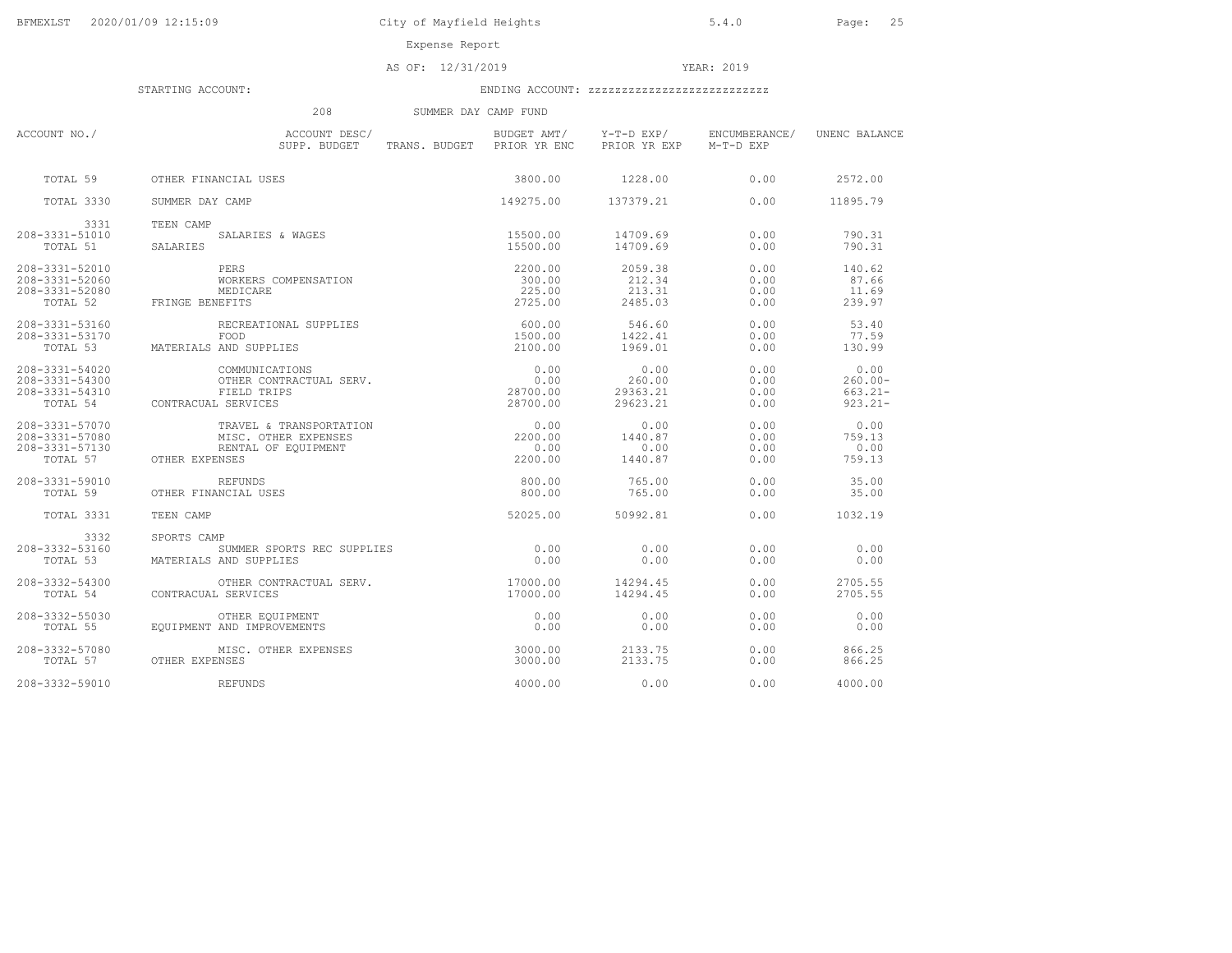City of Mayfield Heights

Expense Report

AS OF: 12/31/2019 YEAR: 2019

STARTING ACCOUNT: ENDING ACCOUNT: zzzzzzzzzzzzzzzzzzzzzzzzz

208 SUMMER DAY CAMP FUND

| ACCOUNT NO./ | ACCOUNT DESC/ SUPP. BUDGET | TRANS. BUDGET | BUDGET AMT/ PRIOR YR ENC | Y-T-D EXP/ PRIOR YR EXP | ENCUMBERANCE/ M-T-D EXP | UNENC BALANCE |
|---|---|---|---|---|---|---|
| TOTAL 59 | OTHER FINANCIAL USES | | 3800.00 | 1228.00 | 0.00 | 2572.00 |
| TOTAL 3330 | SUMMER DAY CAMP | | 149275.00 | 137379.21 | 0.00 | 11895.79 |
| 3331 | TEEN CAMP | | | | | |
| 208-3331-51010 | SALARIES & WAGES | | 15500.00 | 14709.69 | 0.00 | 790.31 |
| TOTAL 51 | SALARIES | | 15500.00 | 14709.69 | 0.00 | 790.31 |
| 208-3331-52010 | PERS | | 2200.00 | 2059.38 | 0.00 | 140.62 |
| 208-3331-52060 | WORKERS COMPENSATION | | 300.00 | 212.34 | 0.00 | 87.66 |
| 208-3331-52080 | MEDICARE | | 225.00 | 213.31 | 0.00 | 11.69 |
| TOTAL 52 | FRINGE BENEFITS | | 2725.00 | 2485.03 | 0.00 | 239.97 |
| 208-3331-53160 | RECREATIONAL SUPPLIES | | 600.00 | 546.60 | 0.00 | 53.40 |
| 208-3331-53170 | FOOD | | 1500.00 | 1422.41 | 0.00 | 77.59 |
| TOTAL 53 | MATERIALS AND SUPPLIES | | 2100.00 | 1969.01 | 0.00 | 130.99 |
| 208-3331-54020 | COMMUNICATIONS | | 0.00 | 0.00 | 0.00 | 0.00 |
| 208-3331-54300 | OTHER CONTRACTUAL SERV. | | 0.00 | 260.00 | 0.00 | 260.00- |
| 208-3331-54310 | FIELD TRIPS | | 28700.00 | 29363.21 | 0.00 | 663.21- |
| TOTAL 54 | CONTRACUAL SERVICES | | 28700.00 | 29623.21 | 0.00 | 923.21- |
| 208-3331-57070 | TRAVEL & TRANSPORTATION | | 0.00 | 0.00 | 0.00 | 0.00 |
| 208-3331-57080 | MISC. OTHER EXPENSES | | 2200.00 | 1440.87 | 0.00 | 759.13 |
| 208-3331-57130 | RENTAL OF EQUIPMENT | | 0.00 | 0.00 | 0.00 | 0.00 |
| TOTAL 57 | OTHER EXPENSES | | 2200.00 | 1440.87 | 0.00 | 759.13 |
| 208-3331-59010 | REFUNDS | | 800.00 | 765.00 | 0.00 | 35.00 |
| TOTAL 59 | OTHER FINANCIAL USES | | 800.00 | 765.00 | 0.00 | 35.00 |
| TOTAL 3331 | TEEN CAMP | | 52025.00 | 50992.81 | 0.00 | 1032.19 |
| 3332 | SPORTS CAMP | | | | | |
| 208-3332-53160 | SUMMER SPORTS REC SUPPLIES | | 0.00 | 0.00 | 0.00 | 0.00 |
| TOTAL 53 | MATERIALS AND SUPPLIES | | 0.00 | 0.00 | 0.00 | 0.00 |
| 208-3332-54300 | OTHER CONTRACTUAL SERV. | | 17000.00 | 14294.45 | 0.00 | 2705.55 |
| TOTAL 54 | CONTRACUAL SERVICES | | 17000.00 | 14294.45 | 0.00 | 2705.55 |
| 208-3332-55030 | OTHER EQUIPMENT | | 0.00 | 0.00 | 0.00 | 0.00 |
| TOTAL 55 | EQUIPMENT AND IMPROVEMENTS | | 0.00 | 0.00 | 0.00 | 0.00 |
| 208-3332-57080 | MISC. OTHER EXPENSES | | 3000.00 | 2133.75 | 0.00 | 866.25 |
| TOTAL 57 | OTHER EXPENSES | | 3000.00 | 2133.75 | 0.00 | 866.25 |
| 208-3332-59010 | REFUNDS | | 4000.00 | 0.00 | 0.00 | 4000.00 |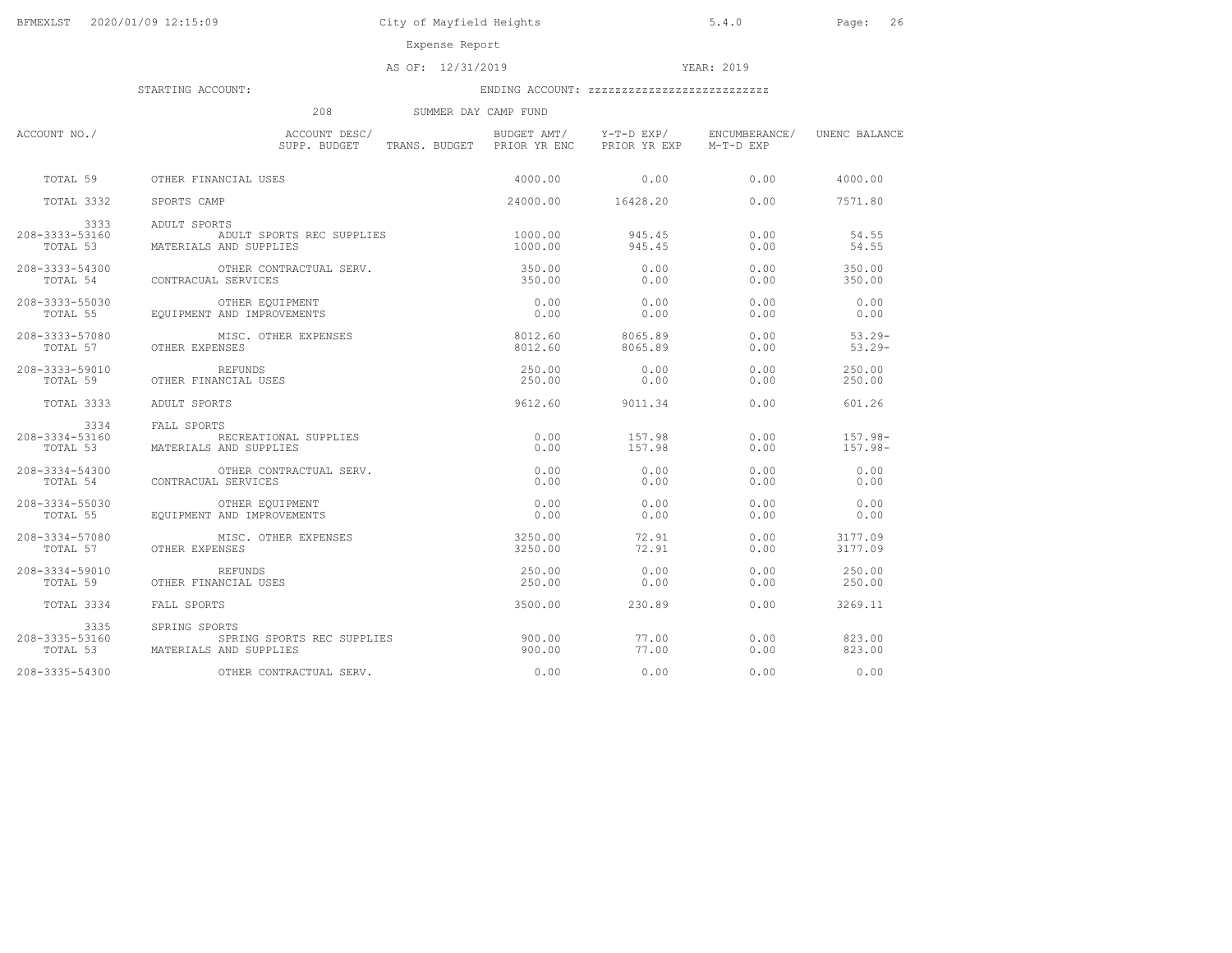City of Mayfield Heights

Expense Report

AS OF: 12/31/2019 YEAR: 2019

STARTING ACCOUNT: ENDING ACCOUNT: zzzzzzzzzzzzzzzzzzzzzzzzz

208 SUMMER DAY CAMP FUND

| ACCOUNT NO./ | ACCOUNT DESC/ SUPP. BUDGET TRANS. BUDGET | BUDGET AMT/ PRIOR YR ENC | Y-T-D EXP/ PRIOR YR EXP | ENCUMBERANCE/ M-T-D EXP | UNENC BALANCE |
|---|---|---|---|---|---|
| TOTAL 59 | OTHER FINANCIAL USES | 4000.00 | 0.00 | 0.00 | 4000.00 |
| TOTAL 3332 | SPORTS CAMP | 24000.00 | 16428.20 | 0.00 | 7571.80 |
| 3333 | ADULT SPORTS | | | | |
| 208-3333-53160 | ADULT SPORTS REC SUPPLIES | 1000.00 | 945.45 | 0.00 | 54.55 |
| TOTAL 53 | MATERIALS AND SUPPLIES | 1000.00 | 945.45 | 0.00 | 54.55 |
| 208-3333-54300 | OTHER CONTRACTUAL SERV. | 350.00 | 0.00 | 0.00 | 350.00 |
| TOTAL 54 | CONTRACUAL SERVICES | 350.00 | 0.00 | 0.00 | 350.00 |
| 208-3333-55030 | OTHER EQUIPMENT | 0.00 | 0.00 | 0.00 | 0.00 |
| TOTAL 55 | EQUIPMENT AND IMPROVEMENTS | 0.00 | 0.00 | 0.00 | 0.00 |
| 208-3333-57080 | MISC. OTHER EXPENSES | 8012.60 | 8065.89 | 0.00 | 53.29- |
| TOTAL 57 | OTHER EXPENSES | 8012.60 | 8065.89 | 0.00 | 53.29- |
| 208-3333-59010 | REFUNDS | 250.00 | 0.00 | 0.00 | 250.00 |
| TOTAL 59 | OTHER FINANCIAL USES | 250.00 | 0.00 | 0.00 | 250.00 |
| TOTAL 3333 | ADULT SPORTS | 9612.60 | 9011.34 | 0.00 | 601.26 |
| 3334 | FALL SPORTS | | | | |
| 208-3334-53160 | RECREATIONAL SUPPLIES | 0.00 | 157.98 | 0.00 | 157.98- |
| TOTAL 53 | MATERIALS AND SUPPLIES | 0.00 | 157.98 | 0.00 | 157.98- |
| 208-3334-54300 | OTHER CONTRACTUAL SERV. | 0.00 | 0.00 | 0.00 | 0.00 |
| TOTAL 54 | CONTRACUAL SERVICES | 0.00 | 0.00 | 0.00 | 0.00 |
| 208-3334-55030 | OTHER EQUIPMENT | 0.00 | 0.00 | 0.00 | 0.00 |
| TOTAL 55 | EQUIPMENT AND IMPROVEMENTS | 0.00 | 0.00 | 0.00 | 0.00 |
| 208-3334-57080 | MISC. OTHER EXPENSES | 3250.00 | 72.91 | 0.00 | 3177.09 |
| TOTAL 57 | OTHER EXPENSES | 3250.00 | 72.91 | 0.00 | 3177.09 |
| 208-3334-59010 | REFUNDS | 250.00 | 0.00 | 0.00 | 250.00 |
| TOTAL 59 | OTHER FINANCIAL USES | 250.00 | 0.00 | 0.00 | 250.00 |
| TOTAL 3334 | FALL SPORTS | 3500.00 | 230.89 | 0.00 | 3269.11 |
| 3335 | SPRING SPORTS | | | | |
| 208-3335-53160 | SPRING SPORTS REC SUPPLIES | 900.00 | 77.00 | 0.00 | 823.00 |
| TOTAL 53 | MATERIALS AND SUPPLIES | 900.00 | 77.00 | 0.00 | 823.00 |
| 208-3335-54300 | OTHER CONTRACTUAL SERV. | 0.00 | 0.00 | 0.00 | 0.00 |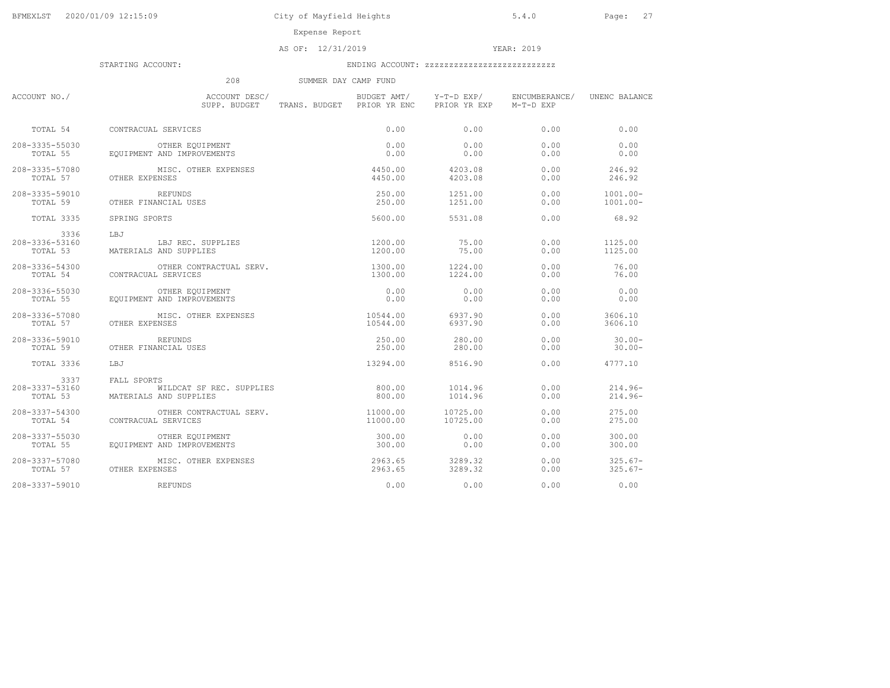City of Mayfield Heights

Expense Report

AS OF: 12/31/2019 YEAR: 2019

STARTING ACCOUNT: ENDING ACCOUNT: zzzzzzzzzzzzzzzzzzzzzzzzz

208 SUMMER DAY CAMP FUND

| ACCOUNT NO./ | ACCOUNT DESC/ SUPP. BUDGET | TRANS. BUDGET | BUDGET AMT/ PRIOR YR ENC | Y-T-D EXP/ PRIOR YR EXP | ENCUMBERANCE/ M-T-D EXP | UNENC BALANCE |
|---|---|---|---|---|---|---|
| TOTAL 54 | CONTRACUAL SERVICES | | 0.00 | 0.00 | 0.00 | 0.00 |
| 208-3335-55030 | OTHER EQUIPMENT | | 0.00 | 0.00 | 0.00 | 0.00 |
| TOTAL 55 | EQUIPMENT AND IMPROVEMENTS | | 0.00 | 0.00 | 0.00 | 0.00 |
| 208-3335-57080 | MISC. OTHER EXPENSES | | 4450.00 | 4203.08 | 0.00 | 246.92 |
| TOTAL 57 | OTHER EXPENSES | | 4450.00 | 4203.08 | 0.00 | 246.92 |
| 208-3335-59010 | REFUNDS | | 250.00 | 1251.00 | 0.00 | 1001.00- |
| TOTAL 59 | OTHER FINANCIAL USES | | 250.00 | 1251.00 | 0.00 | 1001.00- |
| TOTAL 3335 | SPRING SPORTS | | 5600.00 | 5531.08 | 0.00 | 68.92 |
| 3336 | LBJ | | | | | |
| 208-3336-53160 | LBJ REC. SUPPLIES | | 1200.00 | 75.00 | 0.00 | 1125.00 |
| TOTAL 53 | MATERIALS AND SUPPLIES | | 1200.00 | 75.00 | 0.00 | 1125.00 |
| 208-3336-54300 | OTHER CONTRACTUAL SERV. | | 1300.00 | 1224.00 | 0.00 | 76.00 |
| TOTAL 54 | CONTRACUAL SERVICES | | 1300.00 | 1224.00 | 0.00 | 76.00 |
| 208-3336-55030 | OTHER EQUIPMENT | | 0.00 | 0.00 | 0.00 | 0.00 |
| TOTAL 55 | EQUIPMENT AND IMPROVEMENTS | | 0.00 | 0.00 | 0.00 | 0.00 |
| 208-3336-57080 | MISC. OTHER EXPENSES | | 10544.00 | 6937.90 | 0.00 | 3606.10 |
| TOTAL 57 | OTHER EXPENSES | | 10544.00 | 6937.90 | 0.00 | 3606.10 |
| 208-3336-59010 | REFUNDS | | 250.00 | 280.00 | 0.00 | 30.00- |
| TOTAL 59 | OTHER FINANCIAL USES | | 250.00 | 280.00 | 0.00 | 30.00- |
| TOTAL 3336 | LBJ | | 13294.00 | 8516.90 | 0.00 | 4777.10 |
| 3337 | FALL SPORTS | | | | | |
| 208-3337-53160 | WILDCAT SF REC. SUPPLIES | | 800.00 | 1014.96 | 0.00 | 214.96- |
| TOTAL 53 | MATERIALS AND SUPPLIES | | 800.00 | 1014.96 | 0.00 | 214.96- |
| 208-3337-54300 | OTHER CONTRACTUAL SERV. | | 11000.00 | 10725.00 | 0.00 | 275.00 |
| TOTAL 54 | CONTRACUAL SERVICES | | 11000.00 | 10725.00 | 0.00 | 275.00 |
| 208-3337-55030 | OTHER EQUIPMENT | | 300.00 | 0.00 | 0.00 | 300.00 |
| TOTAL 55 | EQUIPMENT AND IMPROVEMENTS | | 300.00 | 0.00 | 0.00 | 300.00 |
| 208-3337-57080 | MISC. OTHER EXPENSES | | 2963.65 | 3289.32 | 0.00 | 325.67- |
| TOTAL 57 | OTHER EXPENSES | | 2963.65 | 3289.32 | 0.00 | 325.67- |
| 208-3337-59010 | REFUNDS | | 0.00 | 0.00 | 0.00 | 0.00 |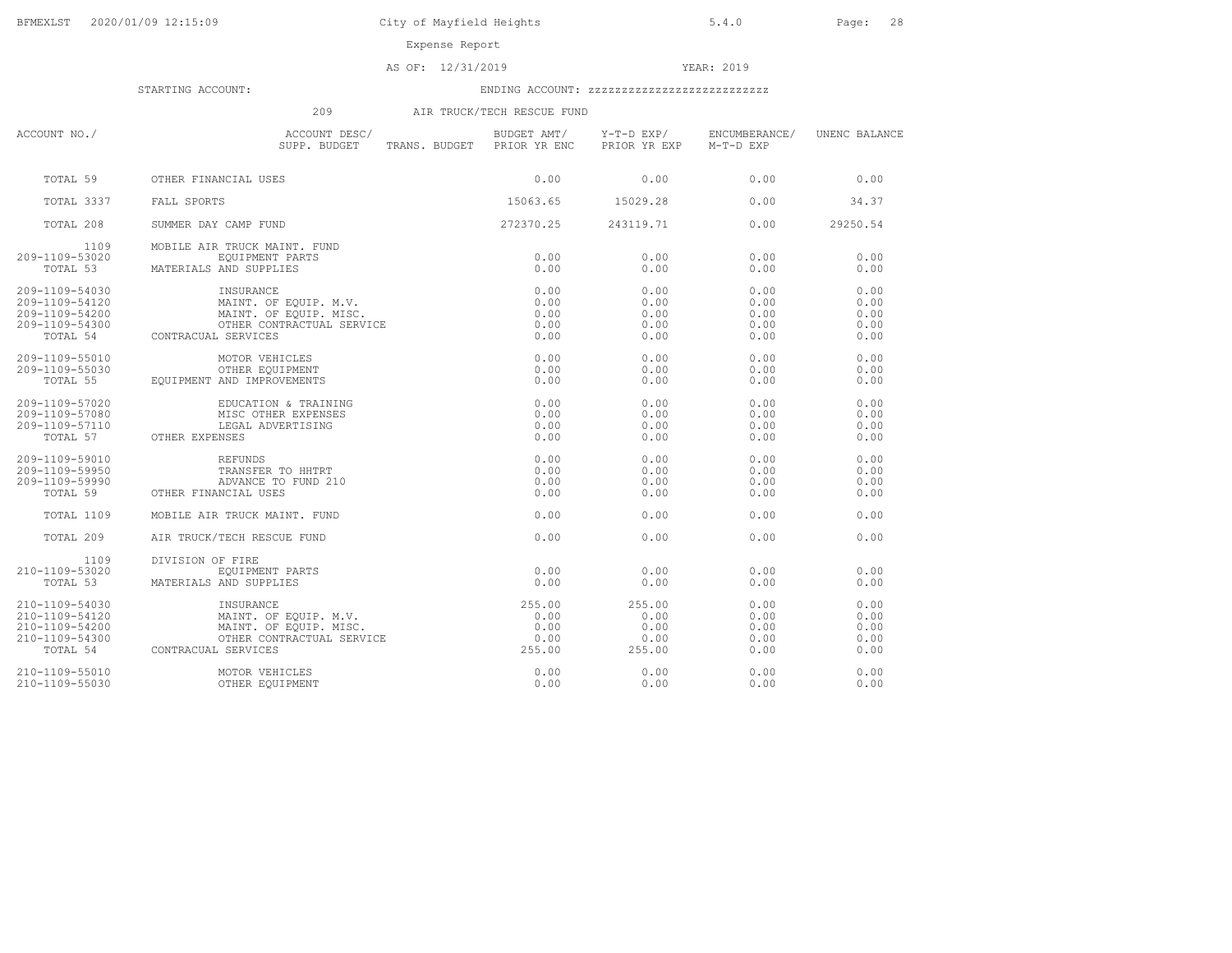City of Mayfield Heights

Expense Report

AS OF: 12/31/2019 YEAR: 2019

STARTING ACCOUNT: ENDING ACCOUNT: zzzzzzzzzzzzzzzzzzzzzzzzz

209 AIR TRUCK/TECH RESCUE FUND

| ACCOUNT NO./ | ACCOUNT DESC/ SUPP. BUDGET | TRANS. BUDGET | BUDGET AMT/ PRIOR YR ENC | Y-T-D EXP/ PRIOR YR EXP | ENCUMBERANCE/ M-T-D EXP | UNENC BALANCE |
|---|---|---|---|---|---|---|
| TOTAL 59 | OTHER FINANCIAL USES | | 0.00 | 0.00 | 0.00 | 0.00 |
| TOTAL 3337 | FALL SPORTS | | 15063.65 | 15029.28 | 0.00 | 34.37 |
| TOTAL 208 | SUMMER DAY CAMP FUND | | 272370.25 | 243119.71 | 0.00 | 29250.54 |
| 1109 | MOBILE AIR TRUCK MAINT. FUND | | | | | |
| 209-1109-53020 | EQUIPMENT PARTS | | 0.00 | 0.00 | 0.00 | 0.00 |
| TOTAL 53 | MATERIALS AND SUPPLIES | | 0.00 | 0.00 | 0.00 | 0.00 |
| 209-1109-54030 | INSURANCE | | 0.00 | 0.00 | 0.00 | 0.00 |
| 209-1109-54120 | MAINT. OF EQUIP. M.V. | | 0.00 | 0.00 | 0.00 | 0.00 |
| 209-1109-54200 | MAINT. OF EQUIP. MISC. | | 0.00 | 0.00 | 0.00 | 0.00 |
| 209-1109-54300 | OTHER CONTRACTUAL SERVICE | | 0.00 | 0.00 | 0.00 | 0.00 |
| TOTAL 54 | CONTRACUAL SERVICES | | 0.00 | 0.00 | 0.00 | 0.00 |
| 209-1109-55010 | MOTOR VEHICLES | | 0.00 | 0.00 | 0.00 | 0.00 |
| 209-1109-55030 | OTHER EQUIPMENT | | 0.00 | 0.00 | 0.00 | 0.00 |
| TOTAL 55 | EQUIPMENT AND IMPROVEMENTS | | 0.00 | 0.00 | 0.00 | 0.00 |
| 209-1109-57020 | EDUCATION & TRAINING | | 0.00 | 0.00 | 0.00 | 0.00 |
| 209-1109-57080 | MISC OTHER EXPENSES | | 0.00 | 0.00 | 0.00 | 0.00 |
| 209-1109-57110 | LEGAL ADVERTISING | | 0.00 | 0.00 | 0.00 | 0.00 |
| TOTAL 57 | OTHER EXPENSES | | 0.00 | 0.00 | 0.00 | 0.00 |
| 209-1109-59010 | REFUNDS | | 0.00 | 0.00 | 0.00 | 0.00 |
| 209-1109-59950 | TRANSFER TO HHTRT | | 0.00 | 0.00 | 0.00 | 0.00 |
| 209-1109-59990 | ADVANCE TO FUND 210 | | 0.00 | 0.00 | 0.00 | 0.00 |
| TOTAL 59 | OTHER FINANCIAL USES | | 0.00 | 0.00 | 0.00 | 0.00 |
| TOTAL 1109 | MOBILE AIR TRUCK MAINT. FUND | | 0.00 | 0.00 | 0.00 | 0.00 |
| TOTAL 209 | AIR TRUCK/TECH RESCUE FUND | | 0.00 | 0.00 | 0.00 | 0.00 |
| 1109 | DIVISION OF FIRE | | | | | |
| 210-1109-53020 | EQUIPMENT PARTS | | 0.00 | 0.00 | 0.00 | 0.00 |
| TOTAL 53 | MATERIALS AND SUPPLIES | | 0.00 | 0.00 | 0.00 | 0.00 |
| 210-1109-54030 | INSURANCE | | 255.00 | 255.00 | 0.00 | 0.00 |
| 210-1109-54120 | MAINT. OF EQUIP. M.V. | | 0.00 | 0.00 | 0.00 | 0.00 |
| 210-1109-54200 | MAINT. OF EQUIP. MISC. | | 0.00 | 0.00 | 0.00 | 0.00 |
| 210-1109-54300 | OTHER CONTRACTUAL SERVICE | | 0.00 | 0.00 | 0.00 | 0.00 |
| TOTAL 54 | CONTRACUAL SERVICES | | 255.00 | 255.00 | 0.00 | 0.00 |
| 210-1109-55010 | MOTOR VEHICLES | | 0.00 | 0.00 | 0.00 | 0.00 |
| 210-1109-55030 | OTHER EQUIPMENT | | 0.00 | 0.00 | 0.00 | 0.00 |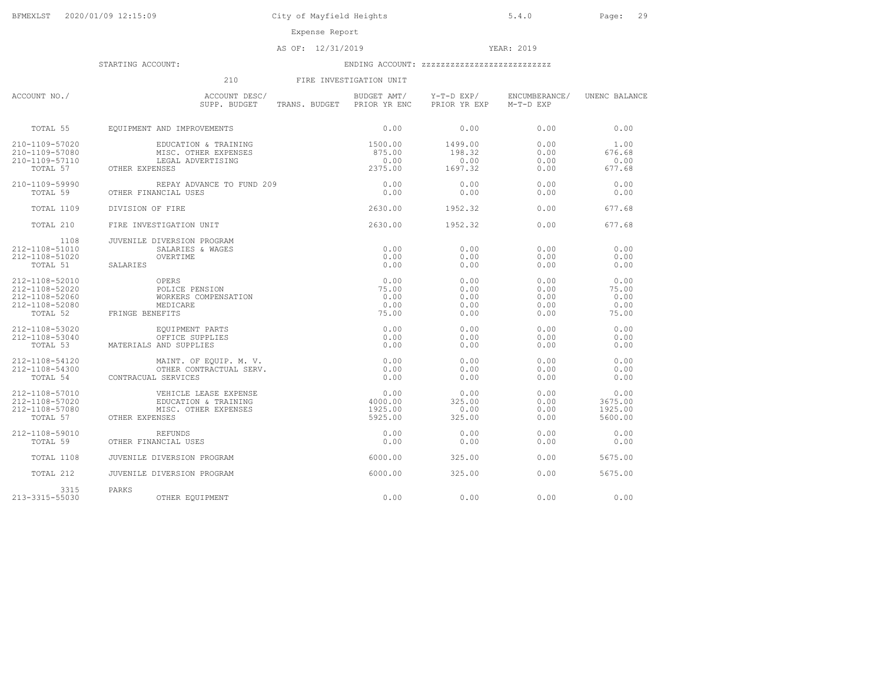Expense Report

AS OF: 12/31/2019 YEAR: 2019

STARTING ACCOUNT: ENDING ACCOUNT: zzzzzzzzzzzzzzzzzzzzzzzzz

210 FIRE INVESTIGATION UNIT

| ACCOUNT NO./ | ACCOUNT DESC/ SUPP. BUDGET | TRANS. BUDGET | BUDGET AMT/ PRIOR YR ENC | Y-T-D EXP/ PRIOR YR EXP | ENCUMBERANCE/ M-T-D EXP | UNENC BALANCE |
|---|---|---|---|---|---|---|
| TOTAL 55 | EQUIPMENT AND IMPROVEMENTS | | 0.00 | 0.00 | 0.00 | 0.00 |
| 210-1109-57020 | EDUCATION & TRAINING | | 1500.00 | 1499.00 | 0.00 | 1.00 |
| 210-1109-57080 | MISC. OTHER EXPENSES | | 875.00 | 198.32 | 0.00 | 676.68 |
| 210-1109-57110 | LEGAL ADVERTISING | | 0.00 | 0.00 | 0.00 | 0.00 |
| TOTAL 57 | OTHER EXPENSES | | 2375.00 | 1697.32 | 0.00 | 677.68 |
| 210-1109-59990 | REPAY ADVANCE TO FUND 209 | | 0.00 | 0.00 | 0.00 | 0.00 |
| TOTAL 59 | OTHER FINANCIAL USES | | 0.00 | 0.00 | 0.00 | 0.00 |
| TOTAL 1109 | DIVISION OF FIRE | | 2630.00 | 1952.32 | 0.00 | 677.68 |
| TOTAL 210 | FIRE INVESTIGATION UNIT | | 2630.00 | 1952.32 | 0.00 | 677.68 |
| 1108 | JUVENILE DIVERSION PROGRAM | | | | | |
| 212-1108-51010 | SALARIES & WAGES | | 0.00 | 0.00 | 0.00 | 0.00 |
| 212-1108-51020 | OVERTIME | | 0.00 | 0.00 | 0.00 | 0.00 |
| TOTAL 51 | SALARIES | | 0.00 | 0.00 | 0.00 | 0.00 |
| 212-1108-52010 | OPERS | | 0.00 | 0.00 | 0.00 | 0.00 |
| 212-1108-52020 | POLICE PENSION | | 75.00 | 0.00 | 0.00 | 75.00 |
| 212-1108-52060 | WORKERS COMPENSATION | | 0.00 | 0.00 | 0.00 | 0.00 |
| 212-1108-52080 | MEDICARE | | 0.00 | 0.00 | 0.00 | 0.00 |
| TOTAL 52 | FRINGE BENEFITS | | 75.00 | 0.00 | 0.00 | 75.00 |
| 212-1108-53020 | EQUIPMENT PARTS | | 0.00 | 0.00 | 0.00 | 0.00 |
| 212-1108-53040 | OFFICE SUPPLIES | | 0.00 | 0.00 | 0.00 | 0.00 |
| TOTAL 53 | MATERIALS AND SUPPLIES | | 0.00 | 0.00 | 0.00 | 0.00 |
| 212-1108-54120 | MAINT. OF EQUIP. M. V. | | 0.00 | 0.00 | 0.00 | 0.00 |
| 212-1108-54300 | OTHER CONTRACTUAL SERV. | | 0.00 | 0.00 | 0.00 | 0.00 |
| TOTAL 54 | CONTRACUAL SERVICES | | 0.00 | 0.00 | 0.00 | 0.00 |
| 212-1108-57010 | VEHICLE LEASE EXPENSE | | 0.00 | 0.00 | 0.00 | 0.00 |
| 212-1108-57020 | EDUCATION & TRAINING | | 4000.00 | 325.00 | 0.00 | 3675.00 |
| 212-1108-57080 | MISC. OTHER EXPENSES | | 1925.00 | 0.00 | 0.00 | 1925.00 |
| TOTAL 57 | OTHER EXPENSES | | 5925.00 | 325.00 | 0.00 | 5600.00 |
| 212-1108-59010 | REFUNDS | | 0.00 | 0.00 | 0.00 | 0.00 |
| TOTAL 59 | OTHER FINANCIAL USES | | 0.00 | 0.00 | 0.00 | 0.00 |
| TOTAL 1108 | JUVENILE DIVERSION PROGRAM | | 6000.00 | 325.00 | 0.00 | 5675.00 |
| TOTAL 212 | JUVENILE DIVERSION PROGRAM | | 6000.00 | 325.00 | 0.00 | 5675.00 |
| 3315 | PARKS | | | | | |
| 213-3315-55030 | OTHER EQUIPMENT | | 0.00 | 0.00 | 0.00 | 0.00 |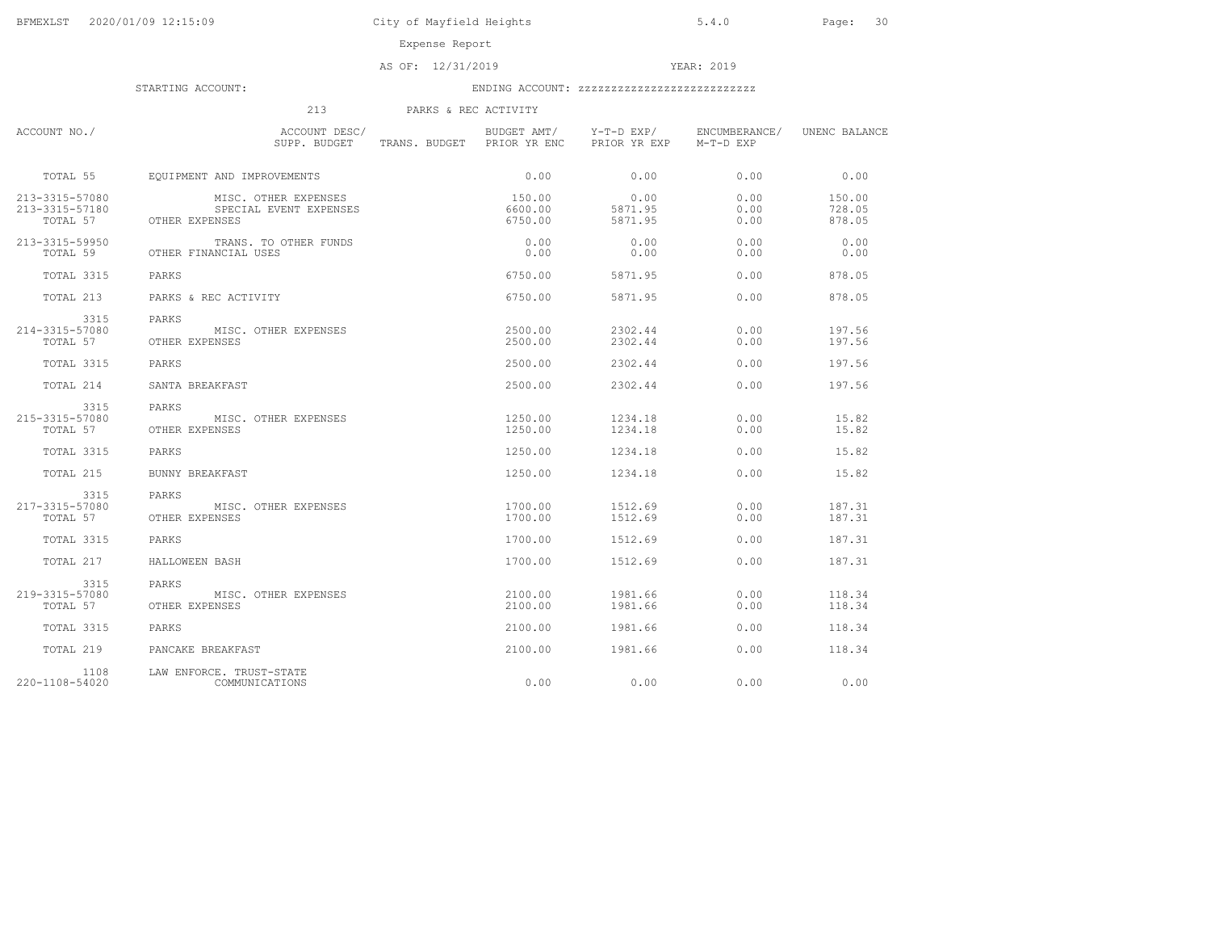City of Mayfield Heights

Expense Report

AS OF: 12/31/2019 YEAR: 2019

STARTING ACCOUNT: ENDING ACCOUNT: zzzzzzzzzzzzzzzzzzzzzzzzz

213 PARKS & REC ACTIVITY

| ACCOUNT NO./ | ACCOUNT DESC/ SUPP. BUDGET | TRANS. BUDGET | BUDGET AMT/ PRIOR YR ENC | Y-T-D EXP/ PRIOR YR EXP | ENCUMBERANCE/ M-T-D EXP | UNENC BALANCE |
|---|---|---|---|---|---|---|
| TOTAL 55 | EQUIPMENT AND IMPROVEMENTS | | 0.00 | 0.00 | 0.00 | 0.00 |
| 213-3315-57080 | MISC. OTHER EXPENSES | | 150.00 | 0.00 | 0.00 | 150.00 |
| 213-3315-57180 | SPECIAL EVENT EXPENSES | | 6600.00 | 5871.95 | 0.00 | 728.05 |
| TOTAL 57 | OTHER EXPENSES | | 6750.00 | 5871.95 | 0.00 | 878.05 |
| 213-3315-59950 | TRANS. TO OTHER FUNDS | | 0.00 | 0.00 | 0.00 | 0.00 |
| TOTAL 59 | OTHER FINANCIAL USES | | 0.00 | 0.00 | 0.00 | 0.00 |
| TOTAL 3315 | PARKS | | 6750.00 | 5871.95 | 0.00 | 878.05 |
| TOTAL 213 | PARKS & REC ACTIVITY | | 6750.00 | 5871.95 | 0.00 | 878.05 |
| 3315 | PARKS | | | | | |
| 214-3315-57080 | MISC. OTHER EXPENSES | | 2500.00 | 2302.44 | 0.00 | 197.56 |
| TOTAL 57 | OTHER EXPENSES | | 2500.00 | 2302.44 | 0.00 | 197.56 |
| TOTAL 3315 | PARKS | | 2500.00 | 2302.44 | 0.00 | 197.56 |
| TOTAL 214 | SANTA BREAKFAST | | 2500.00 | 2302.44 | 0.00 | 197.56 |
| 3315 | PARKS | | | | | |
| 215-3315-57080 | MISC. OTHER EXPENSES | | 1250.00 | 1234.18 | 0.00 | 15.82 |
| TOTAL 57 | OTHER EXPENSES | | 1250.00 | 1234.18 | 0.00 | 15.82 |
| TOTAL 3315 | PARKS | | 1250.00 | 1234.18 | 0.00 | 15.82 |
| TOTAL 215 | BUNNY BREAKFAST | | 1250.00 | 1234.18 | 0.00 | 15.82 |
| 3315 | PARKS | | | | | |
| 217-3315-57080 | MISC. OTHER EXPENSES | | 1700.00 | 1512.69 | 0.00 | 187.31 |
| TOTAL 57 | OTHER EXPENSES | | 1700.00 | 1512.69 | 0.00 | 187.31 |
| TOTAL 3315 | PARKS | | 1700.00 | 1512.69 | 0.00 | 187.31 |
| TOTAL 217 | HALLOWEEN BASH | | 1700.00 | 1512.69 | 0.00 | 187.31 |
| 3315 | PARKS | | | | | |
| 219-3315-57080 | MISC. OTHER EXPENSES | | 2100.00 | 1981.66 | 0.00 | 118.34 |
| TOTAL 57 | OTHER EXPENSES | | 2100.00 | 1981.66 | 0.00 | 118.34 |
| TOTAL 3315 | PARKS | | 2100.00 | 1981.66 | 0.00 | 118.34 |
| TOTAL 219 | PANCAKE BREAKFAST | | 2100.00 | 1981.66 | 0.00 | 118.34 |
| 1108 | LAW ENFORCE. TRUST-STATE | | | | | |
| 220-1108-54020 | COMMUNICATIONS | | 0.00 | 0.00 | 0.00 | 0.00 |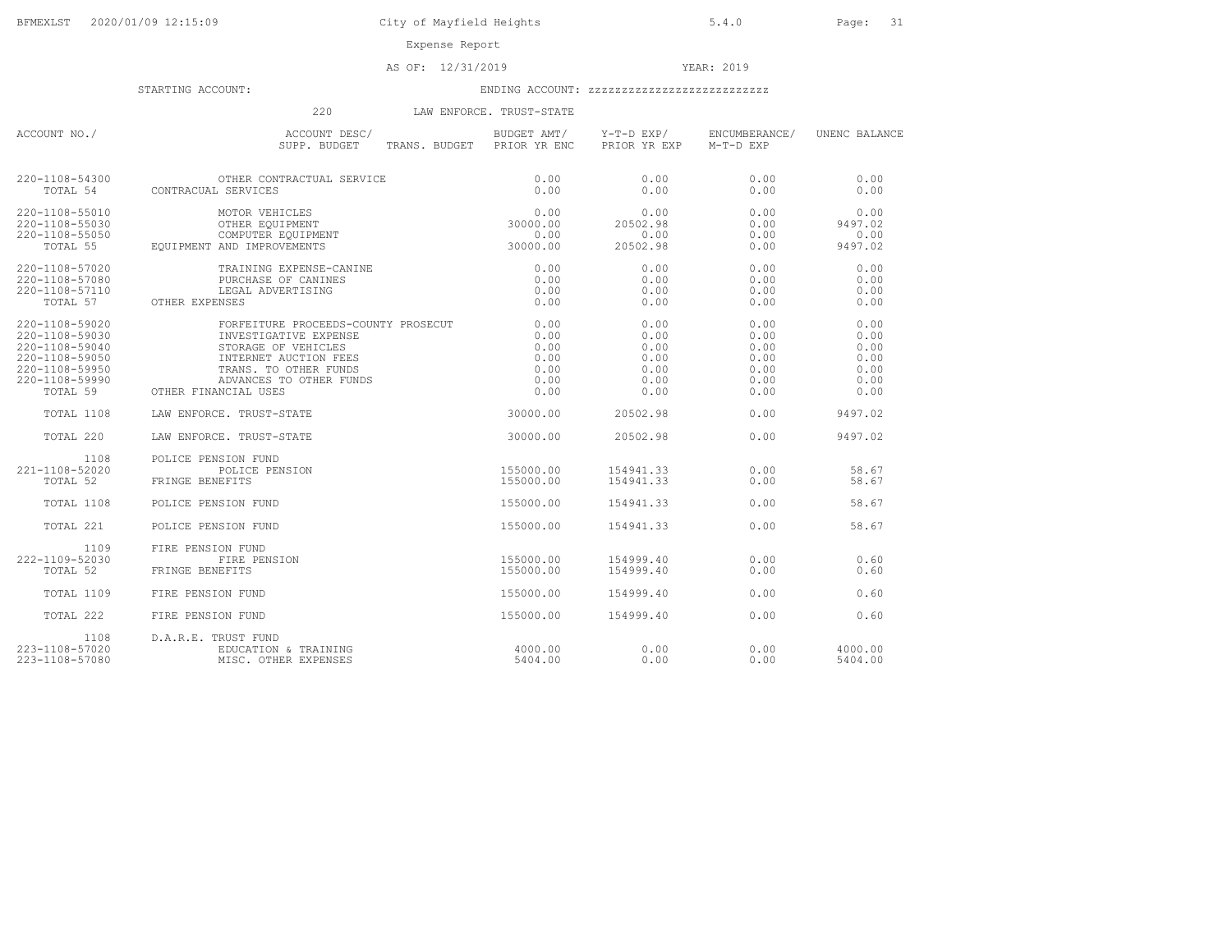City of Mayfield Heights

Expense Report

AS OF: 12/31/2019 YEAR: 2019

STARTING ACCOUNT: ENDING ACCOUNT: zzzzzzzzzzzzzzzzzzzzzzzzzz

220 LAW ENFORCE. TRUST-STATE

| ACCOUNT NO./ | ACCOUNT DESC/ SUPP. BUDGET TRANS. BUDGET | BUDGET AMT/ PRIOR YR ENC | Y-T-D EXP/ PRIOR YR EXP | ENCUMBERANCE/ M-T-D EXP | UNENC BALANCE |
|---|---|---|---|---|---|
| 220-1108-54300 | OTHER CONTRACTUAL SERVICE | 0.00 | 0.00 | 0.00 | 0.00 |
| TOTAL 54 | CONTRACUAL SERVICES | 0.00 | 0.00 | 0.00 | 0.00 |
| 220-1108-55010 | MOTOR VEHICLES | 0.00 | 0.00 | 0.00 | 0.00 |
| 220-1108-55030 | OTHER EQUIPMENT | 30000.00 | 20502.98 | 0.00 | 9497.02 |
| 220-1108-55050 | COMPUTER EQUIPMENT | 0.00 | 0.00 | 0.00 | 0.00 |
| TOTAL 55 | EQUIPMENT AND IMPROVEMENTS | 30000.00 | 20502.98 | 0.00 | 9497.02 |
| 220-1108-57020 | TRAINING EXPENSE-CANINE | 0.00 | 0.00 | 0.00 | 0.00 |
| 220-1108-57080 | PURCHASE OF CANINES | 0.00 | 0.00 | 0.00 | 0.00 |
| 220-1108-57110 | LEGAL ADVERTISING | 0.00 | 0.00 | 0.00 | 0.00 |
| TOTAL 57 | OTHER EXPENSES | 0.00 | 0.00 | 0.00 | 0.00 |
| 220-1108-59020 | FORFEITURE PROCEEDS-COUNTY PROSECUT | 0.00 | 0.00 | 0.00 | 0.00 |
| 220-1108-59030 | INVESTIGATIVE EXPENSE | 0.00 | 0.00 | 0.00 | 0.00 |
| 220-1108-59040 | STORAGE OF VEHICLES | 0.00 | 0.00 | 0.00 | 0.00 |
| 220-1108-59050 | INTERNET AUCTION FEES | 0.00 | 0.00 | 0.00 | 0.00 |
| 220-1108-59950 | TRANS. TO OTHER FUNDS | 0.00 | 0.00 | 0.00 | 0.00 |
| 220-1108-59990 | ADVANCES TO OTHER FUNDS | 0.00 | 0.00 | 0.00 | 0.00 |
| TOTAL 59 | OTHER FINANCIAL USES | 0.00 | 0.00 | 0.00 | 0.00 |
| TOTAL 1108 | LAW ENFORCE. TRUST-STATE | 30000.00 | 20502.98 | 0.00 | 9497.02 |
| TOTAL 220 | LAW ENFORCE. TRUST-STATE | 30000.00 | 20502.98 | 0.00 | 9497.02 |
| 1108 | POLICE PENSION FUND | | | | |
| 221-1108-52020 | POLICE PENSION | 155000.00 | 154941.33 | 0.00 | 58.67 |
| TOTAL 52 | FRINGE BENEFITS | 155000.00 | 154941.33 | 0.00 | 58.67 |
| TOTAL 1108 | POLICE PENSION FUND | 155000.00 | 154941.33 | 0.00 | 58.67 |
| TOTAL 221 | POLICE PENSION FUND | 155000.00 | 154941.33 | 0.00 | 58.67 |
| 1109 | FIRE PENSION FUND | | | | |
| 222-1109-52030 | FIRE PENSION | 155000.00 | 154999.40 | 0.00 | 0.60 |
| TOTAL 52 | FRINGE BENEFITS | 155000.00 | 154999.40 | 0.00 | 0.60 |
| TOTAL 1109 | FIRE PENSION FUND | 155000.00 | 154999.40 | 0.00 | 0.60 |
| TOTAL 222 | FIRE PENSION FUND | 155000.00 | 154999.40 | 0.00 | 0.60 |
| 1108 | D.A.R.E. TRUST FUND | | | | |
| 223-1108-57020 | EDUCATION & TRAINING | 4000.00 | 0.00 | 0.00 | 4000.00 |
| 223-1108-57080 | MISC. OTHER EXPENSES | 5404.00 | 0.00 | 0.00 | 5404.00 |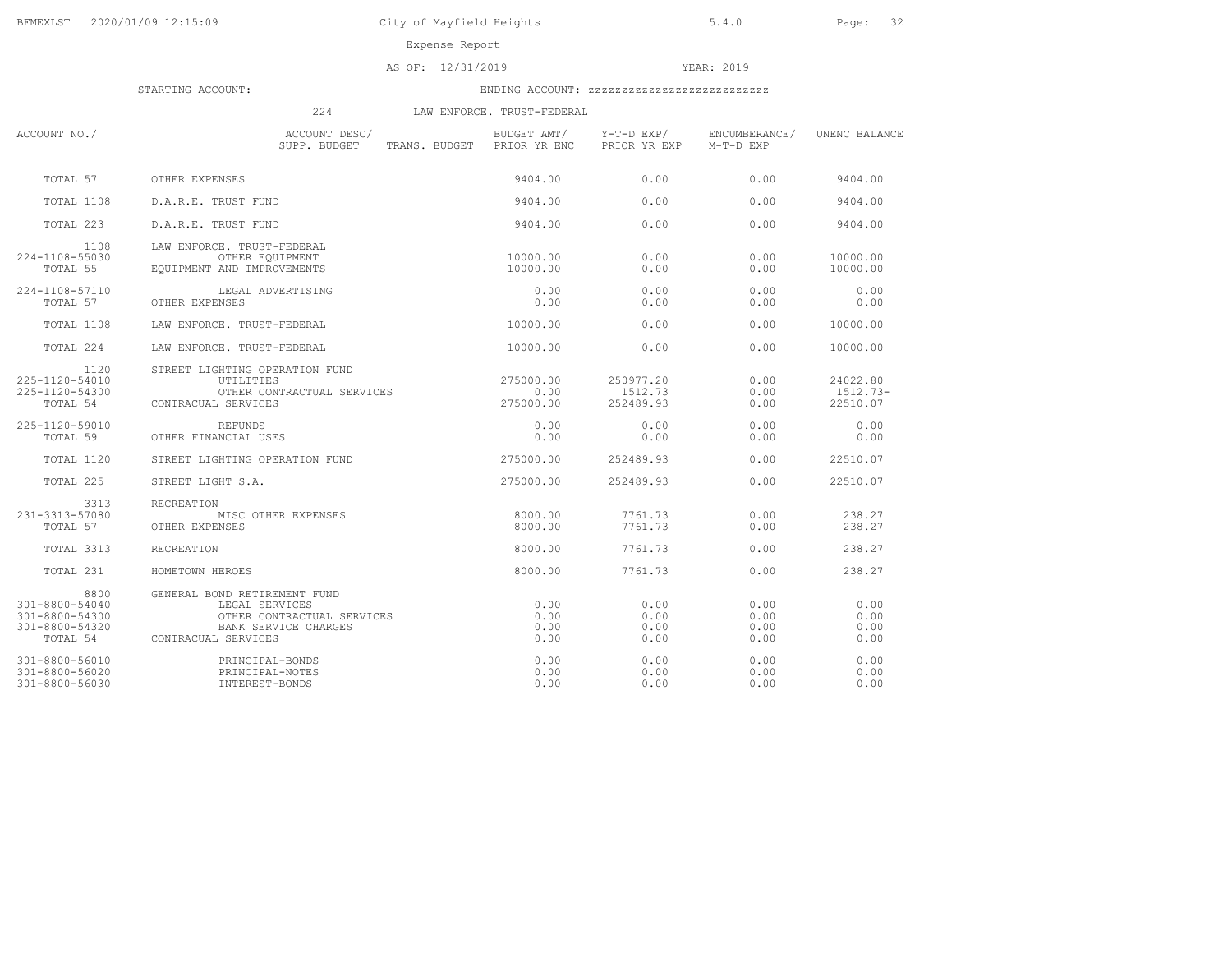City of Mayfield Heights

Expense Report

AS OF: 12/31/2019 YEAR: 2019

STARTING ACCOUNT: ENDING ACCOUNT: zzzzzzzzzzzzzzzzzzzzzzzzzz

224 LAW ENFORCE. TRUST-FEDERAL

| ACCOUNT NO./ | ACCOUNT DESC/ SUPP. BUDGET TRANS. BUDGET | BUDGET AMT/ PRIOR YR ENC | Y-T-D EXP/ PRIOR YR EXP | ENCUMBERANCE/ M-T-D EXP | UNENC BALANCE |
|---|---|---|---|---|---|
| TOTAL 57 | OTHER EXPENSES | 9404.00 | 0.00 | 0.00 | 9404.00 |
| TOTAL 1108 | D.A.R.E. TRUST FUND | 9404.00 | 0.00 | 0.00 | 9404.00 |
| TOTAL 223 | D.A.R.E. TRUST FUND | 9404.00 | 0.00 | 0.00 | 9404.00 |
| 1108 | LAW ENFORCE. TRUST-FEDERAL | | | | |
| 224-1108-55030 | OTHER EQUIPMENT | 10000.00 | 0.00 | 0.00 | 10000.00 |
| TOTAL 55 | EQUIPMENT AND IMPROVEMENTS | 10000.00 | 0.00 | 0.00 | 10000.00 |
| 224-1108-57110 | LEGAL ADVERTISING | 0.00 | 0.00 | 0.00 | 0.00 |
| TOTAL 57 | OTHER EXPENSES | 0.00 | 0.00 | 0.00 | 0.00 |
| TOTAL 1108 | LAW ENFORCE. TRUST-FEDERAL | 10000.00 | 0.00 | 0.00 | 10000.00 |
| TOTAL 224 | LAW ENFORCE. TRUST-FEDERAL | 10000.00 | 0.00 | 0.00 | 10000.00 |
| 1120 | STREET LIGHTING OPERATION FUND | | | | |
| 225-1120-54010 | UTILITIES | 275000.00 | 250977.20 | 0.00 | 24022.80 |
| 225-1120-54300 | OTHER CONTRACTUAL SERVICES | 0.00 | 1512.73 | 0.00 | 1512.73- |
| TOTAL 54 | CONTRACUAL SERVICES | 275000.00 | 252489.93 | 0.00 | 22510.07 |
| 225-1120-59010 | REFUNDS | 0.00 | 0.00 | 0.00 | 0.00 |
| TOTAL 59 | OTHER FINANCIAL USES | 0.00 | 0.00 | 0.00 | 0.00 |
| TOTAL 1120 | STREET LIGHTING OPERATION FUND | 275000.00 | 252489.93 | 0.00 | 22510.07 |
| TOTAL 225 | STREET LIGHT S.A. | 275000.00 | 252489.93 | 0.00 | 22510.07 |
| 3313 | RECREATION | | | | |
| 231-3313-57080 | MISC OTHER EXPENSES | 8000.00 | 7761.73 | 0.00 | 238.27 |
| TOTAL 57 | OTHER EXPENSES | 8000.00 | 7761.73 | 0.00 | 238.27 |
| TOTAL 3313 | RECREATION | 8000.00 | 7761.73 | 0.00 | 238.27 |
| TOTAL 231 | HOMETOWN HEROES | 8000.00 | 7761.73 | 0.00 | 238.27 |
| 8800 | GENERAL BOND RETIREMENT FUND | | | | |
| 301-8800-54040 | LEGAL SERVICES | 0.00 | 0.00 | 0.00 | 0.00 |
| 301-8800-54300 | OTHER CONTRACTUAL SERVICES | 0.00 | 0.00 | 0.00 | 0.00 |
| 301-8800-54320 | BANK SERVICE CHARGES | 0.00 | 0.00 | 0.00 | 0.00 |
| TOTAL 54 | CONTRACUAL SERVICES | 0.00 | 0.00 | 0.00 | 0.00 |
| 301-8800-56010 | PRINCIPAL-BONDS | 0.00 | 0.00 | 0.00 | 0.00 |
| 301-8800-56020 | PRINCIPAL-NOTES | 0.00 | 0.00 | 0.00 | 0.00 |
| 301-8800-56030 | INTEREST-BONDS | 0.00 | 0.00 | 0.00 | 0.00 |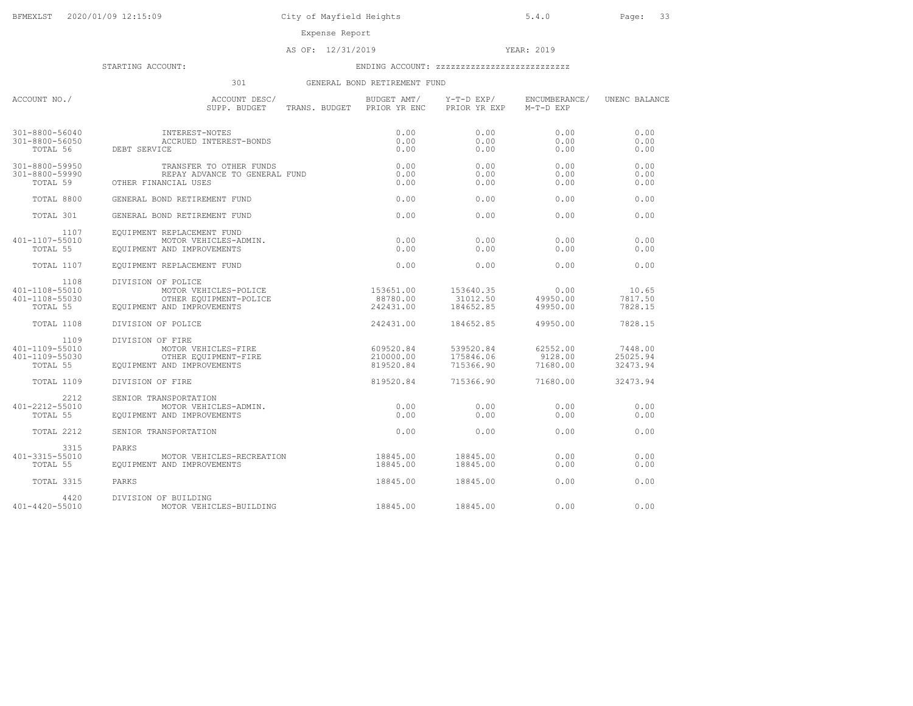# City of Mayfield Heights

## Expense Report

AS OF: 12/31/2019 YEAR: 2019

STARTING ACCOUNT: ENDING ACCOUNT: zzzzzzzzzzzzzzzzzzzzzzzzz

### 301 GENERAL BOND RETIREMENT FUND

| ACCOUNT NO./ | ACCOUNT DESC/ SUPP. BUDGET | TRANS. BUDGET | BUDGET AMT/ PRIOR YR ENC | Y-T-D EXP/ PRIOR YR EXP | ENCUMBERANCE/ M-T-D EXP | UNENC BALANCE |
|---|---|---|---|---|---|---|
| 301-8800-56040 | INTEREST-NOTES | | 0.00 | 0.00 | 0.00 | 0.00 |
| 301-8800-56050 | ACCRUED INTEREST-BONDS | | 0.00 | 0.00 | 0.00 | 0.00 |
| TOTAL 56 | DEBT SERVICE | | 0.00 | 0.00 | 0.00 | 0.00 |
| 301-8800-59950 | TRANSFER TO OTHER FUNDS | | 0.00 | 0.00 | 0.00 | 0.00 |
| 301-8800-59990 | REPAY ADVANCE TO GENERAL FUND | | 0.00 | 0.00 | 0.00 | 0.00 |
| TOTAL 59 | OTHER FINANCIAL USES | | 0.00 | 0.00 | 0.00 | 0.00 |
| TOTAL 8800 | GENERAL BOND RETIREMENT FUND | | 0.00 | 0.00 | 0.00 | 0.00 |
| TOTAL 301 | GENERAL BOND RETIREMENT FUND | | 0.00 | 0.00 | 0.00 | 0.00 |
| 1107 | EQUIPMENT REPLACEMENT FUND | | | | | |
| 401-1107-55010 | MOTOR VEHICLES-ADMIN. | | 0.00 | 0.00 | 0.00 | 0.00 |
| TOTAL 55 | EQUIPMENT AND IMPROVEMENTS | | 0.00 | 0.00 | 0.00 | 0.00 |
| TOTAL 1107 | EQUIPMENT REPLACEMENT FUND | | 0.00 | 0.00 | 0.00 | 0.00 |
| 1108 | DIVISION OF POLICE | | | | | |
| 401-1108-55010 | MOTOR VEHICLES-POLICE | | 153651.00 | 153640.35 | 0.00 | 10.65 |
| 401-1108-55030 | OTHER EQUIPMENT-POLICE | | 88780.00 | 31012.50 | 49950.00 | 7817.50 |
| TOTAL 55 | EQUIPMENT AND IMPROVEMENTS | | 242431.00 | 184652.85 | 49950.00 | 7828.15 |
| TOTAL 1108 | DIVISION OF POLICE | | 242431.00 | 184652.85 | 49950.00 | 7828.15 |
| 1109 | DIVISION OF FIRE | | | | | |
| 401-1109-55010 | MOTOR VEHICLES-FIRE | | 609520.84 | 539520.84 | 62552.00 | 7448.00 |
| 401-1109-55030 | OTHER EQUIPMENT-FIRE | | 210000.00 | 175846.06 | 9128.00 | 25025.94 |
| TOTAL 55 | EQUIPMENT AND IMPROVEMENTS | | 819520.84 | 715366.90 | 71680.00 | 32473.94 |
| TOTAL 1109 | DIVISION OF FIRE | | 819520.84 | 715366.90 | 71680.00 | 32473.94 |
| 2212 | SENIOR TRANSPORTATION | | | | | |
| 401-2212-55010 | MOTOR VEHICLES-ADMIN. | | 0.00 | 0.00 | 0.00 | 0.00 |
| TOTAL 55 | EQUIPMENT AND IMPROVEMENTS | | 0.00 | 0.00 | 0.00 | 0.00 |
| TOTAL 2212 | SENIOR TRANSPORTATION | | 0.00 | 0.00 | 0.00 | 0.00 |
| 3315 | PARKS | | | | | |
| 401-3315-55010 | MOTOR VEHICLES-RECREATION | | 18845.00 | 18845.00 | 0.00 | 0.00 |
| TOTAL 55 | EQUIPMENT AND IMPROVEMENTS | | 18845.00 | 18845.00 | 0.00 | 0.00 |
| TOTAL 3315 | PARKS | | 18845.00 | 18845.00 | 0.00 | 0.00 |
| 4420 | DIVISION OF BUILDING | | | | | |
| 401-4420-55010 | MOTOR VEHICLES-BUILDING | | 18845.00 | 18845.00 | 0.00 | 0.00 |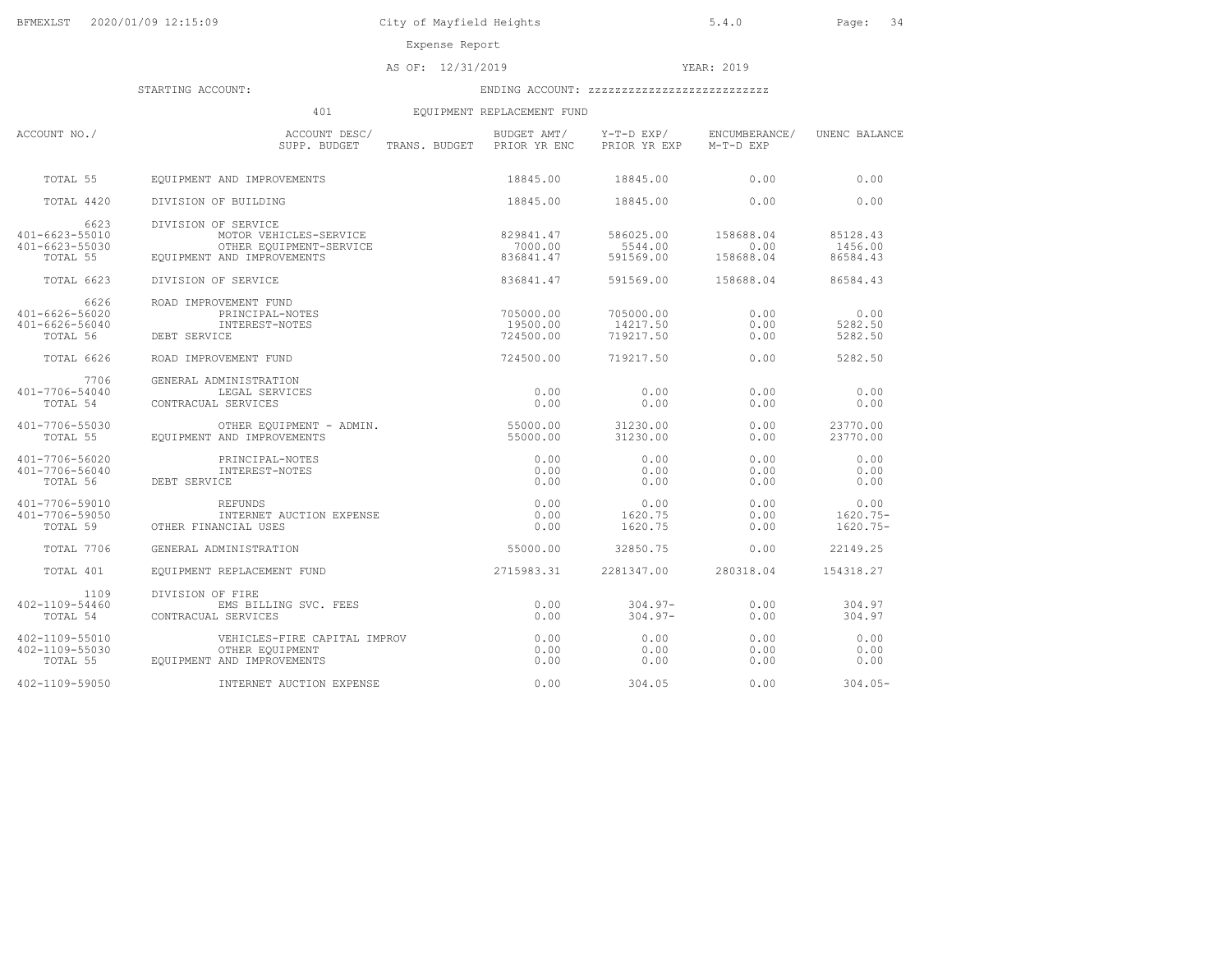City of Mayfield Heights

Expense Report

AS OF: 12/31/2019 YEAR: 2019

STARTING ACCOUNT: ENDING ACCOUNT: zzzzzzzzzzzzzzzzzzzzzzzzzz

401 EQUIPMENT REPLACEMENT FUND

| ACCOUNT NO./ | ACCOUNT DESC/ SUPP. BUDGET | TRANS. BUDGET | BUDGET AMT/ PRIOR YR ENC | Y-T-D EXP/ PRIOR YR EXP | ENCUMBERANCE/ M-T-D EXP | UNENC BALANCE |
|---|---|---|---|---|---|---|
| TOTAL 55 | EQUIPMENT AND IMPROVEMENTS | | 18845.00 | 18845.00 | 0.00 | 0.00 |
| TOTAL 4420 | DIVISION OF BUILDING | | 18845.00 | 18845.00 | 0.00 | 0.00 |
| 6623 | DIVISION OF SERVICE | | | | | |
| 401-6623-55010 | MOTOR VEHICLES-SERVICE | | 829841.47 | 586025.00 | 158688.04 | 85128.43 |
| 401-6623-55030 | OTHER EQUIPMENT-SERVICE | | 7000.00 | 5544.00 | 0.00 | 1456.00 |
| TOTAL 55 | EQUIPMENT AND IMPROVEMENTS | | 836841.47 | 591569.00 | 158688.04 | 86584.43 |
| TOTAL 6623 | DIVISION OF SERVICE | | 836841.47 | 591569.00 | 158688.04 | 86584.43 |
| 6626 | ROAD IMPROVEMENT FUND | | | | | |
| 401-6626-56020 | PRINCIPAL-NOTES | | 705000.00 | 705000.00 | 0.00 | 0.00 |
| 401-6626-56040 | INTEREST-NOTES | | 19500.00 | 14217.50 | 0.00 | 5282.50 |
| TOTAL 56 | DEBT SERVICE | | 724500.00 | 719217.50 | 0.00 | 5282.50 |
| TOTAL 6626 | ROAD IMPROVEMENT FUND | | 724500.00 | 719217.50 | 0.00 | 5282.50 |
| 7706 | GENERAL ADMINISTRATION | | | | | |
| 401-7706-54040 | LEGAL SERVICES | | 0.00 | 0.00 | 0.00 | 0.00 |
| TOTAL 54 | CONTRACUAL SERVICES | | 0.00 | 0.00 | 0.00 | 0.00 |
| 401-7706-55030 | OTHER EQUIPMENT - ADMIN. | | 55000.00 | 31230.00 | 0.00 | 23770.00 |
| TOTAL 55 | EQUIPMENT AND IMPROVEMENTS | | 55000.00 | 31230.00 | 0.00 | 23770.00 |
| 401-7706-56020 | PRINCIPAL-NOTES | | 0.00 | 0.00 | 0.00 | 0.00 |
| 401-7706-56040 | INTEREST-NOTES | | 0.00 | 0.00 | 0.00 | 0.00 |
| TOTAL 56 | DEBT SERVICE | | 0.00 | 0.00 | 0.00 | 0.00 |
| 401-7706-59010 | REFUNDS | | 0.00 | 0.00 | 0.00 | 0.00 |
| 401-7706-59050 | INTERNET AUCTION EXPENSE | | 0.00 | 1620.75 | 0.00 | 1620.75- |
| TOTAL 59 | OTHER FINANCIAL USES | | 0.00 | 1620.75 | 0.00 | 1620.75- |
| TOTAL 7706 | GENERAL ADMINISTRATION | | 55000.00 | 32850.75 | 0.00 | 22149.25 |
| TOTAL 401 | EQUIPMENT REPLACEMENT FUND | | 2715983.31 | 2281347.00 | 280318.04 | 154318.27 |
| 1109 | DIVISION OF FIRE | | | | | |
| 402-1109-54460 | EMS BILLING SVC. FEES | | 0.00 | 304.97- | 0.00 | 304.97 |
| TOTAL 54 | CONTRACUAL SERVICES | | 0.00 | 304.97- | 0.00 | 304.97 |
| 402-1109-55010 | VEHICLES-FIRE CAPITAL IMPROV | | 0.00 | 0.00 | 0.00 | 0.00 |
| 402-1109-55030 | OTHER EQUIPMENT | | 0.00 | 0.00 | 0.00 | 0.00 |
| TOTAL 55 | EQUIPMENT AND IMPROVEMENTS | | 0.00 | 0.00 | 0.00 | 0.00 |
| 402-1109-59050 | INTERNET AUCTION EXPENSE | | 0.00 | 304.05 | 0.00 | 304.05- |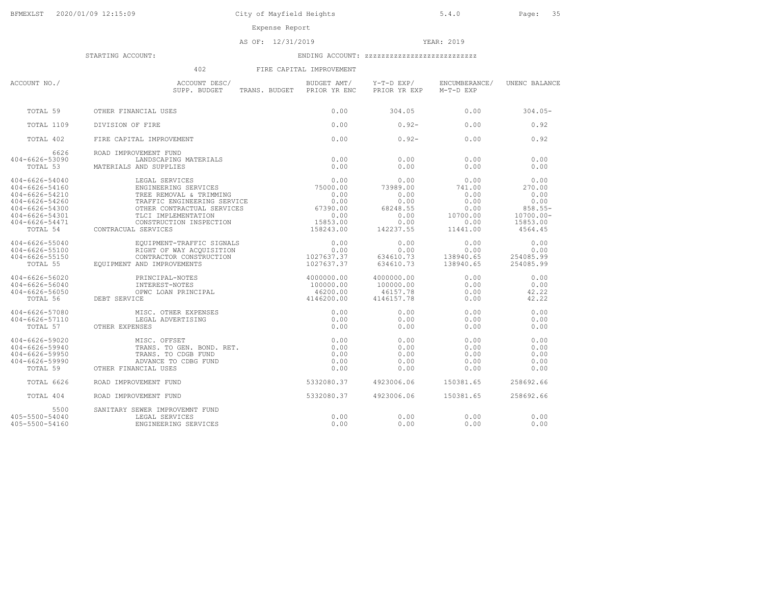City of Mayfield Heights

Expense Report

AS OF: 12/31/2019 YEAR: 2019

STARTING ACCOUNT: ENDING ACCOUNT: zzzzzzzzzzzzzzzzzzzzzzzzz

402 FIRE CAPITAL IMPROVEMENT

| ACCOUNT NO./ | ACCOUNT DESC/ SUPP. BUDGET TRANS. BUDGET | BUDGET AMT/ PRIOR YR ENC | Y-T-D EXP/ PRIOR YR EXP | ENCUMBERANCE/ M-T-D EXP | UNENC BALANCE |
|---|---|---|---|---|---|
| TOTAL 59 | OTHER FINANCIAL USES | 0.00 | 304.05 | 0.00 | 304.05- |
| TOTAL 1109 | DIVISION OF FIRE | 0.00 | 0.92- | 0.00 | 0.92 |
| TOTAL 402 | FIRE CAPITAL IMPROVEMENT | 0.00 | 0.92- | 0.00 | 0.92 |
| 6626 | ROAD IMPROVEMENT FUND | | | | |
| 404-6626-53090 | LANDSCAPING MATERIALS | 0.00 | 0.00 | 0.00 | 0.00 |
| TOTAL 53 | MATERIALS AND SUPPLIES | 0.00 | 0.00 | 0.00 | 0.00 |
| 404-6626-54040 | LEGAL SERVICES | 0.00 | 0.00 | 0.00 | 0.00 |
| 404-6626-54160 | ENGINEERING SERVICES | 75000.00 | 73989.00 | 741.00 | 270.00 |
| 404-6626-54210 | TREE REMOVAL & TRIMMING | 0.00 | 0.00 | 0.00 | 0.00 |
| 404-6626-54260 | TRAFFIC ENGINEERING SERVICE | 0.00 | 0.00 | 0.00 | 0.00 |
| 404-6626-54300 | OTHER CONTRACTUAL SERVICES | 67390.00 | 68248.55 | 0.00 | 858.55- |
| 404-6626-54301 | TLCI IMPLEMENTATION | 0.00 | 0.00 | 10700.00 | 10700.00- |
| 404-6626-54471 | CONSTRUCTION INSPECTION | 15853.00 | 0.00 | 0.00 | 15853.00 |
| TOTAL 54 | CONTRACUAL SERVICES | 158243.00 | 142237.55 | 11441.00 | 4564.45 |
| 404-6626-55040 | EQUIPMENT-TRAFFIC SIGNALS | 0.00 | 0.00 | 0.00 | 0.00 |
| 404-6626-55100 | RIGHT OF WAY ACQUISITION | 0.00 | 0.00 | 0.00 | 0.00 |
| 404-6626-55150 | CONTRACTOR CONSTRUCTION | 1027637.37 | 634610.73 | 138940.65 | 254085.99 |
| TOTAL 55 | EQUIPMENT AND IMPROVEMENTS | 1027637.37 | 634610.73 | 138940.65 | 254085.99 |
| 404-6626-56020 | PRINCIPAL-NOTES | 4000000.00 | 4000000.00 | 0.00 | 0.00 |
| 404-6626-56040 | INTEREST-NOTES | 100000.00 | 100000.00 | 0.00 | 0.00 |
| 404-6626-56050 | OPWC LOAN PRINCIPAL | 46200.00 | 46157.78 | 0.00 | 42.22 |
| TOTAL 56 | DEBT SERVICE | 4146200.00 | 4146157.78 | 0.00 | 42.22 |
| 404-6626-57080 | MISC. OTHER EXPENSES | 0.00 | 0.00 | 0.00 | 0.00 |
| 404-6626-57110 | LEGAL ADVERTISING | 0.00 | 0.00 | 0.00 | 0.00 |
| TOTAL 57 | OTHER EXPENSES | 0.00 | 0.00 | 0.00 | 0.00 |
| 404-6626-59020 | MISC. OFFSET | 0.00 | 0.00 | 0.00 | 0.00 |
| 404-6626-59940 | TRANS. TO GEN. BOND. RET. | 0.00 | 0.00 | 0.00 | 0.00 |
| 404-6626-59950 | TRANS. TO CDGB FUND | 0.00 | 0.00 | 0.00 | 0.00 |
| 404-6626-59990 | ADVANCE TO CDBG FUND | 0.00 | 0.00 | 0.00 | 0.00 |
| TOTAL 59 | OTHER FINANCIAL USES | 0.00 | 0.00 | 0.00 | 0.00 |
| TOTAL 6626 | ROAD IMPROVEMENT FUND | 5332080.37 | 4923006.06 | 150381.65 | 258692.66 |
| TOTAL 404 | ROAD IMPROVEMENT FUND | 5332080.37 | 4923006.06 | 150381.65 | 258692.66 |
| 5500 | SANITARY SEWER IMPROVEMNT FUND | | | | |
| 405-5500-54040 | LEGAL SERVICES | 0.00 | 0.00 | 0.00 | 0.00 |
| 405-5500-54160 | ENGINEERING SERVICES | 0.00 | 0.00 | 0.00 | 0.00 |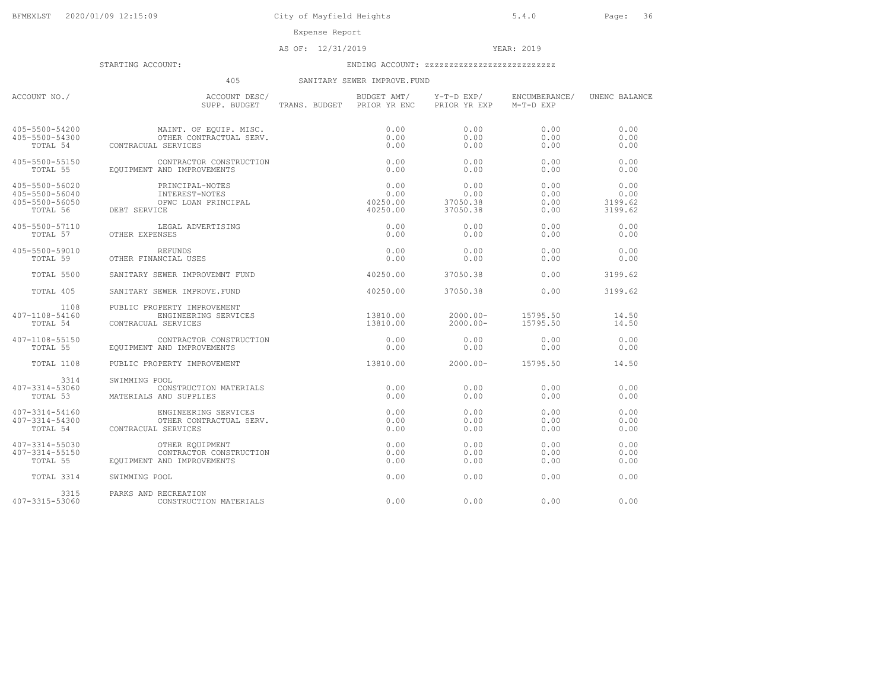BFMEXLST 2020/01/09 12:15:09 City of Mayfield Heights 5.4.0

Expense Report

AS OF: 12/31/2019 YEAR: 2019

STARTING ACCOUNT: ENDING ACCOUNT: zzzzzzzzzzzzzzzzzzzzzzzzz

405 SANITARY SEWER IMPROVE.FUND

| ACCOUNT NO./ | ACCOUNT DESC/ SUPP. BUDGET | TRANS. BUDGET | BUDGET AMT/ PRIOR YR ENC | Y-T-D EXP/ PRIOR YR EXP | ENCUMBERANCE/ M-T-D EXP | UNENC BALANCE |
|---|---|---|---|---|---|---|
| 405-5500-54200 | MAINT. OF EQUIP. MISC. | | 0.00 | 0.00 | 0.00 | 0.00 |
| 405-5500-54300 | OTHER CONTRACTUAL SERV. | | 0.00 | 0.00 | 0.00 | 0.00 |
| TOTAL 54 | CONTRACUAL SERVICES | | 0.00 | 0.00 | 0.00 | 0.00 |
| 405-5500-55150 | CONTRACTOR CONSTRUCTION | | 0.00 | 0.00 | 0.00 | 0.00 |
| TOTAL 55 | EQUIPMENT AND IMPROVEMENTS | | 0.00 | 0.00 | 0.00 | 0.00 |
| 405-5500-56020 | PRINCIPAL-NOTES | | 0.00 | 0.00 | 0.00 | 0.00 |
| 405-5500-56040 | INTEREST-NOTES | | 0.00 | 0.00 | 0.00 | 0.00 |
| 405-5500-56050 | OPWC LOAN PRINCIPAL | | 40250.00 | 37050.38 | 0.00 | 3199.62 |
| TOTAL 56 | DEBT SERVICE | | 40250.00 | 37050.38 | 0.00 | 3199.62 |
| 405-5500-57110 | LEGAL ADVERTISING | | 0.00 | 0.00 | 0.00 | 0.00 |
| TOTAL 57 | OTHER EXPENSES | | 0.00 | 0.00 | 0.00 | 0.00 |
| 405-5500-59010 | REFUNDS | | 0.00 | 0.00 | 0.00 | 0.00 |
| TOTAL 59 | OTHER FINANCIAL USES | | 0.00 | 0.00 | 0.00 | 0.00 |
| TOTAL 5500 | SANITARY SEWER IMPROVEMNT FUND | | 40250.00 | 37050.38 | 0.00 | 3199.62 |
| TOTAL 405 | SANITARY SEWER IMPROVE.FUND | | 40250.00 | 37050.38 | 0.00 | 3199.62 |
| 1108 | PUBLIC PROPERTY IMPROVEMENT | | | | | |
| 407-1108-54160 | ENGINEERING SERVICES | | 13810.00 | 2000.00- | 15795.50 | 14.50 |
| TOTAL 54 | CONTRACUAL SERVICES | | 13810.00 | 2000.00- | 15795.50 | 14.50 |
| 407-1108-55150 | CONTRACTOR CONSTRUCTION | | 0.00 | 0.00 | 0.00 | 0.00 |
| TOTAL 55 | EQUIPMENT AND IMPROVEMENTS | | 0.00 | 0.00 | 0.00 | 0.00 |
| TOTAL 1108 | PUBLIC PROPERTY IMPROVEMENT | | 13810.00 | 2000.00- | 15795.50 | 14.50 |
| 3314 | SWIMMING POOL | | | | | |
| 407-3314-53060 | CONSTRUCTION MATERIALS | | 0.00 | 0.00 | 0.00 | 0.00 |
| TOTAL 53 | MATERIALS AND SUPPLIES | | 0.00 | 0.00 | 0.00 | 0.00 |
| 407-3314-54160 | ENGINEERING SERVICES | | 0.00 | 0.00 | 0.00 | 0.00 |
| 407-3314-54300 | OTHER CONTRACTUAL SERV. | | 0.00 | 0.00 | 0.00 | 0.00 |
| TOTAL 54 | CONTRACUAL SERVICES | | 0.00 | 0.00 | 0.00 | 0.00 |
| 407-3314-55030 | OTHER EQUIPMENT | | 0.00 | 0.00 | 0.00 | 0.00 |
| 407-3314-55150 | CONTRACTOR CONSTRUCTION | | 0.00 | 0.00 | 0.00 | 0.00 |
| TOTAL 55 | EQUIPMENT AND IMPROVEMENTS | | 0.00 | 0.00 | 0.00 | 0.00 |
| TOTAL 3314 | SWIMMING POOL | | 0.00 | 0.00 | 0.00 | 0.00 |
| 3315 | PARKS AND RECREATION | | | | | |
| 407-3315-53060 | CONSTRUCTION MATERIALS | | 0.00 | 0.00 | 0.00 | 0.00 |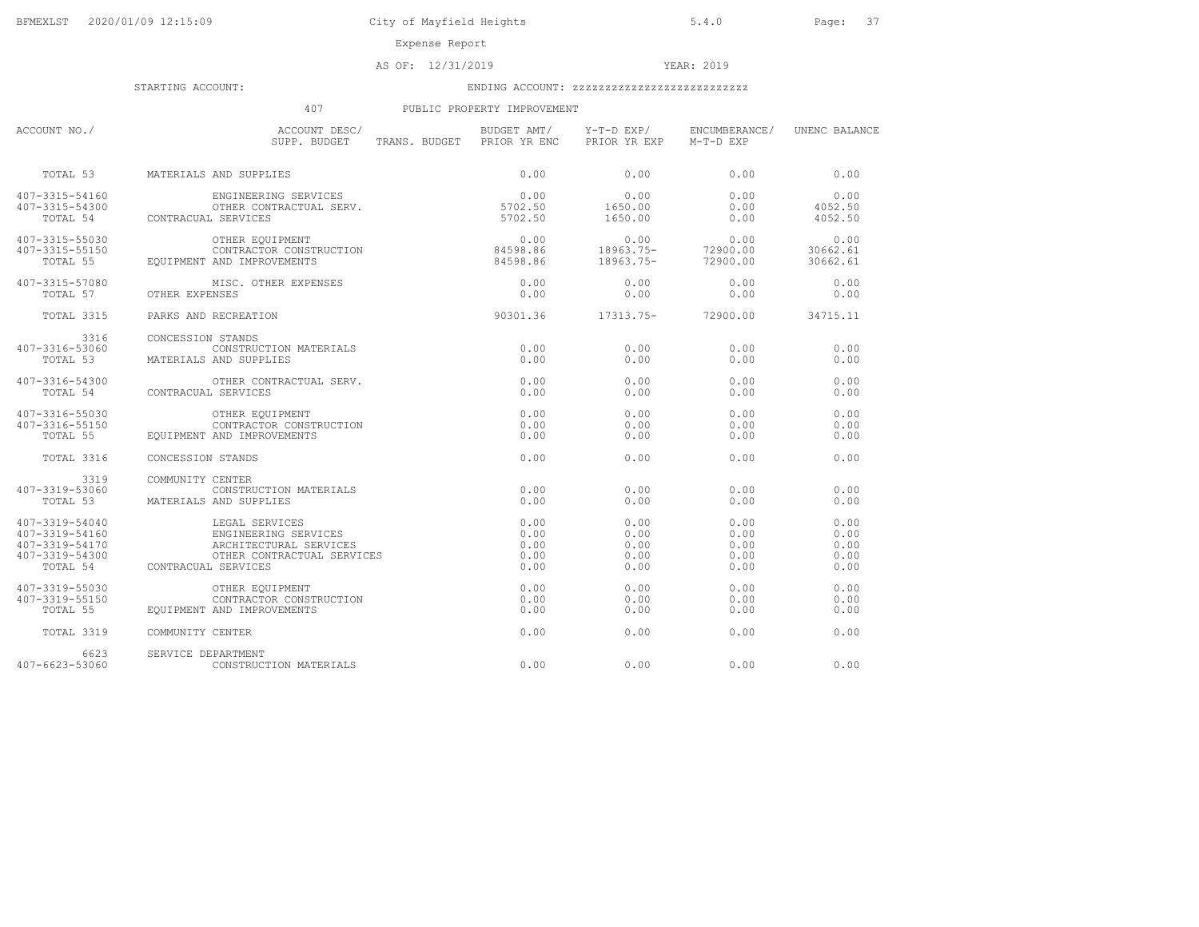Expense Report

AS OF: 12/31/2019 YEAR: 2019

STARTING ACCOUNT: ENDING ACCOUNT: zzzzzzzzzzzzzzzzzzzzzzzzzz

407 PUBLIC PROPERTY IMPROVEMENT

| ACCOUNT NO./ | ACCOUNT DESC/ SUPP. BUDGET | TRANS. BUDGET | BUDGET AMT/ PRIOR YR ENC | Y-T-D EXP/ PRIOR YR EXP | ENCUMBERANCE/ M-T-D EXP | UNENC BALANCE |
|---|---|---|---|---|---|---|
| TOTAL 53 | MATERIALS AND SUPPLIES | | 0.00 | 0.00 | 0.00 | 0.00 |
| 407-3315-54160 | ENGINEERING SERVICES | | 0.00 | 0.00 | 0.00 | 0.00 |
| 407-3315-54300 | OTHER CONTRACTUAL SERV. | | 5702.50 | 1650.00 | 0.00 | 4052.50 |
| TOTAL 54 | CONTRACUAL SERVICES | | 5702.50 | 1650.00 | 0.00 | 4052.50 |
| 407-3315-55030 | OTHER EQUIPMENT | | 0.00 | 0.00 | 0.00 | 0.00 |
| 407-3315-55150 | CONTRACTOR CONSTRUCTION | | 84598.86 | 18963.75- | 72900.00 | 30662.61 |
| TOTAL 55 | EQUIPMENT AND IMPROVEMENTS | | 84598.86 | 18963.75- | 72900.00 | 30662.61 |
| 407-3315-57080 | MISC. OTHER EXPENSES | | 0.00 | 0.00 | 0.00 | 0.00 |
| TOTAL 57 | OTHER EXPENSES | | 0.00 | 0.00 | 0.00 | 0.00 |
| TOTAL 3315 | PARKS AND RECREATION | | 90301.36 | 17313.75- | 72900.00 | 34715.11 |
| 3316 | CONCESSION STANDS | | | | | |
| 407-3316-53060 | CONSTRUCTION MATERIALS | | 0.00 | 0.00 | 0.00 | 0.00 |
| TOTAL 53 | MATERIALS AND SUPPLIES | | 0.00 | 0.00 | 0.00 | 0.00 |
| 407-3316-54300 | OTHER CONTRACTUAL SERV. | | 0.00 | 0.00 | 0.00 | 0.00 |
| TOTAL 54 | CONTRACUAL SERVICES | | 0.00 | 0.00 | 0.00 | 0.00 |
| 407-3316-55030 | OTHER EQUIPMENT | | 0.00 | 0.00 | 0.00 | 0.00 |
| 407-3316-55150 | CONTRACTOR CONSTRUCTION | | 0.00 | 0.00 | 0.00 | 0.00 |
| TOTAL 55 | EQUIPMENT AND IMPROVEMENTS | | 0.00 | 0.00 | 0.00 | 0.00 |
| TOTAL 3316 | CONCESSION STANDS | | 0.00 | 0.00 | 0.00 | 0.00 |
| 3319 | COMMUNITY CENTER | | | | | |
| 407-3319-53060 | CONSTRUCTION MATERIALS | | 0.00 | 0.00 | 0.00 | 0.00 |
| TOTAL 53 | MATERIALS AND SUPPLIES | | 0.00 | 0.00 | 0.00 | 0.00 |
| 407-3319-54040 | LEGAL SERVICES | | 0.00 | 0.00 | 0.00 | 0.00 |
| 407-3319-54160 | ENGINEERING SERVICES | | 0.00 | 0.00 | 0.00 | 0.00 |
| 407-3319-54170 | ARCHITECTURAL SERVICES | | 0.00 | 0.00 | 0.00 | 0.00 |
| 407-3319-54300 | OTHER CONTRACTUAL SERVICES | | 0.00 | 0.00 | 0.00 | 0.00 |
| TOTAL 54 | CONTRACUAL SERVICES | | 0.00 | 0.00 | 0.00 | 0.00 |
| 407-3319-55030 | OTHER EQUIPMENT | | 0.00 | 0.00 | 0.00 | 0.00 |
| 407-3319-55150 | CONTRACTOR CONSTRUCTION | | 0.00 | 0.00 | 0.00 | 0.00 |
| TOTAL 55 | EQUIPMENT AND IMPROVEMENTS | | 0.00 | 0.00 | 0.00 | 0.00 |
| TOTAL 3319 | COMMUNITY CENTER | | 0.00 | 0.00 | 0.00 | 0.00 |
| 6623 | SERVICE DEPARTMENT | | | | | |
| 407-6623-53060 | CONSTRUCTION MATERIALS | | 0.00 | 0.00 | 0.00 | 0.00 |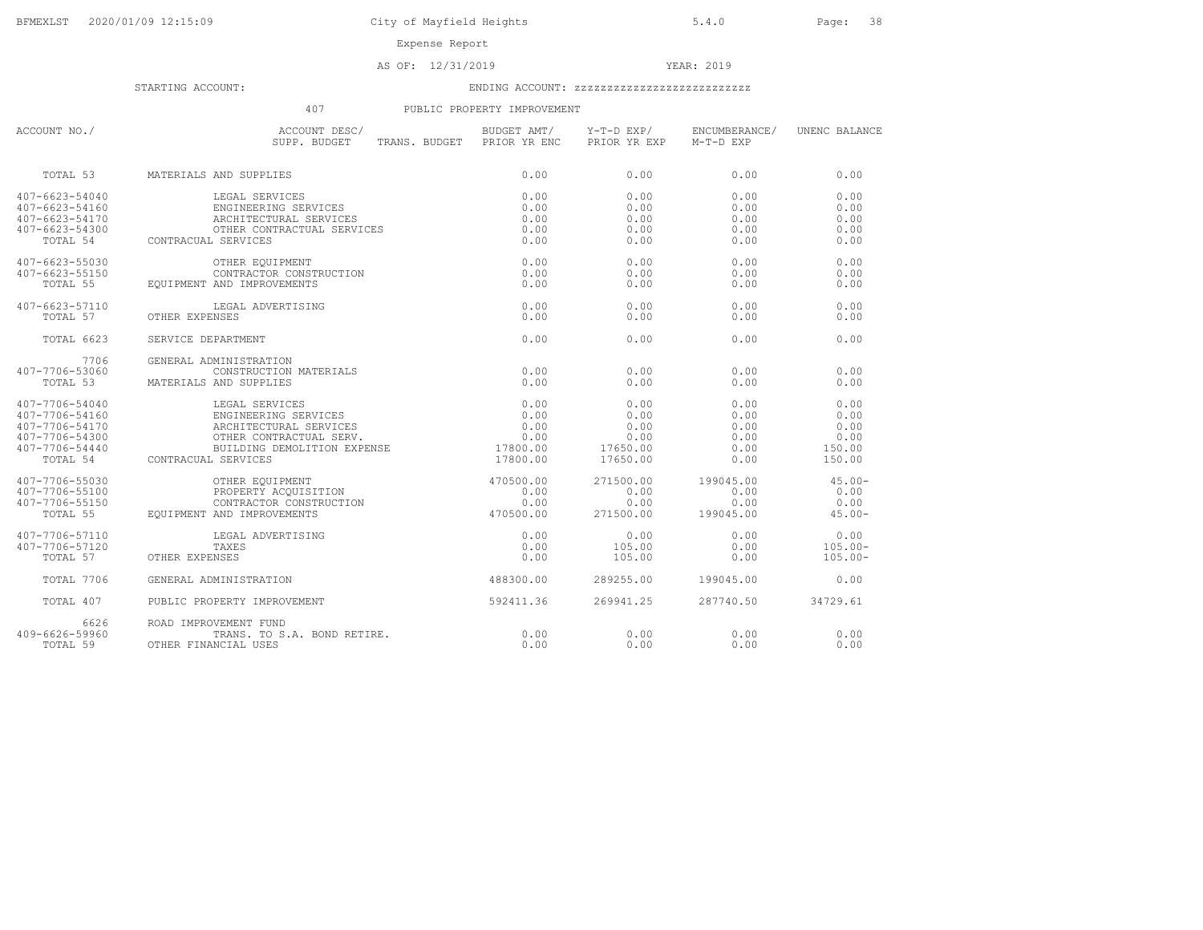City of Mayfield Heights

Expense Report

AS OF: 12/31/2019 YEAR: 2019

STARTING ACCOUNT: ENDING ACCOUNT: zzzzzzzzzzzzzzzzzzzzzzzzz

407 PUBLIC PROPERTY IMPROVEMENT

| ACCOUNT NO./ | ACCOUNT DESC/ SUPP. BUDGET | TRANS. BUDGET | BUDGET AMT/ PRIOR YR ENC | Y-T-D EXP/ PRIOR YR EXP | ENCUMBERANCE/ M-T-D EXP | UNENC BALANCE |
|---|---|---|---|---|---|---|
| TOTAL 53 | MATERIALS AND SUPPLIES | | 0.00 | 0.00 | 0.00 | 0.00 |
| 407-6623-54040 | LEGAL SERVICES | | 0.00 | 0.00 | 0.00 | 0.00 |
| 407-6623-54160 | ENGINEERING SERVICES | | 0.00 | 0.00 | 0.00 | 0.00 |
| 407-6623-54170 | ARCHITECTURAL SERVICES | | 0.00 | 0.00 | 0.00 | 0.00 |
| 407-6623-54300 | OTHER CONTRACTUAL SERVICES | | 0.00 | 0.00 | 0.00 | 0.00 |
| TOTAL 54 | CONTRACUAL SERVICES | | 0.00 | 0.00 | 0.00 | 0.00 |
| 407-6623-55030 | OTHER EQUIPMENT | | 0.00 | 0.00 | 0.00 | 0.00 |
| 407-6623-55150 | CONTRACTOR CONSTRUCTION | | 0.00 | 0.00 | 0.00 | 0.00 |
| TOTAL 55 | EQUIPMENT AND IMPROVEMENTS | | 0.00 | 0.00 | 0.00 | 0.00 |
| 407-6623-57110 | LEGAL ADVERTISING | | 0.00 | 0.00 | 0.00 | 0.00 |
| TOTAL 57 | OTHER EXPENSES | | 0.00 | 0.00 | 0.00 | 0.00 |
| TOTAL 6623 | SERVICE DEPARTMENT | | 0.00 | 0.00 | 0.00 | 0.00 |
| 7706 | GENERAL ADMINISTRATION | | | | | |
| 407-7706-53060 | CONSTRUCTION MATERIALS | | 0.00 | 0.00 | 0.00 | 0.00 |
| TOTAL 53 | MATERIALS AND SUPPLIES | | 0.00 | 0.00 | 0.00 | 0.00 |
| 407-7706-54040 | LEGAL SERVICES | | 0.00 | 0.00 | 0.00 | 0.00 |
| 407-7706-54160 | ENGINEERING SERVICES | | 0.00 | 0.00 | 0.00 | 0.00 |
| 407-7706-54170 | ARCHITECTURAL SERVICES | | 0.00 | 0.00 | 0.00 | 0.00 |
| 407-7706-54300 | OTHER CONTRACTUAL SERV. | | 0.00 | 0.00 | 0.00 | 0.00 |
| 407-7706-54440 | BUILDING DEMOLITION EXPENSE | | 17800.00 | 17650.00 | 0.00 | 150.00 |
| TOTAL 54 | CONTRACUAL SERVICES | | 17800.00 | 17650.00 | 0.00 | 150.00 |
| 407-7706-55030 | OTHER EQUIPMENT | | 470500.00 | 271500.00 | 199045.00 | 45.00- |
| 407-7706-55100 | PROPERTY ACQUISITION | | 0.00 | 0.00 | 0.00 | 0.00 |
| 407-7706-55150 | CONTRACTOR CONSTRUCTION | | 0.00 | 0.00 | 0.00 | 0.00 |
| TOTAL 55 | EQUIPMENT AND IMPROVEMENTS | | 470500.00 | 271500.00 | 199045.00 | 45.00- |
| 407-7706-57110 | LEGAL ADVERTISING | | 0.00 | 0.00 | 0.00 | 0.00 |
| 407-7706-57120 | TAXES | | 0.00 | 105.00 | 0.00 | 105.00- |
| TOTAL 57 | OTHER EXPENSES | | 0.00 | 105.00 | 0.00 | 105.00- |
| TOTAL 7706 | GENERAL ADMINISTRATION | | 488300.00 | 289255.00 | 199045.00 | 0.00 |
| TOTAL 407 | PUBLIC PROPERTY IMPROVEMENT | | 592411.36 | 269941.25 | 287740.50 | 34729.61 |
| 6626 | ROAD IMPROVEMENT FUND | | | | | |
| 409-6626-59960 | TRANS. TO S.A. BOND RETIRE. | | 0.00 | 0.00 | 0.00 | 0.00 |
| TOTAL 59 | OTHER FINANCIAL USES | | 0.00 | 0.00 | 0.00 | 0.00 |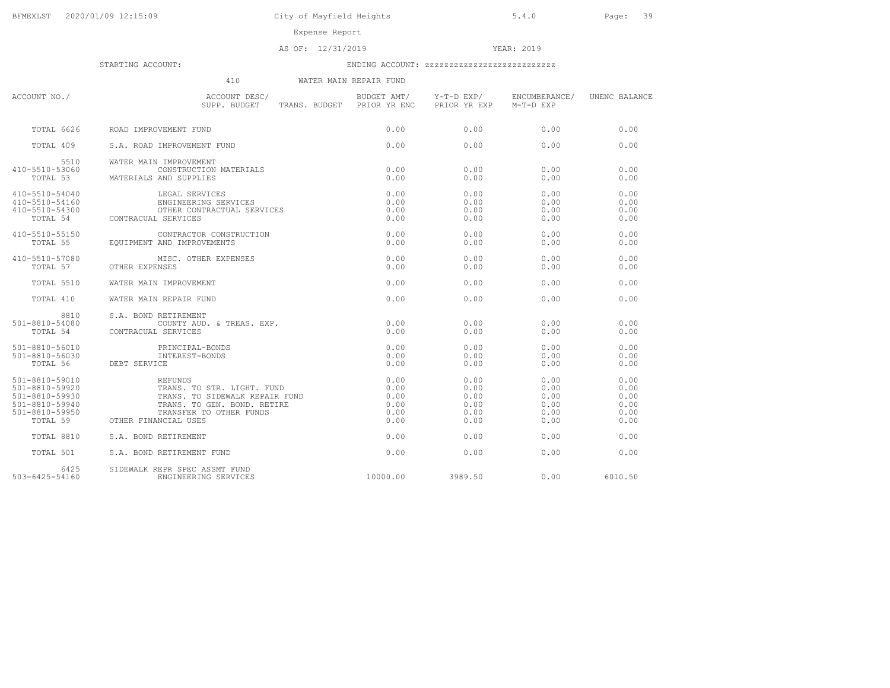BFMEXLST 2020/01/09 12:15:09 City of Mayfield Heights 5.4.0

Expense Report

AS OF: 12/31/2019 YEAR: 2019

STARTING ACCOUNT: ENDING ACCOUNT: zzzzzzzzzzzzzzzzzzzzzzzzz

410 WATER MAIN REPAIR FUND

| ACCOUNT NO./ | ACCOUNT DESC/ SUPP. BUDGET TRANS. BUDGET | BUDGET AMT/ PRIOR YR ENC | Y-T-D EXP/ PRIOR YR EXP | ENCUMBERANCE/ M-T-D EXP | UNENC BALANCE |
|---|---|---|---|---|---|
| TOTAL 6626 | ROAD IMPROVEMENT FUND | 0.00 | 0.00 | 0.00 | 0.00 |
| TOTAL 409 | S.A. ROAD IMPROVEMENT FUND | 0.00 | 0.00 | 0.00 | 0.00 |
| 5510 | WATER MAIN IMPROVEMENT | | | | |
| 410-5510-53060 | CONSTRUCTION MATERIALS | 0.00 | 0.00 | 0.00 | 0.00 |
| TOTAL 53 | MATERIALS AND SUPPLIES | 0.00 | 0.00 | 0.00 | 0.00 |
| 410-5510-54040 | LEGAL SERVICES | 0.00 | 0.00 | 0.00 | 0.00 |
| 410-5510-54160 | ENGINEERING SERVICES | 0.00 | 0.00 | 0.00 | 0.00 |
| 410-5510-54300 | OTHER CONTRACTUAL SERVICES | 0.00 | 0.00 | 0.00 | 0.00 |
| TOTAL 54 | CONTRACUAL SERVICES | 0.00 | 0.00 | 0.00 | 0.00 |
| 410-5510-55150 | CONTRACTOR CONSTRUCTION | 0.00 | 0.00 | 0.00 | 0.00 |
| TOTAL 55 | EQUIPMENT AND IMPROVEMENTS | 0.00 | 0.00 | 0.00 | 0.00 |
| 410-5510-57080 | MISC. OTHER EXPENSES | 0.00 | 0.00 | 0.00 | 0.00 |
| TOTAL 57 | OTHER EXPENSES | 0.00 | 0.00 | 0.00 | 0.00 |
| TOTAL 5510 | WATER MAIN IMPROVEMENT | 0.00 | 0.00 | 0.00 | 0.00 |
| TOTAL 410 | WATER MAIN REPAIR FUND | 0.00 | 0.00 | 0.00 | 0.00 |
| 8810 | S.A. BOND RETIREMENT | | | | |
| 501-8810-54080 | COUNTY AUD. & TREAS. EXP. | 0.00 | 0.00 | 0.00 | 0.00 |
| TOTAL 54 | CONTRACUAL SERVICES | 0.00 | 0.00 | 0.00 | 0.00 |
| 501-8810-56010 | PRINCIPAL-BONDS | 0.00 | 0.00 | 0.00 | 0.00 |
| 501-8810-56030 | INTEREST-BONDS | 0.00 | 0.00 | 0.00 | 0.00 |
| TOTAL 56 | DEBT SERVICE | 0.00 | 0.00 | 0.00 | 0.00 |
| 501-8810-59010 | REFUNDS | 0.00 | 0.00 | 0.00 | 0.00 |
| 501-8810-59920 | TRANS. TO STR. LIGHT. FUND | 0.00 | 0.00 | 0.00 | 0.00 |
| 501-8810-59930 | TRANS. TO SIDEWALK REPAIR FUND | 0.00 | 0.00 | 0.00 | 0.00 |
| 501-8810-59940 | TRANS. TO GEN. BOND. RETIRE | 0.00 | 0.00 | 0.00 | 0.00 |
| 501-8810-59950 | TRANSFER TO OTHER FUNDS | 0.00 | 0.00 | 0.00 | 0.00 |
| TOTAL 59 | OTHER FINANCIAL USES | 0.00 | 0.00 | 0.00 | 0.00 |
| TOTAL 8810 | S.A. BOND RETIREMENT | 0.00 | 0.00 | 0.00 | 0.00 |
| TOTAL 501 | S.A. BOND RETIREMENT FUND | 0.00 | 0.00 | 0.00 | 0.00 |
| 6425 | SIDEWALK REPR SPEC ASSMT FUND | | | | |
| 503-6425-54160 | ENGINEERING SERVICES | 10000.00 | 3989.50 | 0.00 | 6010.50 |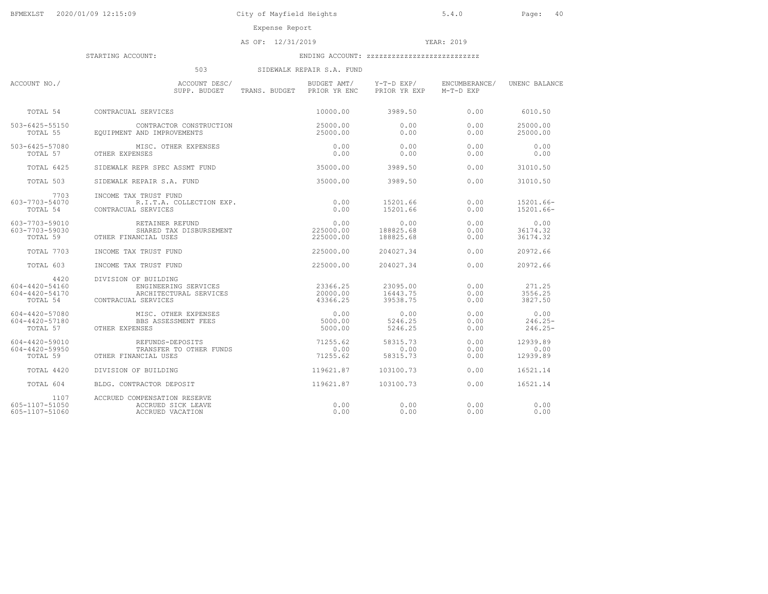City of Mayfield Heights

Expense Report

AS OF: 12/31/2019 YEAR: 2019

STARTING ACCOUNT: ENDING ACCOUNT: zzzzzzzzzzzzzzzzzzzzzzzzz

503 SIDEWALK REPAIR S.A. FUND

| ACCOUNT NO./ | ACCOUNT DESC/ SUPP. BUDGET | TRANS. BUDGET | BUDGET AMT/ PRIOR YR ENC | Y-T-D EXP/ PRIOR YR EXP | ENCUMBERANCE/ M-T-D EXP | UNENC BALANCE |
|---|---|---|---|---|---|---|
| TOTAL 54 | CONTRACUAL SERVICES | | 10000.00 | 3989.50 | 0.00 | 6010.50 |
| 503-6425-55150 | CONTRACTOR CONSTRUCTION | | 25000.00 | 0.00 | 0.00 | 25000.00 |
| TOTAL 55 | EQUIPMENT AND IMPROVEMENTS | | 25000.00 | 0.00 | 0.00 | 25000.00 |
| 503-6425-57080 | MISC. OTHER EXPENSES | | 0.00 | 0.00 | 0.00 | 0.00 |
| TOTAL 57 | OTHER EXPENSES | | 0.00 | 0.00 | 0.00 | 0.00 |
| TOTAL 6425 | SIDEWALK REPR SPEC ASSMT FUND | | 35000.00 | 3989.50 | 0.00 | 31010.50 |
| TOTAL 503 | SIDEWALK REPAIR S.A. FUND | | 35000.00 | 3989.50 | 0.00 | 31010.50 |
| 7703 | INCOME TAX TRUST FUND | | | | | |
| 603-7703-54070 | R.I.T.A. COLLECTION EXP. | | 0.00 | 15201.66 | 0.00 | 15201.66- |
| TOTAL 54 | CONTRACUAL SERVICES | | 0.00 | 15201.66 | 0.00 | 15201.66- |
| 603-7703-59010 | RETAINER REFUND | | 0.00 | 0.00 | 0.00 | 0.00 |
| 603-7703-59030 | SHARED TAX DISBURSEMENT | | 225000.00 | 188825.68 | 0.00 | 36174.32 |
| TOTAL 59 | OTHER FINANCIAL USES | | 225000.00 | 188825.68 | 0.00 | 36174.32 |
| TOTAL 7703 | INCOME TAX TRUST FUND | | 225000.00 | 204027.34 | 0.00 | 20972.66 |
| TOTAL 603 | INCOME TAX TRUST FUND | | 225000.00 | 204027.34 | 0.00 | 20972.66 |
| 4420 | DIVISION OF BUILDING | | | | | |
| 604-4420-54160 | ENGINEERING SERVICES | | 23366.25 | 23095.00 | 0.00 | 271.25 |
| 604-4420-54170 | ARCHITECTURAL SERVICES | | 20000.00 | 16443.75 | 0.00 | 3556.25 |
| TOTAL 54 | CONTRACUAL SERVICES | | 43366.25 | 39538.75 | 0.00 | 3827.50 |
| 604-4420-57080 | MISC. OTHER EXPENSES | | 0.00 | 0.00 | 0.00 | 0.00 |
| 604-4420-57180 | BBS ASSESSMENT FEES | | 5000.00 | 5246.25 | 0.00 | 246.25- |
| TOTAL 57 | OTHER EXPENSES | | 5000.00 | 5246.25 | 0.00 | 246.25- |
| 604-4420-59010 | REFUNDS-DEPOSITS | | 71255.62 | 58315.73 | 0.00 | 12939.89 |
| 604-4420-59950 | TRANSFER TO OTHER FUNDS | | 0.00 | 0.00 | 0.00 | 0.00 |
| TOTAL 59 | OTHER FINANCIAL USES | | 71255.62 | 58315.73 | 0.00 | 12939.89 |
| TOTAL 4420 | DIVISION OF BUILDING | | 119621.87 | 103100.73 | 0.00 | 16521.14 |
| TOTAL 604 | BLDG. CONTRACTOR DEPOSIT | | 119621.87 | 103100.73 | 0.00 | 16521.14 |
| 1107 | ACCRUED COMPENSATION RESERVE | | | | | |
| 605-1107-51050 | ACCRUED SICK LEAVE | | 0.00 | 0.00 | 0.00 | 0.00 |
| 605-1107-51060 | ACCRUED VACATION | | 0.00 | 0.00 | 0.00 | 0.00 |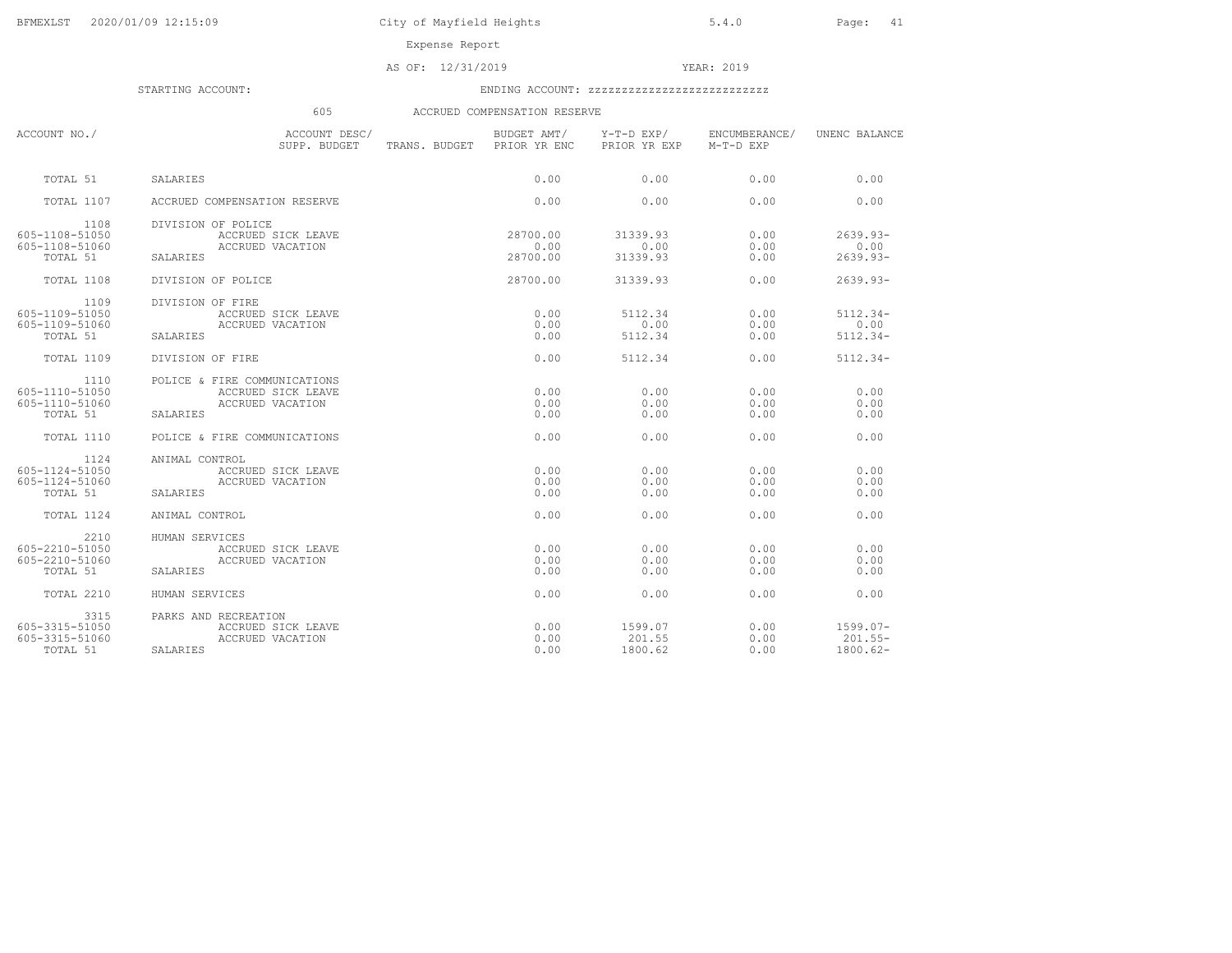City of Mayfield Heights

Expense Report

AS OF: 12/31/2019 YEAR: 2019

STARTING ACCOUNT: ENDING ACCOUNT: zzzzzzzzzzzzzzzzzzzzzzzzz

605 ACCRUED COMPENSATION RESERVE

| ACCOUNT NO./ | ACCOUNT DESC/ SUPP. BUDGET | TRANS. BUDGET | BUDGET AMT/ PRIOR YR ENC | Y-T-D EXP/ PRIOR YR EXP | ENCUMBERANCE/ M-T-D EXP | UNENC BALANCE |
|---|---|---|---|---|---|---|
| TOTAL 51 | SALARIES | | 0.00 | 0.00 | 0.00 | 0.00 |
| TOTAL 1107 | ACCRUED COMPENSATION RESERVE | | 0.00 | 0.00 | 0.00 | 0.00 |
| 1108 | DIVISION OF POLICE | | | | | |
| 605-1108-51050 | ACCRUED SICK LEAVE | | 28700.00 | 31339.93 | 0.00 | 2639.93- |
| 605-1108-51060 | ACCRUED VACATION | | 0.00 | 0.00 | 0.00 | 0.00 |
| TOTAL 51 | SALARIES | | 28700.00 | 31339.93 | 0.00 | 2639.93- |
| TOTAL 1108 | DIVISION OF POLICE | | 28700.00 | 31339.93 | 0.00 | 2639.93- |
| 1109 | DIVISION OF FIRE | | | | | |
| 605-1109-51050 | ACCRUED SICK LEAVE | | 0.00 | 5112.34 | 0.00 | 5112.34- |
| 605-1109-51060 | ACCRUED VACATION | | 0.00 | 0.00 | 0.00 | 0.00 |
| TOTAL 51 | SALARIES | | 0.00 | 5112.34 | 0.00 | 5112.34- |
| TOTAL 1109 | DIVISION OF FIRE | | 0.00 | 5112.34 | 0.00 | 5112.34- |
| 1110 | POLICE & FIRE COMMUNICATIONS | | | | | |
| 605-1110-51050 | ACCRUED SICK LEAVE | | 0.00 | 0.00 | 0.00 | 0.00 |
| 605-1110-51060 | ACCRUED VACATION | | 0.00 | 0.00 | 0.00 | 0.00 |
| TOTAL 51 | SALARIES | | 0.00 | 0.00 | 0.00 | 0.00 |
| TOTAL 1110 | POLICE & FIRE COMMUNICATIONS | | 0.00 | 0.00 | 0.00 | 0.00 |
| 1124 | ANIMAL CONTROL | | | | | |
| 605-1124-51050 | ACCRUED SICK LEAVE | | 0.00 | 0.00 | 0.00 | 0.00 |
| 605-1124-51060 | ACCRUED VACATION | | 0.00 | 0.00 | 0.00 | 0.00 |
| TOTAL 51 | SALARIES | | 0.00 | 0.00 | 0.00 | 0.00 |
| TOTAL 1124 | ANIMAL CONTROL | | 0.00 | 0.00 | 0.00 | 0.00 |
| 2210 | HUMAN SERVICES | | | | | |
| 605-2210-51050 | ACCRUED SICK LEAVE | | 0.00 | 0.00 | 0.00 | 0.00 |
| 605-2210-51060 | ACCRUED VACATION | | 0.00 | 0.00 | 0.00 | 0.00 |
| TOTAL 51 | SALARIES | | 0.00 | 0.00 | 0.00 | 0.00 |
| TOTAL 2210 | HUMAN SERVICES | | 0.00 | 0.00 | 0.00 | 0.00 |
| 3315 | PARKS AND RECREATION | | | | | |
| 605-3315-51050 | ACCRUED SICK LEAVE | | 0.00 | 1599.07 | 0.00 | 1599.07- |
| 605-3315-51060 | ACCRUED VACATION | | 0.00 | 201.55 | 0.00 | 201.55- |
| TOTAL 51 | SALARIES | | 0.00 | 1800.62 | 0.00 | 1800.62- |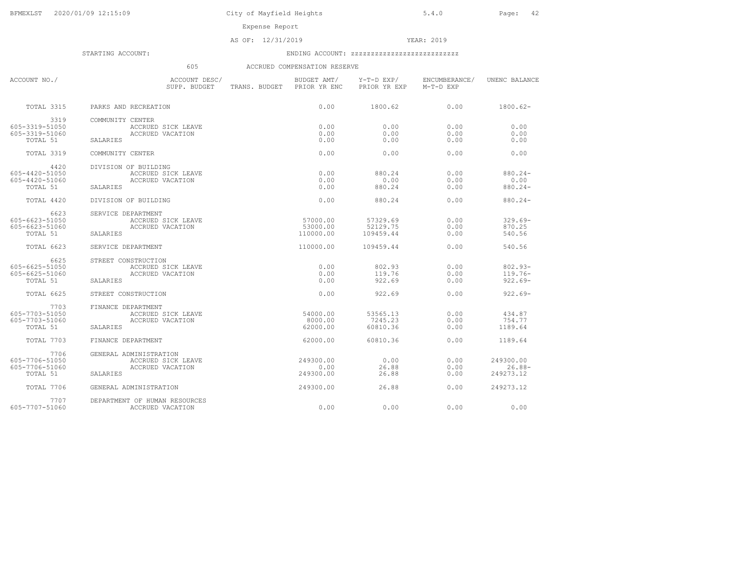City of Mayfield Heights

Expense Report

AS OF: 12/31/2019 YEAR: 2019

STARTING ACCOUNT: ENDING ACCOUNT: zzzzzzzzzzzzzzzzzzzzzzzzzz

605 ACCRUED COMPENSATION RESERVE

| ACCOUNT NO./ | ACCOUNT DESC/ SUPP. BUDGET | TRANS. BUDGET | BUDGET AMT/ PRIOR YR ENC | Y-T-D EXP/ PRIOR YR EXP | ENCUMBERANCE/ M-T-D EXP | UNENC BALANCE |
|---|---|---|---|---|---|---|
| TOTAL 3315 | PARKS AND RECREATION | | 0.00 | 1800.62 | 0.00 | 1800.62- |
| 3319 | COMMUNITY CENTER | | | | | |
| 605-3319-51050 | ACCRUED SICK LEAVE | | 0.00 | 0.00 | 0.00 | 0.00 |
| 605-3319-51060 | ACCRUED VACATION | | 0.00 | 0.00 | 0.00 | 0.00 |
| TOTAL 51 | SALARIES | | 0.00 | 0.00 | 0.00 | 0.00 |
| TOTAL 3319 | COMMUNITY CENTER | | 0.00 | 0.00 | 0.00 | 0.00 |
| 4420 | DIVISION OF BUILDING | | | | | |
| 605-4420-51050 | ACCRUED SICK LEAVE | | 0.00 | 880.24 | 0.00 | 880.24- |
| 605-4420-51060 | ACCRUED VACATION | | 0.00 | 0.00 | 0.00 | 0.00 |
| TOTAL 51 | SALARIES | | 0.00 | 880.24 | 0.00 | 880.24- |
| TOTAL 4420 | DIVISION OF BUILDING | | 0.00 | 880.24 | 0.00 | 880.24- |
| 6623 | SERVICE DEPARTMENT | | | | | |
| 605-6623-51050 | ACCRUED SICK LEAVE | | 57000.00 | 57329.69 | 0.00 | 329.69- |
| 605-6623-51060 | ACCRUED VACATION | | 53000.00 | 52129.75 | 0.00 | 870.25 |
| TOTAL 51 | SALARIES | | 110000.00 | 109459.44 | 0.00 | 540.56 |
| TOTAL 6623 | SERVICE DEPARTMENT | | 110000.00 | 109459.44 | 0.00 | 540.56 |
| 6625 | STREET CONSTRUCTION | | | | | |
| 605-6625-51050 | ACCRUED SICK LEAVE | | 0.00 | 802.93 | 0.00 | 802.93- |
| 605-6625-51060 | ACCRUED VACATION | | 0.00 | 119.76 | 0.00 | 119.76- |
| TOTAL 51 | SALARIES | | 0.00 | 922.69 | 0.00 | 922.69- |
| TOTAL 6625 | STREET CONSTRUCTION | | 0.00 | 922.69 | 0.00 | 922.69- |
| 7703 | FINANCE DEPARTMENT | | | | | |
| 605-7703-51050 | ACCRUED SICK LEAVE | | 54000.00 | 53565.13 | 0.00 | 434.87 |
| 605-7703-51060 | ACCRUED VACATION | | 8000.00 | 7245.23 | 0.00 | 754.77 |
| TOTAL 51 | SALARIES | | 62000.00 | 60810.36 | 0.00 | 1189.64 |
| TOTAL 7703 | FINANCE DEPARTMENT | | 62000.00 | 60810.36 | 0.00 | 1189.64 |
| 7706 | GENERAL ADMINISTRATION | | | | | |
| 605-7706-51050 | ACCRUED SICK LEAVE | | 249300.00 | 0.00 | 0.00 | 249300.00 |
| 605-7706-51060 | ACCRUED VACATION | | 0.00 | 26.88 | 0.00 | 26.88- |
| TOTAL 51 | SALARIES | | 249300.00 | 26.88 | 0.00 | 249273.12 |
| TOTAL 7706 | GENERAL ADMINISTRATION | | 249300.00 | 26.88 | 0.00 | 249273.12 |
| 7707 | DEPARTMENT OF HUMAN RESOURCES | | | | | |
| 605-7707-51060 | ACCRUED VACATION | | 0.00 | 0.00 | 0.00 | 0.00 |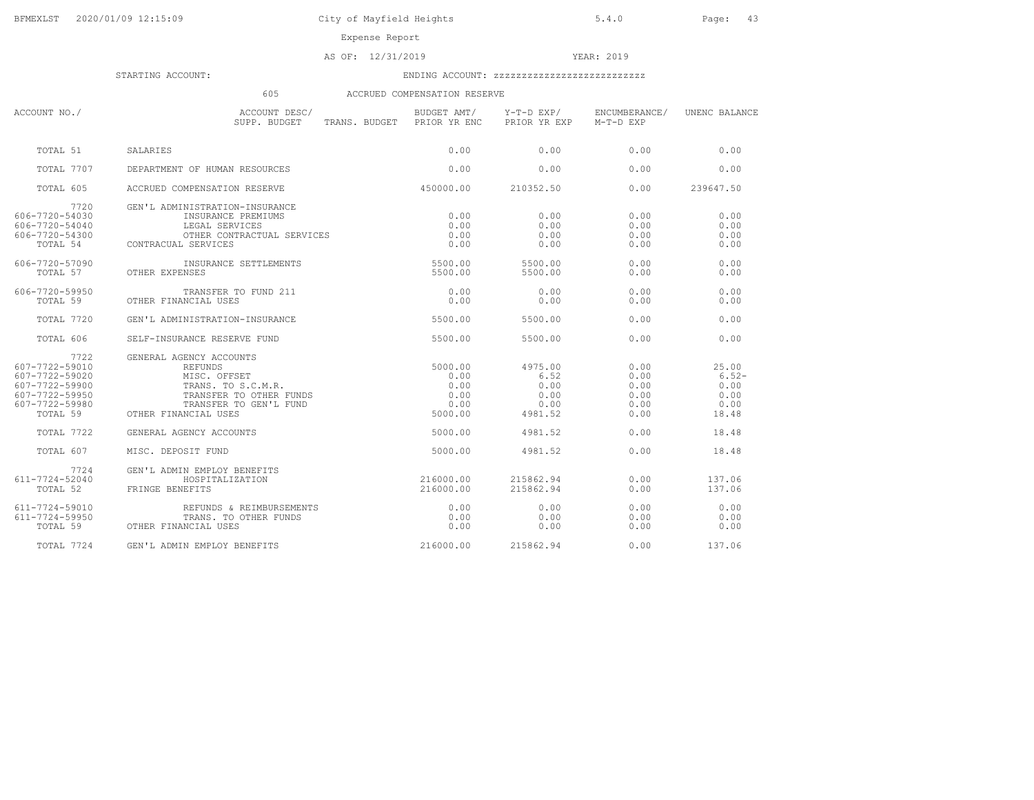City of Mayfield Heights

Expense Report

AS OF: 12/31/2019 YEAR: 2019

STARTING ACCOUNT: ENDING ACCOUNT: zzzzzzzzzzzzzzzzzzzzzzzzz

605 ACCRUED COMPENSATION RESERVE

| ACCOUNT NO./ | ACCOUNT DESC/ SUPP. BUDGET | TRANS. BUDGET | BUDGET AMT/ PRIOR YR ENC | Y-T-D EXP/ PRIOR YR EXP | ENCUMBERANCE/ M-T-D EXP | UNENC BALANCE |
|---|---|---|---|---|---|---|
| TOTAL 51 | SALARIES | | 0.00 | 0.00 | 0.00 | 0.00 |
| TOTAL 7707 | DEPARTMENT OF HUMAN RESOURCES | | 0.00 | 0.00 | 0.00 | 0.00 |
| TOTAL 605 | ACCRUED COMPENSATION RESERVE | | 450000.00 | 210352.50 | 0.00 | 239647.50 |
| 7720 | GEN'L ADMINISTRATION-INSURANCE | | | | | |
| 606-7720-54030 | INSURANCE PREMIUMS | | 0.00 | 0.00 | 0.00 | 0.00 |
| 606-7720-54040 | LEGAL SERVICES | | 0.00 | 0.00 | 0.00 | 0.00 |
| 606-7720-54300 | OTHER CONTRACTUAL SERVICES | | 0.00 | 0.00 | 0.00 | 0.00 |
| TOTAL 54 | CONTRACUAL SERVICES | | 0.00 | 0.00 | 0.00 | 0.00 |
| 606-7720-57090 | INSURANCE SETTLEMENTS | | 5500.00 | 5500.00 | 0.00 | 0.00 |
| TOTAL 57 | OTHER EXPENSES | | 5500.00 | 5500.00 | 0.00 | 0.00 |
| 606-7720-59950 | TRANSFER TO FUND 211 | | 0.00 | 0.00 | 0.00 | 0.00 |
| TOTAL 59 | OTHER FINANCIAL USES | | 0.00 | 0.00 | 0.00 | 0.00 |
| TOTAL 7720 | GEN'L ADMINISTRATION-INSURANCE | | 5500.00 | 5500.00 | 0.00 | 0.00 |
| TOTAL 606 | SELF-INSURANCE RESERVE FUND | | 5500.00 | 5500.00 | 0.00 | 0.00 |
| 7722 | GENERAL AGENCY ACCOUNTS | | | | | |
| 607-7722-59010 | REFUNDS | | 5000.00 | 4975.00 | 0.00 | 25.00 |
| 607-7722-59020 | MISC. OFFSET | | 0.00 | 6.52 | 0.00 | 6.52- |
| 607-7722-59900 | TRANS. TO S.C.M.R. | | 0.00 | 0.00 | 0.00 | 0.00 |
| 607-7722-59950 | TRANSFER TO OTHER FUNDS | | 0.00 | 0.00 | 0.00 | 0.00 |
| 607-7722-59980 | TRANSFER TO GEN'L FUND | | 0.00 | 0.00 | 0.00 | 0.00 |
| TOTAL 59 | OTHER FINANCIAL USES | | 5000.00 | 4981.52 | 0.00 | 18.48 |
| TOTAL 7722 | GENERAL AGENCY ACCOUNTS | | 5000.00 | 4981.52 | 0.00 | 18.48 |
| TOTAL 607 | MISC. DEPOSIT FUND | | 5000.00 | 4981.52 | 0.00 | 18.48 |
| 7724 | GEN'L ADMIN EMPLOY BENEFITS | | | | | |
| 611-7724-52040 | HOSPITALIZATION | | 216000.00 | 215862.94 | 0.00 | 137.06 |
| TOTAL 52 | FRINGE BENEFITS | | 216000.00 | 215862.94 | 0.00 | 137.06 |
| 611-7724-59010 | REFUNDS & REIMBURSEMENTS | | 0.00 | 0.00 | 0.00 | 0.00 |
| 611-7724-59950 | TRANS. TO OTHER FUNDS | | 0.00 | 0.00 | 0.00 | 0.00 |
| TOTAL 59 | OTHER FINANCIAL USES | | 0.00 | 0.00 | 0.00 | 0.00 |
| TOTAL 7724 | GEN'L ADMIN EMPLOY BENEFITS | | 216000.00 | 215862.94 | 0.00 | 137.06 |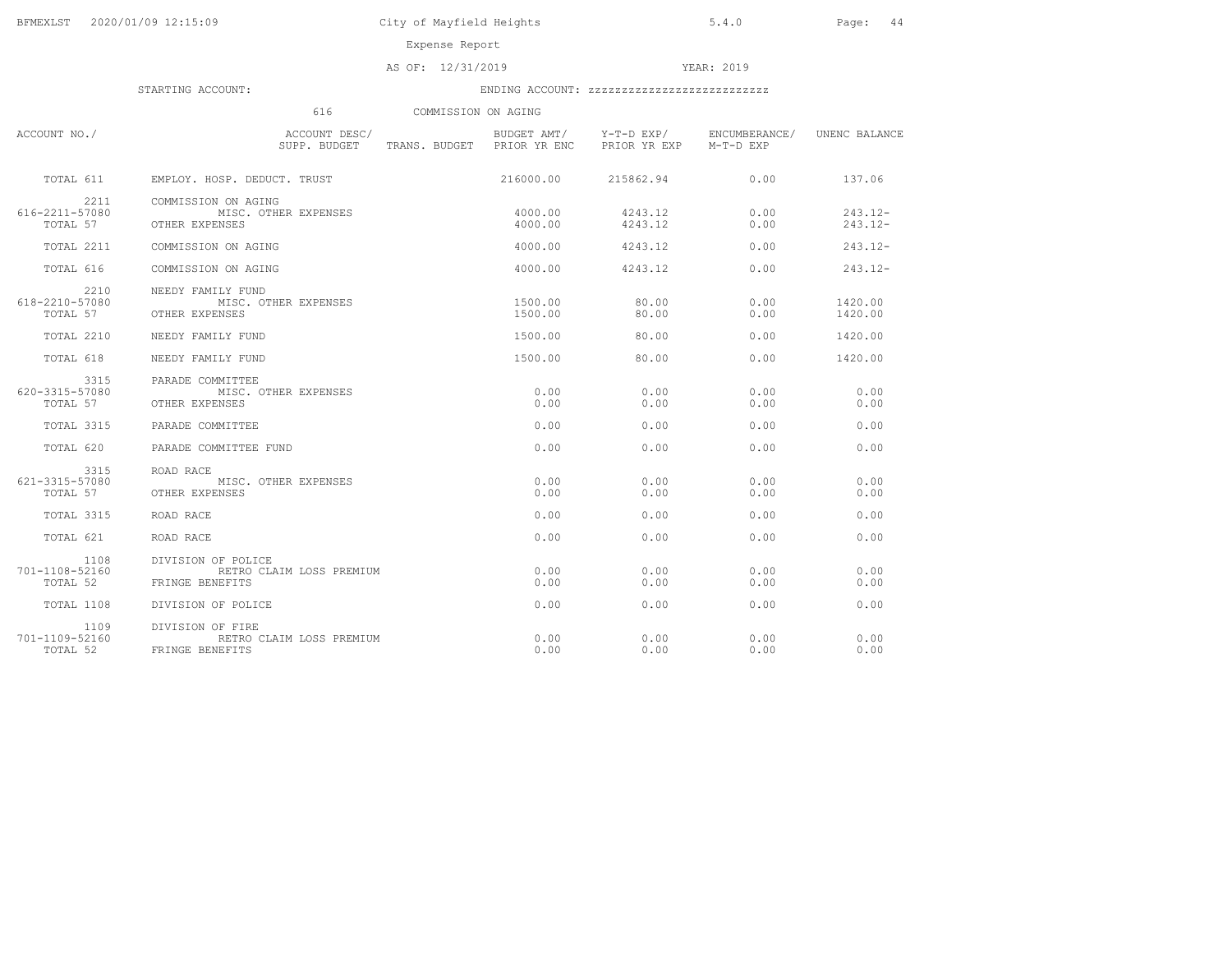City of Mayfield Heights

Expense Report

AS OF: 12/31/2019 YEAR: 2019

STARTING ACCOUNT: ENDING ACCOUNT: zzzzzzzzzzzzzzzzzzzzzzzzz

616 COMMISSION ON AGING

| ACCOUNT NO./ | ACCOUNT DESC/ SUPP. BUDGET | TRANS. BUDGET | BUDGET AMT/ PRIOR YR ENC | Y-T-D EXP/ PRIOR YR EXP | ENCUMBERANCE/ M-T-D EXP | UNENC BALANCE |
|---|---|---|---|---|---|---|
| TOTAL 611 | EMPLOY. HOSP. DEDUCT. TRUST | | 216000.00 | 215862.94 | 0.00 | 137.06 |
| 2211 | COMMISSION ON AGING | | | | | |
| 616-2211-57080 | MISC. OTHER EXPENSES | | 4000.00 | 4243.12 | 0.00 | 243.12- |
| TOTAL 57 | OTHER EXPENSES | | 4000.00 | 4243.12 | 0.00 | 243.12- |
| TOTAL 2211 | COMMISSION ON AGING | | 4000.00 | 4243.12 | 0.00 | 243.12- |
| TOTAL 616 | COMMISSION ON AGING | | 4000.00 | 4243.12 | 0.00 | 243.12- |
| 2210 | NEEDY FAMILY FUND | | | | | |
| 618-2210-57080 | MISC. OTHER EXPENSES | | 1500.00 | 80.00 | 0.00 | 1420.00 |
| TOTAL 57 | OTHER EXPENSES | | 1500.00 | 80.00 | 0.00 | 1420.00 |
| TOTAL 2210 | NEEDY FAMILY FUND | | 1500.00 | 80.00 | 0.00 | 1420.00 |
| TOTAL 618 | NEEDY FAMILY FUND | | 1500.00 | 80.00 | 0.00 | 1420.00 |
| 3315 | PARADE COMMITTEE | | | | | |
| 620-3315-57080 | MISC. OTHER EXPENSES | | 0.00 | 0.00 | 0.00 | 0.00 |
| TOTAL 57 | OTHER EXPENSES | | 0.00 | 0.00 | 0.00 | 0.00 |
| TOTAL 3315 | PARADE COMMITTEE | | 0.00 | 0.00 | 0.00 | 0.00 |
| TOTAL 620 | PARADE COMMITTEE FUND | | 0.00 | 0.00 | 0.00 | 0.00 |
| 3315 | ROAD RACE | | | | | |
| 621-3315-57080 | MISC. OTHER EXPENSES | | 0.00 | 0.00 | 0.00 | 0.00 |
| TOTAL 57 | OTHER EXPENSES | | 0.00 | 0.00 | 0.00 | 0.00 |
| TOTAL 3315 | ROAD RACE | | 0.00 | 0.00 | 0.00 | 0.00 |
| TOTAL 621 | ROAD RACE | | 0.00 | 0.00 | 0.00 | 0.00 |
| 1108 | DIVISION OF POLICE | | | | | |
| 701-1108-52160 | RETRO CLAIM LOSS PREMIUM | | 0.00 | 0.00 | 0.00 | 0.00 |
| TOTAL 52 | FRINGE BENEFITS | | 0.00 | 0.00 | 0.00 | 0.00 |
| TOTAL 1108 | DIVISION OF POLICE | | 0.00 | 0.00 | 0.00 | 0.00 |
| 1109 | DIVISION OF FIRE | | | | | |
| 701-1109-52160 | RETRO CLAIM LOSS PREMIUM | | 0.00 | 0.00 | 0.00 | 0.00 |
| TOTAL 52 | FRINGE BENEFITS | | 0.00 | 0.00 | 0.00 | 0.00 |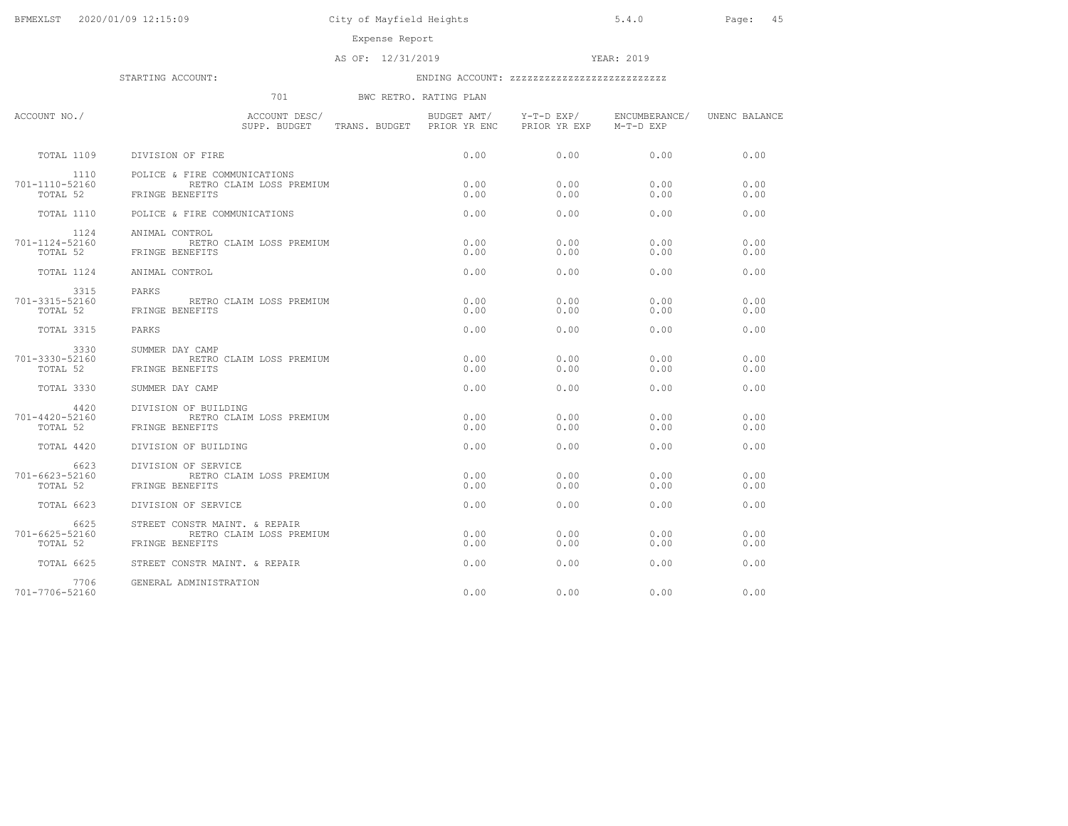City of Mayfield Heights

Expense Report

AS OF: 12/31/2019 YEAR: 2019

STARTING ACCOUNT: ENDING ACCOUNT: zzzzzzzzzzzzzzzzzzzzzzzzz

701 BWC RETRO. RATING PLAN

| ACCOUNT NO./ | ACCOUNT DESC/ SUPP. BUDGET | TRANS. BUDGET | BUDGET AMT/ PRIOR YR ENC | Y-T-D EXP/ PRIOR YR EXP | ENCUMBERANCE/ M-T-D EXP | UNENC BALANCE |
|---|---|---|---|---|---|---|
| TOTAL 1109 | DIVISION OF FIRE | | 0.00 | 0.00 | 0.00 | 0.00 |
| 1110 | POLICE & FIRE COMMUNICATIONS | | | | | |
| 701-1110-52160 | RETRO CLAIM LOSS PREMIUM | | 0.00 | 0.00 | 0.00 | 0.00 |
| TOTAL 52 | FRINGE BENEFITS | | 0.00 | 0.00 | 0.00 | 0.00 |
| TOTAL 1110 | POLICE & FIRE COMMUNICATIONS | | 0.00 | 0.00 | 0.00 | 0.00 |
| 1124 | ANIMAL CONTROL | | | | | |
| 701-1124-52160 | RETRO CLAIM LOSS PREMIUM | | 0.00 | 0.00 | 0.00 | 0.00 |
| TOTAL 52 | FRINGE BENEFITS | | 0.00 | 0.00 | 0.00 | 0.00 |
| TOTAL 1124 | ANIMAL CONTROL | | 0.00 | 0.00 | 0.00 | 0.00 |
| 3315 | PARKS | | | | | |
| 701-3315-52160 | RETRO CLAIM LOSS PREMIUM | | 0.00 | 0.00 | 0.00 | 0.00 |
| TOTAL 52 | FRINGE BENEFITS | | 0.00 | 0.00 | 0.00 | 0.00 |
| TOTAL 3315 | PARKS | | 0.00 | 0.00 | 0.00 | 0.00 |
| 3330 | SUMMER DAY CAMP | | | | | |
| 701-3330-52160 | RETRO CLAIM LOSS PREMIUM | | 0.00 | 0.00 | 0.00 | 0.00 |
| TOTAL 52 | FRINGE BENEFITS | | 0.00 | 0.00 | 0.00 | 0.00 |
| TOTAL 3330 | SUMMER DAY CAMP | | 0.00 | 0.00 | 0.00 | 0.00 |
| 4420 | DIVISION OF BUILDING | | | | | |
| 701-4420-52160 | RETRO CLAIM LOSS PREMIUM | | 0.00 | 0.00 | 0.00 | 0.00 |
| TOTAL 52 | FRINGE BENEFITS | | 0.00 | 0.00 | 0.00 | 0.00 |
| TOTAL 4420 | DIVISION OF BUILDING | | 0.00 | 0.00 | 0.00 | 0.00 |
| 6623 | DIVISION OF SERVICE | | | | | |
| 701-6623-52160 | RETRO CLAIM LOSS PREMIUM | | 0.00 | 0.00 | 0.00 | 0.00 |
| TOTAL 52 | FRINGE BENEFITS | | 0.00 | 0.00 | 0.00 | 0.00 |
| TOTAL 6623 | DIVISION OF SERVICE | | 0.00 | 0.00 | 0.00 | 0.00 |
| 6625 | STREET CONSTR MAINT. & REPAIR | | | | | |
| 701-6625-52160 | RETRO CLAIM LOSS PREMIUM | | 0.00 | 0.00 | 0.00 | 0.00 |
| TOTAL 52 | FRINGE BENEFITS | | 0.00 | 0.00 | 0.00 | 0.00 |
| TOTAL 6625 | STREET CONSTR MAINT. & REPAIR | | 0.00 | 0.00 | 0.00 | 0.00 |
| 7706 | GENERAL ADMINISTRATION | | | | | |
| 701-7706-52160 | | | 0.00 | 0.00 | 0.00 | 0.00 |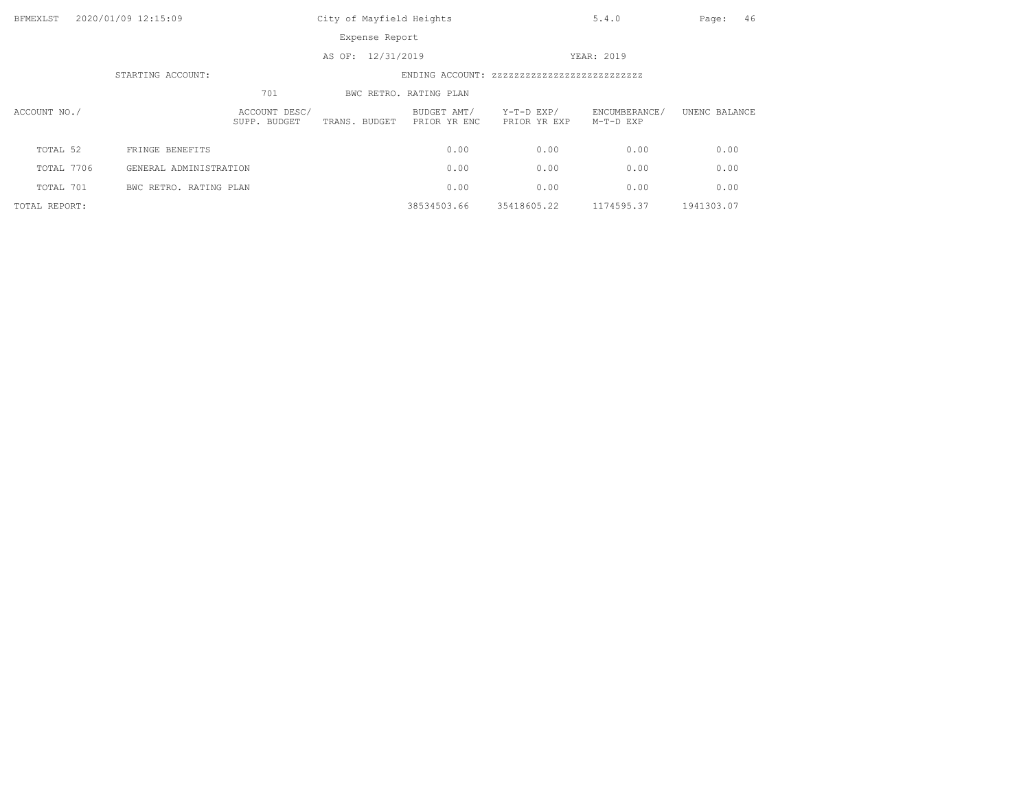City of Mayfield Heights

Expense Report

AS OF: 12/31/2019 YEAR: 2019

STARTING ACCOUNT: ENDING ACCOUNT: zzzzzzzzzzzzzzzzzzzzzzzzzz

701 BWC RETRO. RATING PLAN

| ACCOUNT NO./ | ACCOUNT DESC/ SUPP. BUDGET | TRANS. BUDGET | BUDGET AMT/ PRIOR YR ENC | Y-T-D EXP/ PRIOR YR EXP | ENCUMBERANCE/ M-T-D EXP | UNENC BALANCE |
|---|---|---|---|---|---|---|
| TOTAL 52 | FRINGE BENEFITS | | 0.00 | 0.00 | 0.00 | 0.00 |
| TOTAL 7706 | GENERAL ADMINISTRATION | | 0.00 | 0.00 | 0.00 | 0.00 |
| TOTAL 701 | BWC RETRO. RATING PLAN | | 0.00 | 0.00 | 0.00 | 0.00 |
| TOTAL REPORT: | | | 38534503.66 | 35418605.22 | 1174595.37 | 1941303.07 |